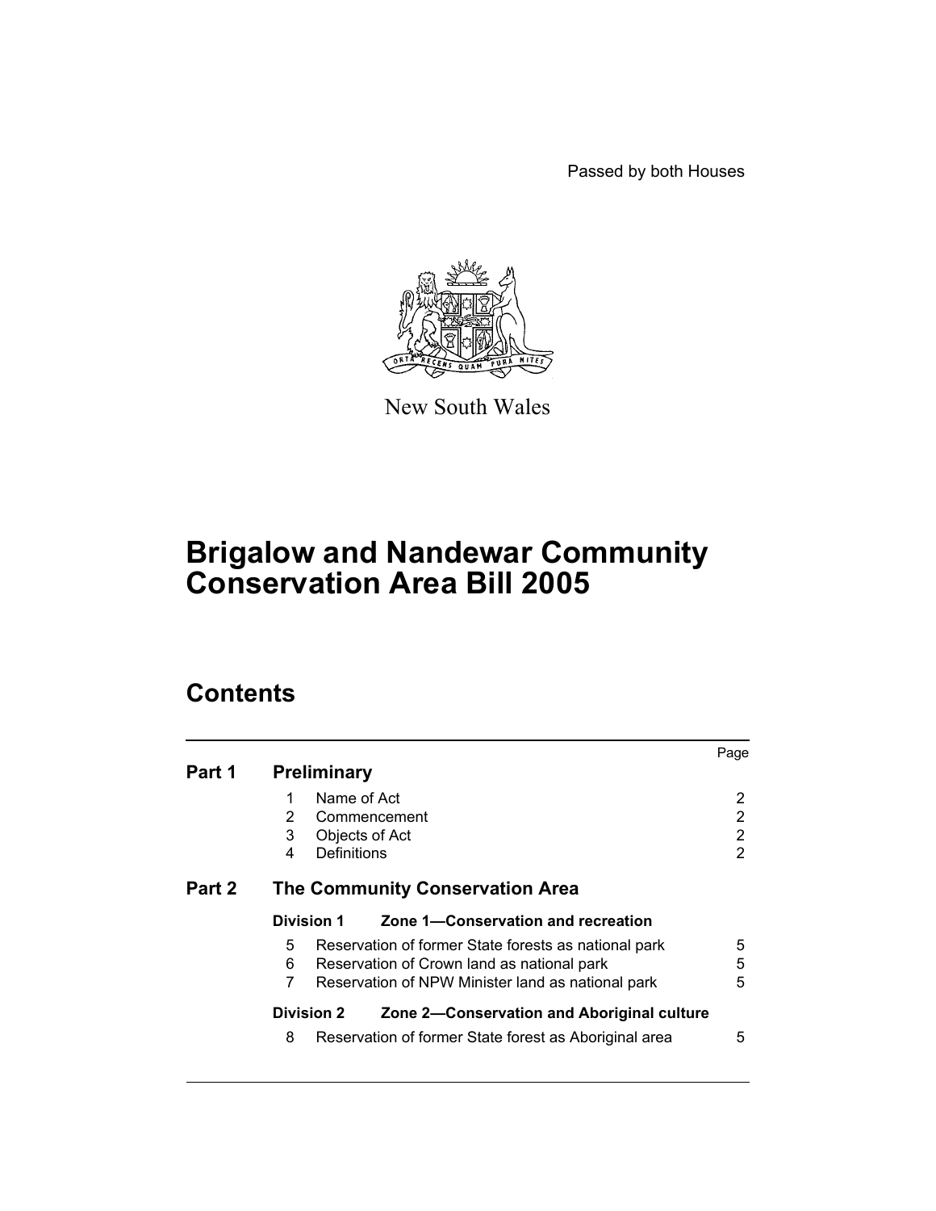Passed by both Houses

New South Wales

# Brigalow and Nandewar Community Conservation Area Bill 2005

## Contents

| | | | Page |
|---|---|---|---|
| **Part 1** | **Preliminary** | | |
| | 1 | Name of Act | 2 |
| | 2 | Commencement | 2 |
| | 3 | Objects of Act | 2 |
| | 4 | Definitions | 2 |
| **Part 2** | **The Community Conservation Area** | | |
| | **Division 1** | **Zone 1—Conservation and recreation** | |
| | 5 | Reservation of former State forests as national park | 5 |
| | 6 | Reservation of Crown land as national park | 5 |
| | 7 | Reservation of NPW Minister land as national park | 5 |
| | **Division 2** | **Zone 2—Conservation and Aboriginal culture** | |
| | 8 | Reservation of former State forest as Aboriginal area | 5 |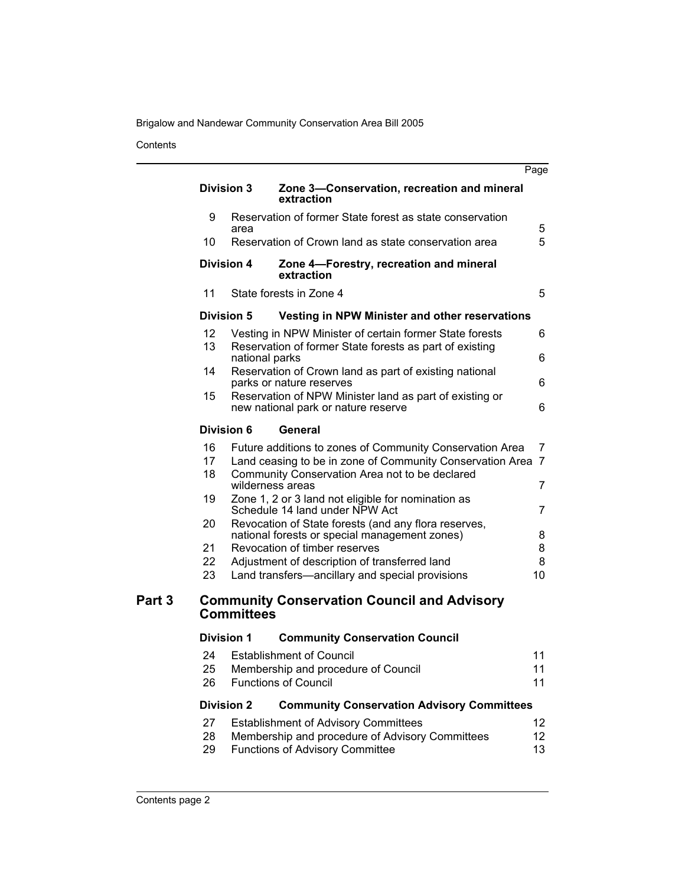| | | Page |
|---|---|---|
| **Division 3** | **Zone 3—Conservation, recreation and mineral extraction** | |
| 9 | Reservation of former State forest as state conservation area | 5 |
| 10 | Reservation of Crown land as state conservation area | 5 |
| **Division 4** | **Zone 4—Forestry, recreation and mineral extraction** | |
| 11 | State forests in Zone 4 | 5 |
| **Division 5** | **Vesting in NPW Minister and other reservations** | |
| 12 | Vesting in NPW Minister of certain former State forests | 6 |
| 13 | Reservation of former State forests as part of existing national parks | 6 |
| 14 | Reservation of Crown land as part of existing national parks or nature reserves | 6 |
| 15 | Reservation of NPW Minister land as part of existing or new national park or nature reserve | 6 |
| **Division 6** | **General** | |
| 16 | Future additions to zones of Community Conservation Area | 7 |
| 17 | Land ceasing to be in zone of Community Conservation Area | 7 |
| 18 | Community Conservation Area not to be declared wilderness areas | 7 |
| 19 | Zone 1, 2 or 3 land not eligible for nomination as Schedule 14 land under NPW Act | 7 |
| 20 | Revocation of State forests (and any flora reserves, national forests or special management zones) | 8 |
| 21 | Revocation of timber reserves | 8 |
| 22 | Adjustment of description of transferred land | 8 |
| 23 | Land transfers—ancillary and special provisions | 10 |

## Part 3 Community Conservation Council and Advisory Committees

| | | |
|---|---|---|
| **Division 1** | **Community Conservation Council** | |
| 24 | Establishment of Council | 11 |
| 25 | Membership and procedure of Council | 11 |
| 26 | Functions of Council | 11 |
| **Division 2** | **Community Conservation Advisory Committees** | |
| 27 | Establishment of Advisory Committees | 12 |
| 28 | Membership and procedure of Advisory Committees | 12 |
| 29 | Functions of Advisory Committee | 13 |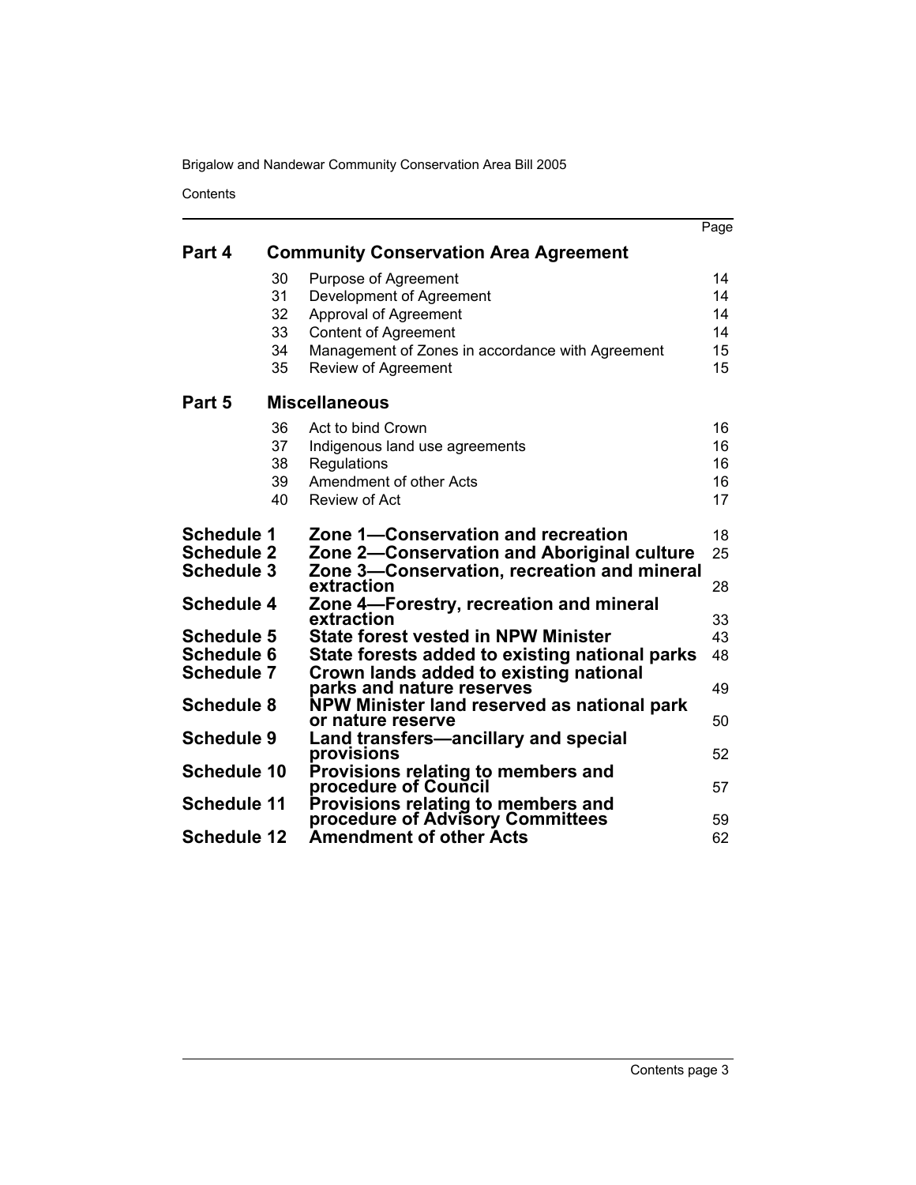| | | | Page |
|---|---|---|---|
| **Part 4** | | **Community Conservation Area Agreement** | |
| | 30 | Purpose of Agreement | 14 |
| | 31 | Development of Agreement | 14 |
| | 32 | Approval of Agreement | 14 |
| | 33 | Content of Agreement | 14 |
| | 34 | Management of Zones in accordance with Agreement | 15 |
| | 35 | Review of Agreement | 15 |
| **Part 5** | | **Miscellaneous** | |
| | 36 | Act to bind Crown | 16 |
| | 37 | Indigenous land use agreements | 16 |
| | 38 | Regulations | 16 |
| | 39 | Amendment of other Acts | 16 |
| | 40 | Review of Act | 17 |
| **Schedule 1** | | **Zone 1—Conservation and recreation** | 18 |
| **Schedule 2** | | **Zone 2—Conservation and Aboriginal culture** | 25 |
| **Schedule 3** | | **Zone 3—Conservation, recreation and mineral extraction** | 28 |
| **Schedule 4** | | **Zone 4—Forestry, recreation and mineral extraction** | 33 |
| **Schedule 5** | | **State forest vested in NPW Minister** | 43 |
| **Schedule 6** | | **State forests added to existing national parks** | 48 |
| **Schedule 7** | | **Crown lands added to existing national parks and nature reserves** | 49 |
| **Schedule 8** | | **NPW Minister land reserved as national park or nature reserve** | 50 |
| **Schedule 9** | | **Land transfers—ancillary and special provisions** | 52 |
| **Schedule 10** | | **Provisions relating to members and procedure of Council** | 57 |
| **Schedule 11** | | **Provisions relating to members and procedure of Advisory Committees** | 59 |
| **Schedule 12** | | **Amendment of other Acts** | 62 |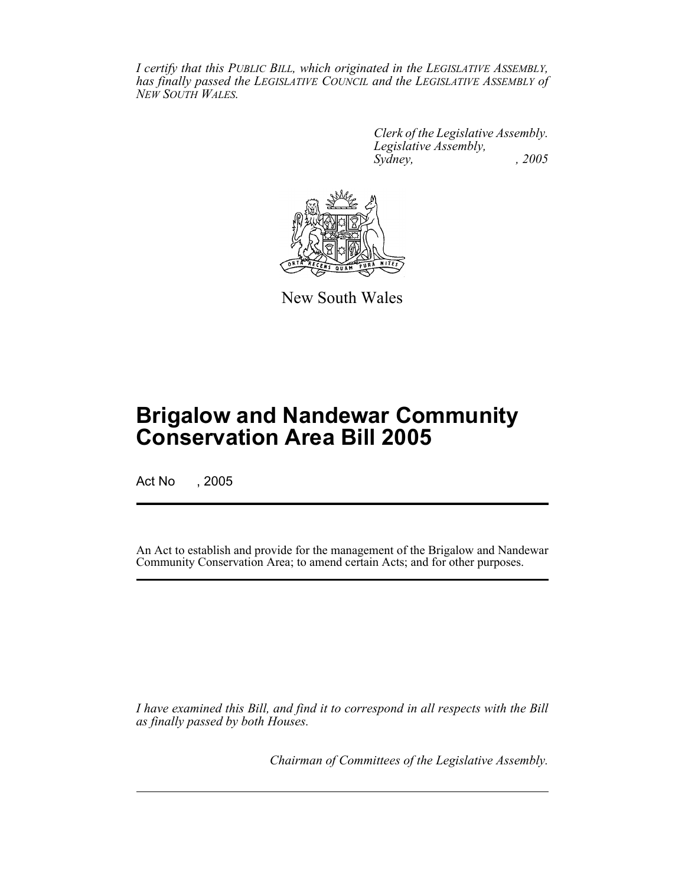*I certify that this PUBLIC BILL, which originated in the LEGISLATIVE ASSEMBLY, has finally passed the LEGISLATIVE COUNCIL and the LEGISLATIVE ASSEMBLY of NEW SOUTH WALES.*

*Clerk of the Legislative Assembly.*
*Legislative Assembly,*
*Sydney, , 2005*

New South Wales

# Brigalow and Nandewar Community Conservation Area Bill 2005

Act No , 2005

An Act to establish and provide for the management of the Brigalow and Nandewar Community Conservation Area; to amend certain Acts; and for other purposes.

*I have examined this Bill, and find it to correspond in all respects with the Bill as finally passed by both Houses.*

*Chairman of Committees of the Legislative Assembly.*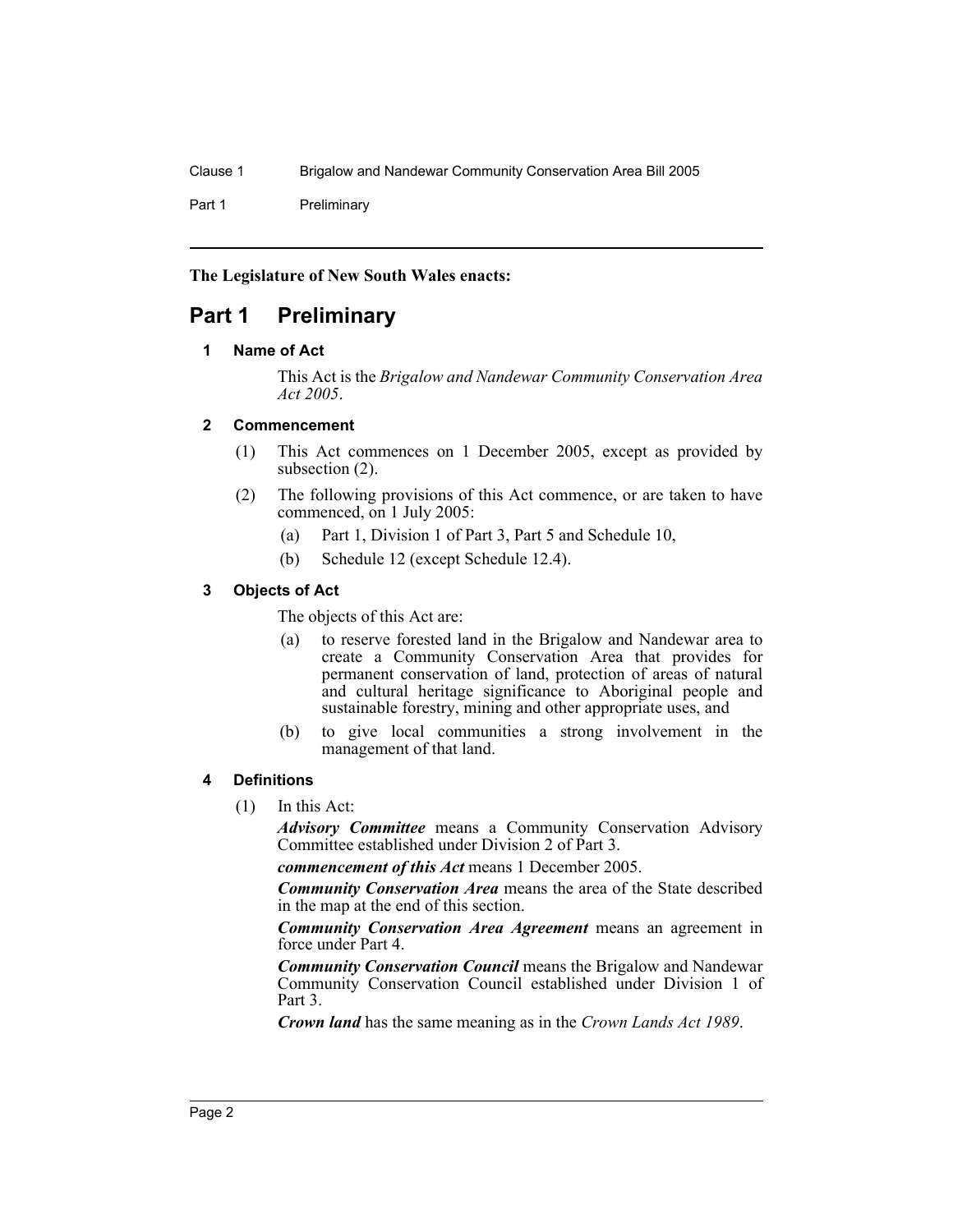**The Legislature of New South Wales enacts:**

# Part 1 Preliminary

## 1 Name of Act

This Act is the *Brigalow and Nandewar Community Conservation Area Act 2005*.

## 2 Commencement

(1) This Act commences on 1 December 2005, except as provided by subsection (2).

(2) The following provisions of this Act commence, or are taken to have commenced, on 1 July 2005:

- (a) Part 1, Division 1 of Part 3, Part 5 and Schedule 10,
- (b) Schedule 12 (except Schedule 12.4).

## 3 Objects of Act

The objects of this Act are:

- (a) to reserve forested land in the Brigalow and Nandewar area to create a Community Conservation Area that provides for permanent conservation of land, protection of areas of natural and cultural heritage significance to Aboriginal people and sustainable forestry, mining and other appropriate uses, and
- (b) to give local communities a strong involvement in the management of that land.

## 4 Definitions

(1) In this Act:

***Advisory Committee*** means a Community Conservation Advisory Committee established under Division 2 of Part 3.

***commencement of this Act*** means 1 December 2005.

***Community Conservation Area*** means the area of the State described in the map at the end of this section.

***Community Conservation Area Agreement*** means an agreement in force under Part 4.

***Community Conservation Council*** means the Brigalow and Nandewar Community Conservation Council established under Division 1 of Part 3.

***Crown land*** has the same meaning as in the *Crown Lands Act 1989*.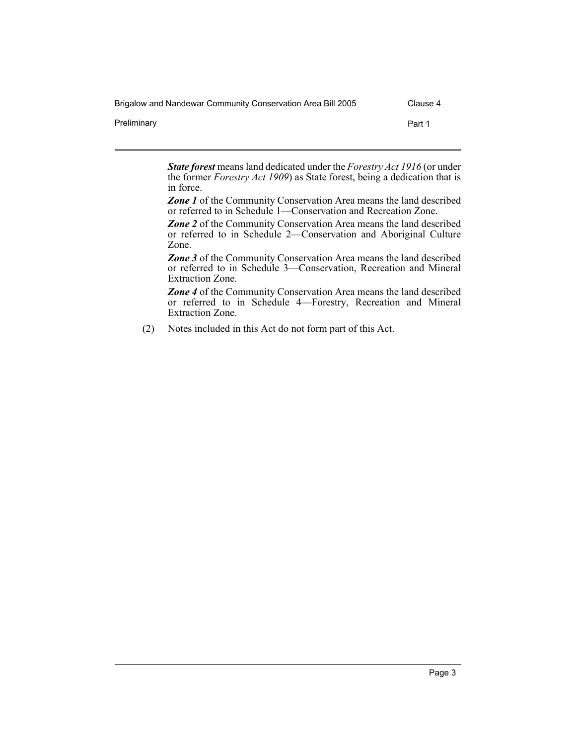***State forest*** means land dedicated under the *Forestry Act 1916* (or under the former *Forestry Act 1909*) as State forest, being a dedication that is in force.

***Zone 1*** of the Community Conservation Area means the land described or referred to in Schedule 1—Conservation and Recreation Zone.

***Zone 2*** of the Community Conservation Area means the land described or referred to in Schedule 2—Conservation and Aboriginal Culture Zone.

***Zone 3*** of the Community Conservation Area means the land described or referred to in Schedule 3—Conservation, Recreation and Mineral Extraction Zone.

***Zone 4*** of the Community Conservation Area means the land described or referred to in Schedule 4—Forestry, Recreation and Mineral Extraction Zone.

(2) Notes included in this Act do not form part of this Act.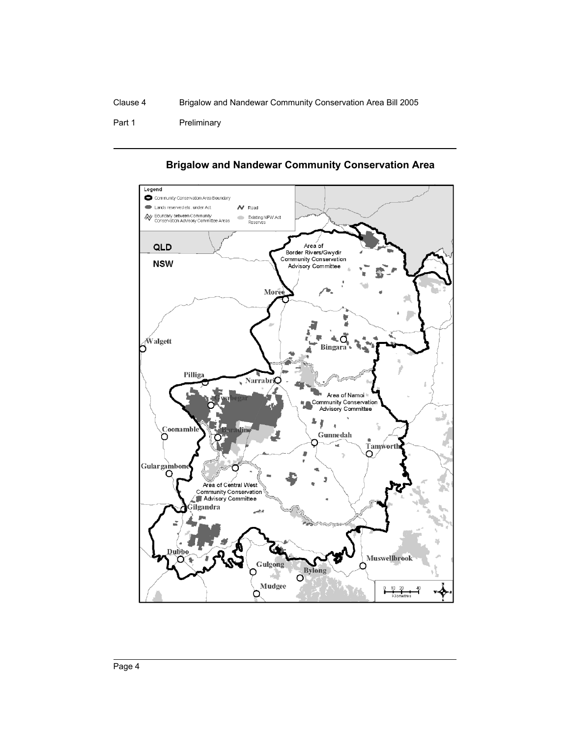## Brigalow and Nandewar Community Conservation Area

Legend
Community Conservation Area Boundary
Lands reserved etc. under Act
Road
Boundary between Community Conservation Advisory Committee Areas
Existing NPW Act Reserves

QLD
NSW

Area of Border Rivers/Gwydir Community Conservation Advisory Committee

Area of Namoi Community Conservation Advisory Committee

Area of Central West Community Conservation Advisory Committee

Moree
Walgett
Bingara
Pilliga
Narrabri
Gwabegar
Coonamble
Baradine
Gunnedah
Tamworth
Gulargambone
Gilgandra
Dubbo
Gulgong
Bylong
Muswellbrook
Mudgee

0 10 20 40
Kilometres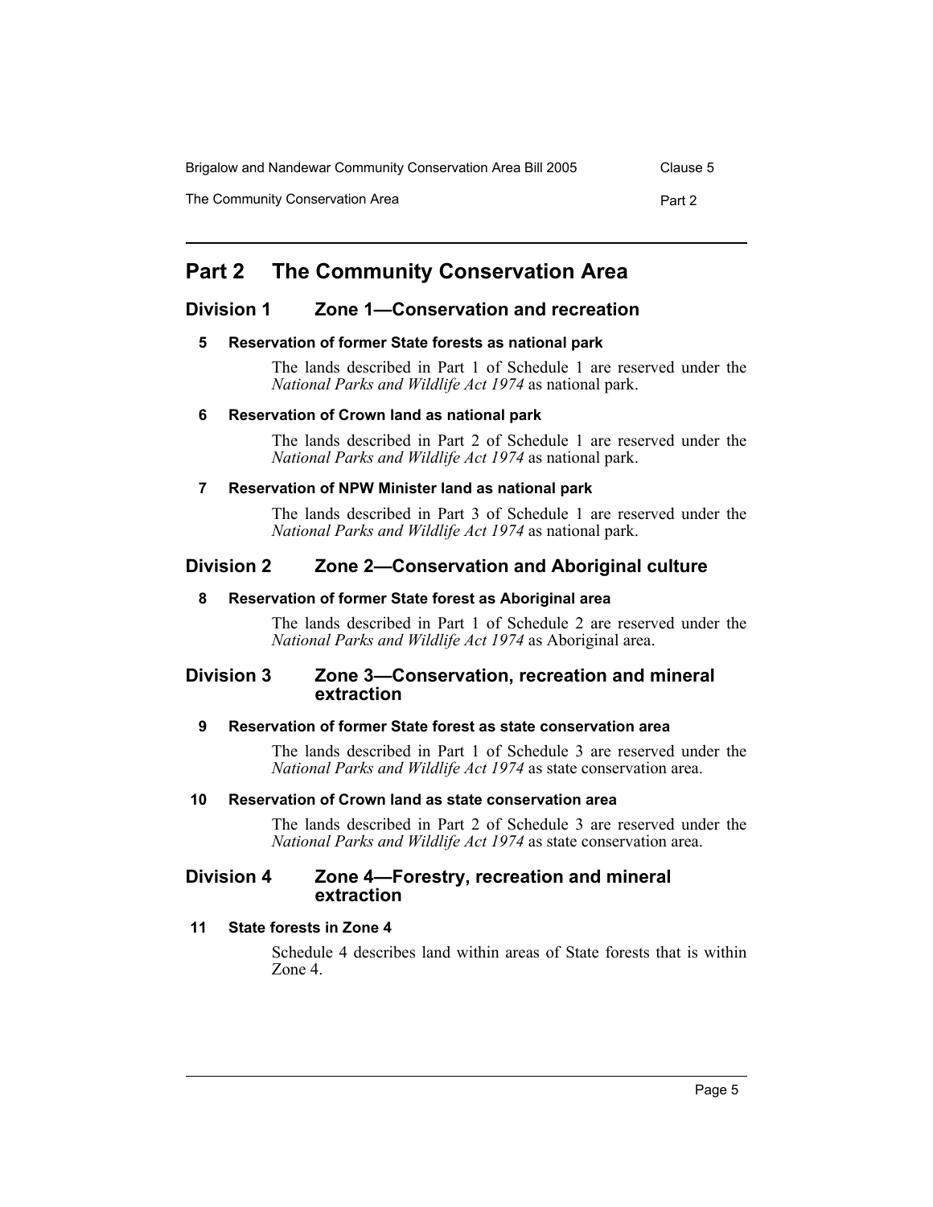# Part 2 The Community Conservation Area

## Division 1 Zone 1—Conservation and recreation

### 5 Reservation of former State forests as national park

The lands described in Part 1 of Schedule 1 are reserved under the *National Parks and Wildlife Act 1974* as national park.

### 6 Reservation of Crown land as national park

The lands described in Part 2 of Schedule 1 are reserved under the *National Parks and Wildlife Act 1974* as national park.

### 7 Reservation of NPW Minister land as national park

The lands described in Part 3 of Schedule 1 are reserved under the *National Parks and Wildlife Act 1974* as national park.

## Division 2 Zone 2—Conservation and Aboriginal culture

### 8 Reservation of former State forest as Aboriginal area

The lands described in Part 1 of Schedule 2 are reserved under the *National Parks and Wildlife Act 1974* as Aboriginal area.

## Division 3 Zone 3—Conservation, recreation and mineral extraction

### 9 Reservation of former State forest as state conservation area

The lands described in Part 1 of Schedule 3 are reserved under the *National Parks and Wildlife Act 1974* as state conservation area.

### 10 Reservation of Crown land as state conservation area

The lands described in Part 2 of Schedule 3 are reserved under the *National Parks and Wildlife Act 1974* as state conservation area.

## Division 4 Zone 4—Forestry, recreation and mineral extraction

### 11 State forests in Zone 4

Schedule 4 describes land within areas of State forests that is within Zone 4.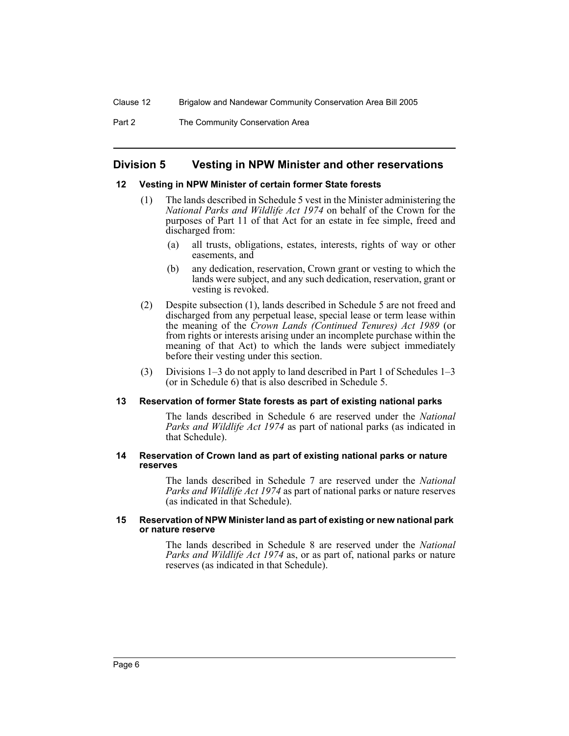## Division 5 Vesting in NPW Minister and other reservations

### 12 Vesting in NPW Minister of certain former State forests

(1) The lands described in Schedule 5 vest in the Minister administering the *National Parks and Wildlife Act 1974* on behalf of the Crown for the purposes of Part 11 of that Act for an estate in fee simple, freed and discharged from:

(a) all trusts, obligations, estates, interests, rights of way or other easements, and

(b) any dedication, reservation, Crown grant or vesting to which the lands were subject, and any such dedication, reservation, grant or vesting is revoked.

(2) Despite subsection (1), lands described in Schedule 5 are not freed and discharged from any perpetual lease, special lease or term lease within the meaning of the *Crown Lands (Continued Tenures) Act 1989* (or from rights or interests arising under an incomplete purchase within the meaning of that Act) to which the lands were subject immediately before their vesting under this section.

(3) Divisions 1–3 do not apply to land described in Part 1 of Schedules 1–3 (or in Schedule 6) that is also described in Schedule 5.

### 13 Reservation of former State forests as part of existing national parks

The lands described in Schedule 6 are reserved under the *National Parks and Wildlife Act 1974* as part of national parks (as indicated in that Schedule).

### 14 Reservation of Crown land as part of existing national parks or nature reserves

The lands described in Schedule 7 are reserved under the *National Parks and Wildlife Act 1974* as part of national parks or nature reserves (as indicated in that Schedule).

### 15 Reservation of NPW Minister land as part of existing or new national park or nature reserve

The lands described in Schedule 8 are reserved under the *National Parks and Wildlife Act 1974* as, or as part of, national parks or nature reserves (as indicated in that Schedule).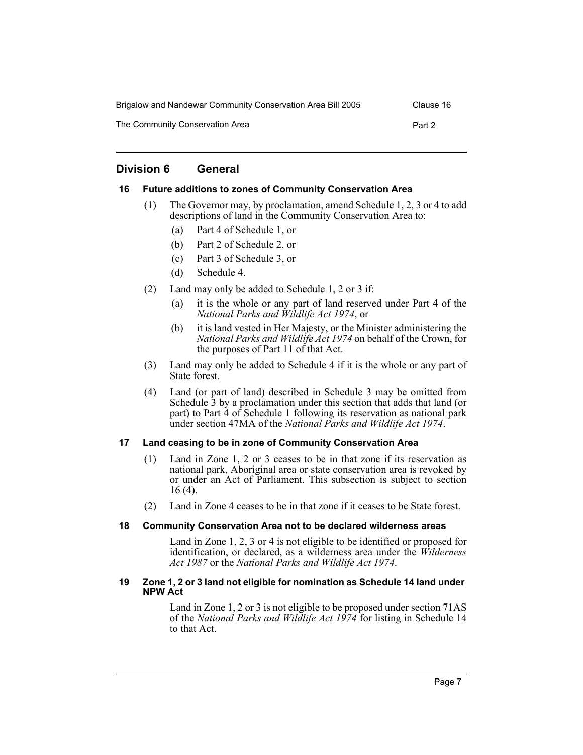## Division 6 General

### 16 Future additions to zones of Community Conservation Area

(1) The Governor may, by proclamation, amend Schedule 1, 2, 3 or 4 to add descriptions of land in the Community Conservation Area to:

- (a) Part 4 of Schedule 1, or
- (b) Part 2 of Schedule 2, or
- (c) Part 3 of Schedule 3, or
- (d) Schedule 4.

(2) Land may only be added to Schedule 1, 2 or 3 if:

- (a) it is the whole or any part of land reserved under Part 4 of the *National Parks and Wildlife Act 1974*, or
- (b) it is land vested in Her Majesty, or the Minister administering the *National Parks and Wildlife Act 1974* on behalf of the Crown, for the purposes of Part 11 of that Act.

(3) Land may only be added to Schedule 4 if it is the whole or any part of State forest.

(4) Land (or part of land) described in Schedule 3 may be omitted from Schedule 3 by a proclamation under this section that adds that land (or part) to Part 4 of Schedule 1 following its reservation as national park under section 47MA of the *National Parks and Wildlife Act 1974*.

### 17 Land ceasing to be in zone of Community Conservation Area

(1) Land in Zone 1, 2 or 3 ceases to be in that zone if its reservation as national park, Aboriginal area or state conservation area is revoked by or under an Act of Parliament. This subsection is subject to section 16 (4).

(2) Land in Zone 4 ceases to be in that zone if it ceases to be State forest.

### 18 Community Conservation Area not to be declared wilderness areas

Land in Zone 1, 2, 3 or 4 is not eligible to be identified or proposed for identification, or declared, as a wilderness area under the *Wilderness Act 1987* or the *National Parks and Wildlife Act 1974*.

### 19 Zone 1, 2 or 3 land not eligible for nomination as Schedule 14 land under NPW Act

Land in Zone 1, 2 or 3 is not eligible to be proposed under section 71AS of the *National Parks and Wildlife Act 1974* for listing in Schedule 14 to that Act.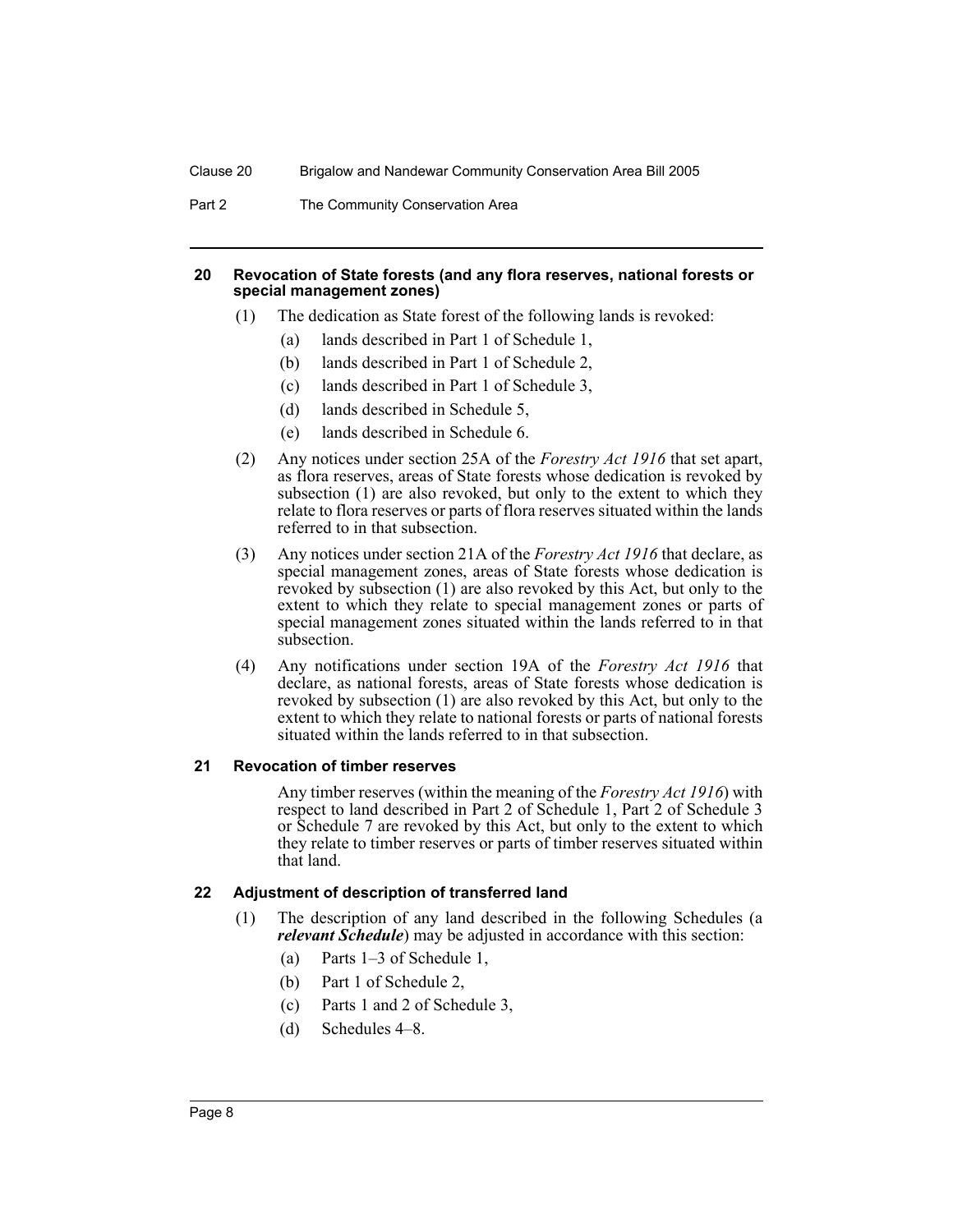#### 20 Revocation of State forests (and any flora reserves, national forests or special management zones)

(1) The dedication as State forest of the following lands is revoked:

(a) lands described in Part 1 of Schedule 1,

(b) lands described in Part 1 of Schedule 2,

(c) lands described in Part 1 of Schedule 3,

(d) lands described in Schedule 5,

(e) lands described in Schedule 6.

(2) Any notices under section 25A of the *Forestry Act 1916* that set apart, as flora reserves, areas of State forests whose dedication is revoked by subsection (1) are also revoked, but only to the extent to which they relate to flora reserves or parts of flora reserves situated within the lands referred to in that subsection.

(3) Any notices under section 21A of the *Forestry Act 1916* that declare, as special management zones, areas of State forests whose dedication is revoked by subsection (1) are also revoked by this Act, but only to the extent to which they relate to special management zones or parts of special management zones situated within the lands referred to in that subsection.

(4) Any notifications under section 19A of the *Forestry Act 1916* that declare, as national forests, areas of State forests whose dedication is revoked by subsection (1) are also revoked by this Act, but only to the extent to which they relate to national forests or parts of national forests situated within the lands referred to in that subsection.

#### 21 Revocation of timber reserves

Any timber reserves (within the meaning of the *Forestry Act 1916*) with respect to land described in Part 2 of Schedule 1, Part 2 of Schedule 3 or Schedule 7 are revoked by this Act, but only to the extent to which they relate to timber reserves or parts of timber reserves situated within that land.

#### 22 Adjustment of description of transferred land

(1) The description of any land described in the following Schedules (a ***relevant Schedule***) may be adjusted in accordance with this section:

(a) Parts 1–3 of Schedule 1,

(b) Part 1 of Schedule 2,

(c) Parts 1 and 2 of Schedule 3,

(d) Schedules 4–8.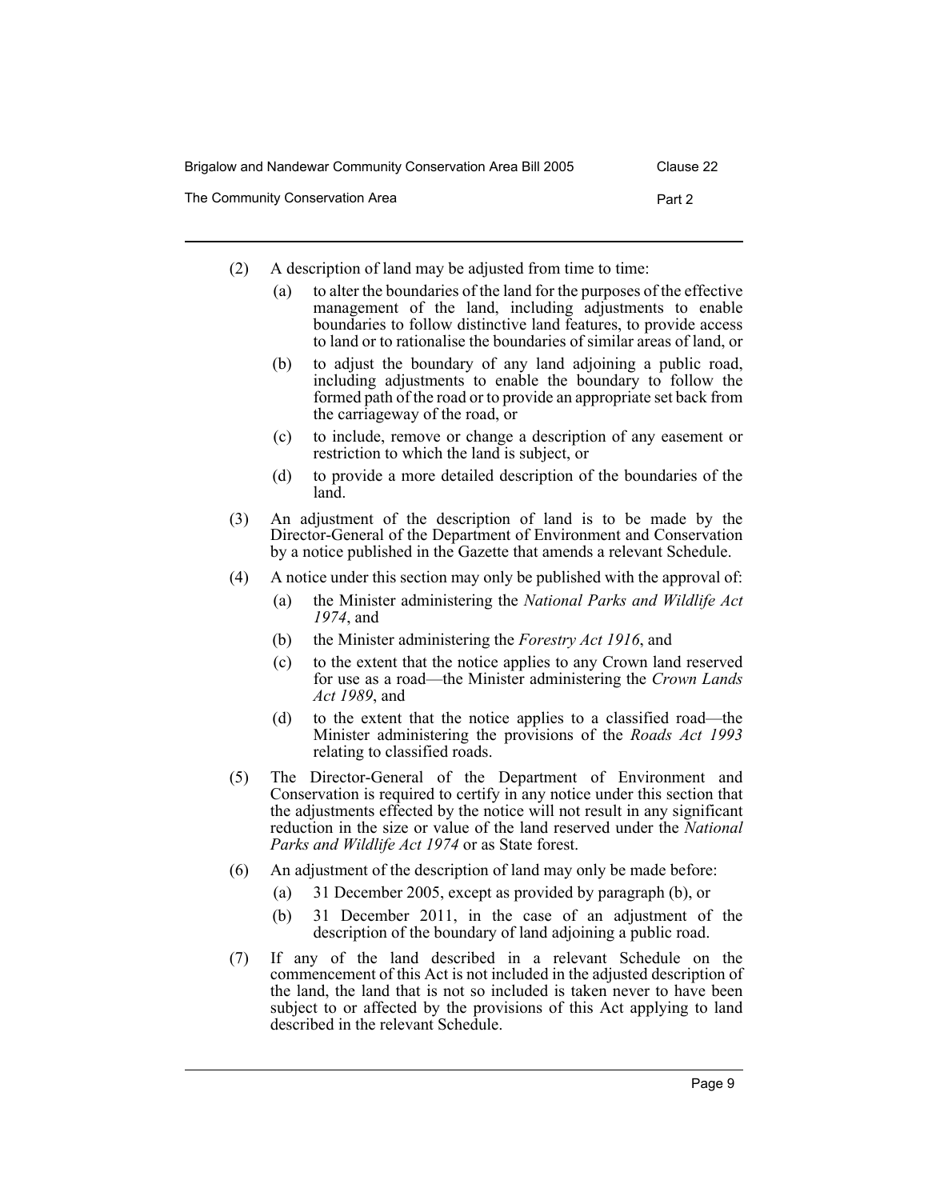(2) A description of land may be adjusted from time to time:

(a) to alter the boundaries of the land for the purposes of the effective management of the land, including adjustments to enable boundaries to follow distinctive land features, to provide access to land or to rationalise the boundaries of similar areas of land, or

(b) to adjust the boundary of any land adjoining a public road, including adjustments to enable the boundary to follow the formed path of the road or to provide an appropriate set back from the carriageway of the road, or

(c) to include, remove or change a description of any easement or restriction to which the land is subject, or

(d) to provide a more detailed description of the boundaries of the land.

(3) An adjustment of the description of land is to be made by the Director-General of the Department of Environment and Conservation by a notice published in the Gazette that amends a relevant Schedule.

(4) A notice under this section may only be published with the approval of:

(a) the Minister administering the *National Parks and Wildlife Act 1974*, and

(b) the Minister administering the *Forestry Act 1916*, and

(c) to the extent that the notice applies to any Crown land reserved for use as a road—the Minister administering the *Crown Lands Act 1989*, and

(d) to the extent that the notice applies to a classified road—the Minister administering the provisions of the *Roads Act 1993* relating to classified roads.

(5) The Director-General of the Department of Environment and Conservation is required to certify in any notice under this section that the adjustments effected by the notice will not result in any significant reduction in the size or value of the land reserved under the *National Parks and Wildlife Act 1974* or as State forest.

(6) An adjustment of the description of land may only be made before:

(a) 31 December 2005, except as provided by paragraph (b), or

(b) 31 December 2011, in the case of an adjustment of the description of the boundary of land adjoining a public road.

(7) If any of the land described in a relevant Schedule on the commencement of this Act is not included in the adjusted description of the land, the land that is not so included is taken never to have been subject to or affected by the provisions of this Act applying to land described in the relevant Schedule.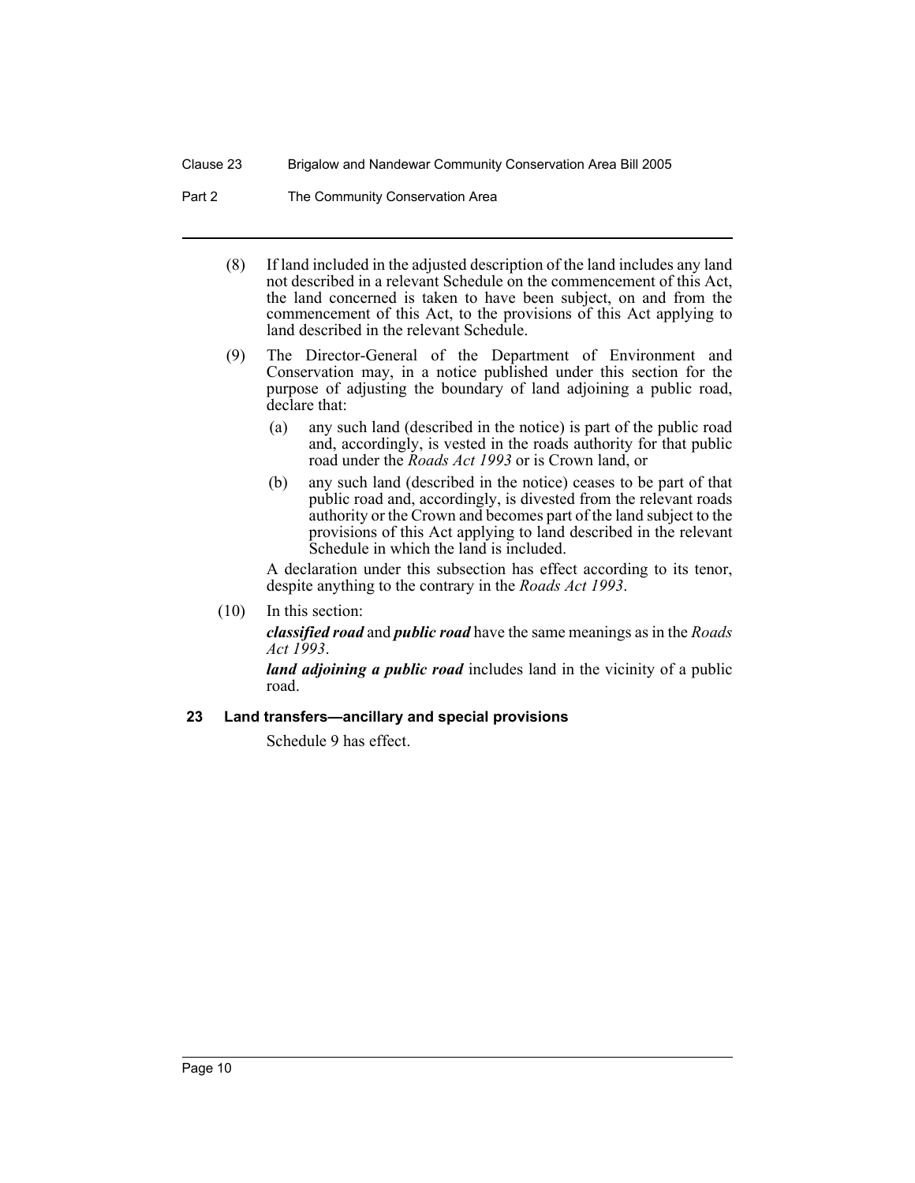(8) If land included in the adjusted description of the land includes any land not described in a relevant Schedule on the commencement of this Act, the land concerned is taken to have been subject, on and from the commencement of this Act, to the provisions of this Act applying to land described in the relevant Schedule.

(9) The Director-General of the Department of Environment and Conservation may, in a notice published under this section for the purpose of adjusting the boundary of land adjoining a public road, declare that:

(a) any such land (described in the notice) is part of the public road and, accordingly, is vested in the roads authority for that public road under the *Roads Act 1993* or is Crown land, or

(b) any such land (described in the notice) ceases to be part of that public road and, accordingly, is divested from the relevant roads authority or the Crown and becomes part of the land subject to the provisions of this Act applying to land described in the relevant Schedule in which the land is included.

A declaration under this subsection has effect according to its tenor, despite anything to the contrary in the *Roads Act 1993*.

(10) In this section:

***classified road*** and ***public road*** have the same meanings as in the *Roads Act 1993*.

***land adjoining a public road*** includes land in the vicinity of a public road.

### 23 Land transfers—ancillary and special provisions

Schedule 9 has effect.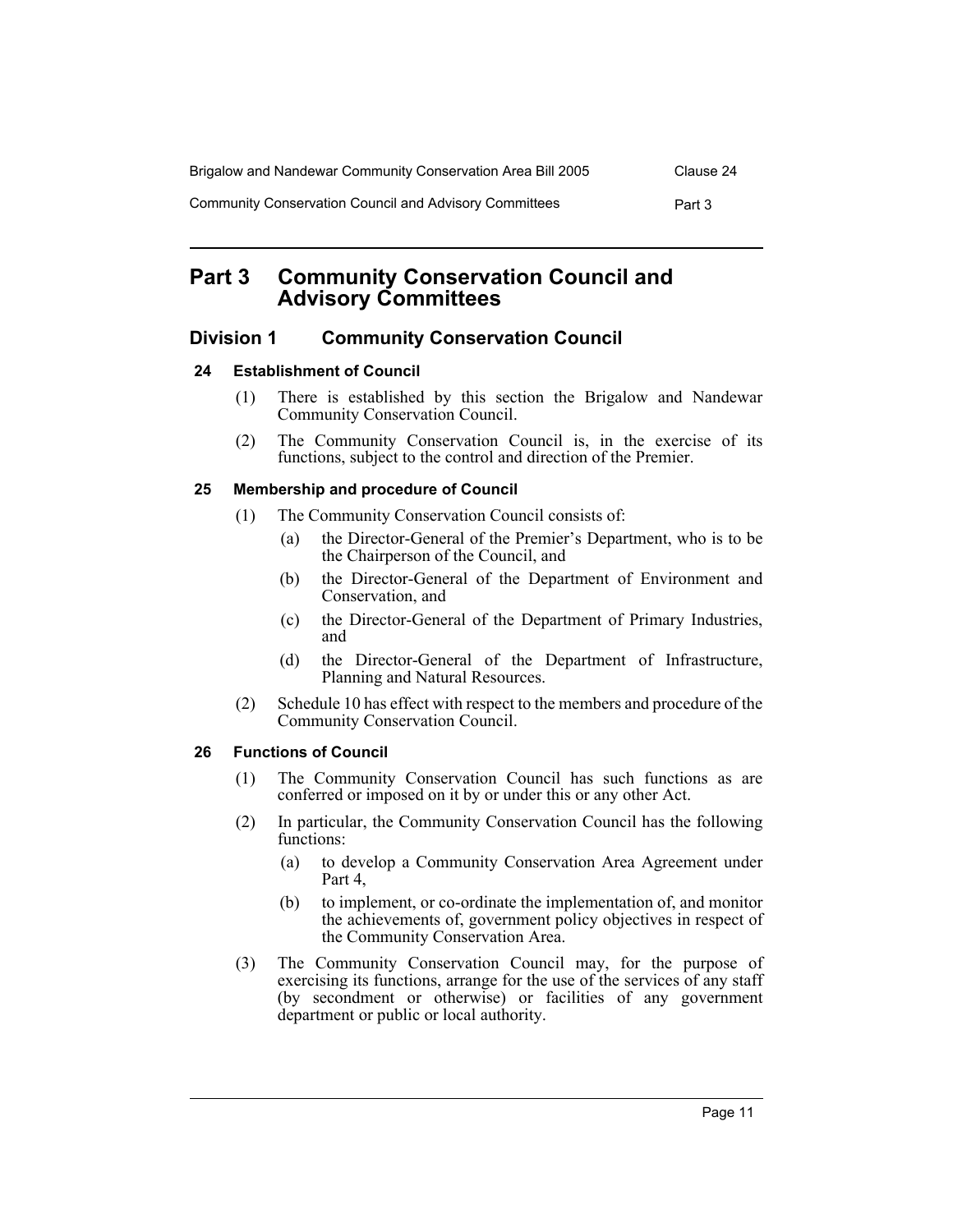# Part 3 Community Conservation Council and Advisory Committees

## Division 1 Community Conservation Council

### 24 Establishment of Council

(1) There is established by this section the Brigalow and Nandewar Community Conservation Council.

(2) The Community Conservation Council is, in the exercise of its functions, subject to the control and direction of the Premier.

### 25 Membership and procedure of Council

(1) The Community Conservation Council consists of:

- (a) the Director-General of the Premier's Department, who is to be the Chairperson of the Council, and
- (b) the Director-General of the Department of Environment and Conservation, and
- (c) the Director-General of the Department of Primary Industries, and
- (d) the Director-General of the Department of Infrastructure, Planning and Natural Resources.

(2) Schedule 10 has effect with respect to the members and procedure of the Community Conservation Council.

### 26 Functions of Council

(1) The Community Conservation Council has such functions as are conferred or imposed on it by or under this or any other Act.

(2) In particular, the Community Conservation Council has the following functions:

- (a) to develop a Community Conservation Area Agreement under Part 4,
- (b) to implement, or co-ordinate the implementation of, and monitor the achievements of, government policy objectives in respect of the Community Conservation Area.

(3) The Community Conservation Council may, for the purpose of exercising its functions, arrange for the use of the services of any staff (by secondment or otherwise) or facilities of any government department or public or local authority.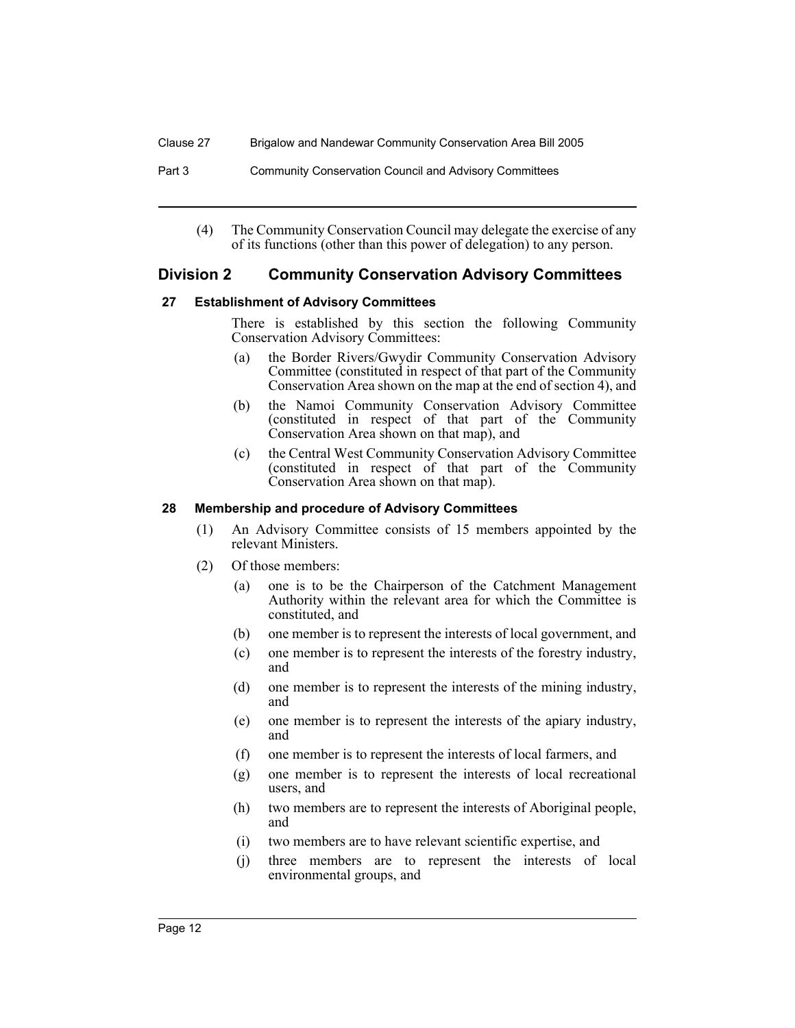(4) The Community Conservation Council may delegate the exercise of any of its functions (other than this power of delegation) to any person.

## Division 2 Community Conservation Advisory Committees

### 27 Establishment of Advisory Committees

There is established by this section the following Community Conservation Advisory Committees:

- (a) the Border Rivers/Gwydir Community Conservation Advisory Committee (constituted in respect of that part of the Community Conservation Area shown on the map at the end of section 4), and
- (b) the Namoi Community Conservation Advisory Committee (constituted in respect of that part of the Community Conservation Area shown on that map), and
- (c) the Central West Community Conservation Advisory Committee (constituted in respect of that part of the Community Conservation Area shown on that map).

### 28 Membership and procedure of Advisory Committees

(1) An Advisory Committee consists of 15 members appointed by the relevant Ministers.

(2) Of those members:

- (a) one is to be the Chairperson of the Catchment Management Authority within the relevant area for which the Committee is constituted, and
- (b) one member is to represent the interests of local government, and
- (c) one member is to represent the interests of the forestry industry, and
- (d) one member is to represent the interests of the mining industry, and
- (e) one member is to represent the interests of the apiary industry, and
- (f) one member is to represent the interests of local farmers, and
- (g) one member is to represent the interests of local recreational users, and
- (h) two members are to represent the interests of Aboriginal people, and
- (i) two members are to have relevant scientific expertise, and
- (j) three members are to represent the interests of local environmental groups, and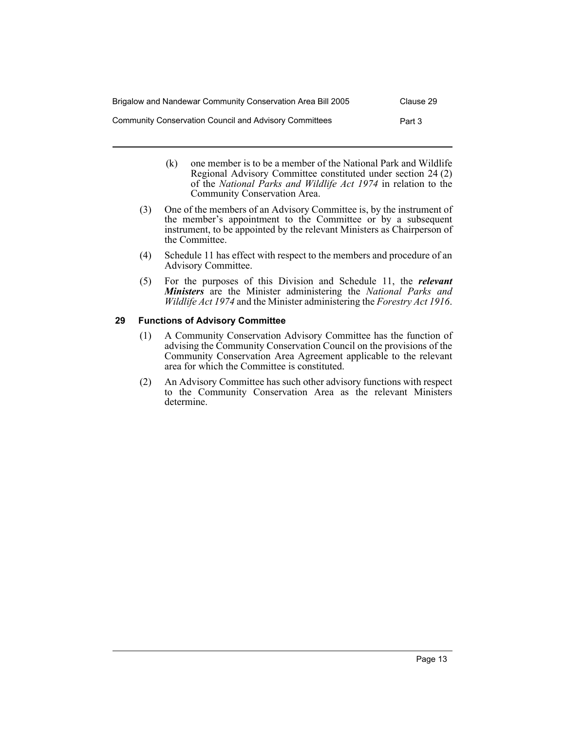(k) one member is to be a member of the National Park and Wildlife Regional Advisory Committee constituted under section 24 (2) of the *National Parks and Wildlife Act 1974* in relation to the Community Conservation Area.

(3) One of the members of an Advisory Committee is, by the instrument of the member's appointment to the Committee or by a subsequent instrument, to be appointed by the relevant Ministers as Chairperson of the Committee.

(4) Schedule 11 has effect with respect to the members and procedure of an Advisory Committee.

(5) For the purposes of this Division and Schedule 11, the ***relevant Ministers*** are the Minister administering the *National Parks and Wildlife Act 1974* and the Minister administering the *Forestry Act 1916*.

### 29 Functions of Advisory Committee

(1) A Community Conservation Advisory Committee has the function of advising the Community Conservation Council on the provisions of the Community Conservation Area Agreement applicable to the relevant area for which the Committee is constituted.

(2) An Advisory Committee has such other advisory functions with respect to the Community Conservation Area as the relevant Ministers determine.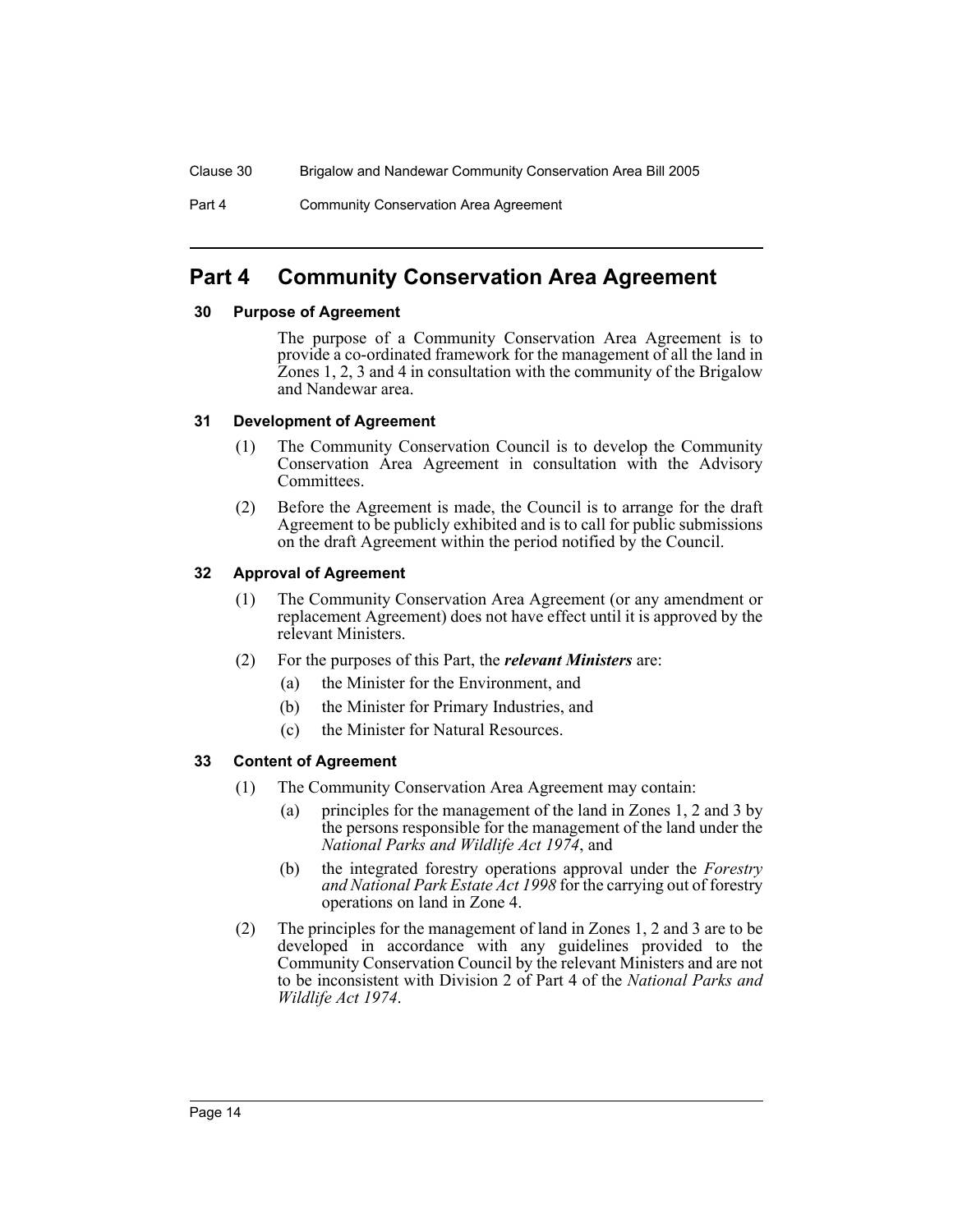## Part 4 Community Conservation Area Agreement

### 30 Purpose of Agreement

The purpose of a Community Conservation Area Agreement is to provide a co-ordinated framework for the management of all the land in Zones 1, 2, 3 and 4 in consultation with the community of the Brigalow and Nandewar area.

### 31 Development of Agreement

(1) The Community Conservation Council is to develop the Community Conservation Area Agreement in consultation with the Advisory Committees.

(2) Before the Agreement is made, the Council is to arrange for the draft Agreement to be publicly exhibited and is to call for public submissions on the draft Agreement within the period notified by the Council.

### 32 Approval of Agreement

(1) The Community Conservation Area Agreement (or any amendment or replacement Agreement) does not have effect until it is approved by the relevant Ministers.

(2) For the purposes of this Part, the ***relevant Ministers*** are:

- (a) the Minister for the Environment, and
- (b) the Minister for Primary Industries, and
- (c) the Minister for Natural Resources.

### 33 Content of Agreement

(1) The Community Conservation Area Agreement may contain:

- (a) principles for the management of the land in Zones 1, 2 and 3 by the persons responsible for the management of the land under the *National Parks and Wildlife Act 1974*, and
- (b) the integrated forestry operations approval under the *Forestry and National Park Estate Act 1998* for the carrying out of forestry operations on land in Zone 4.

(2) The principles for the management of land in Zones 1, 2 and 3 are to be developed in accordance with any guidelines provided to the Community Conservation Council by the relevant Ministers and are not to be inconsistent with Division 2 of Part 4 of the *National Parks and Wildlife Act 1974*.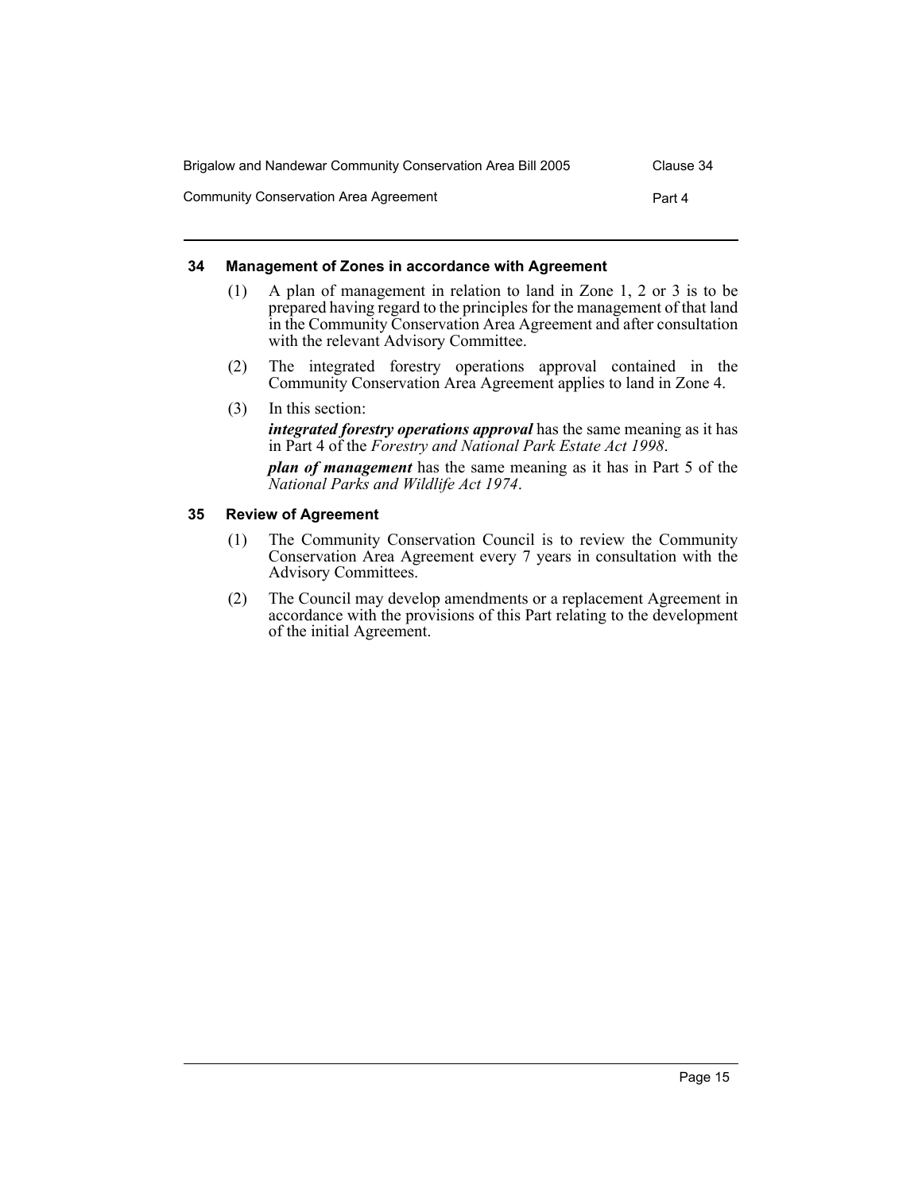### 34 Management of Zones in accordance with Agreement

(1) A plan of management in relation to land in Zone 1, 2 or 3 is to be prepared having regard to the principles for the management of that land in the Community Conservation Area Agreement and after consultation with the relevant Advisory Committee.

(2) The integrated forestry operations approval contained in the Community Conservation Area Agreement applies to land in Zone 4.

(3) In this section:

***integrated forestry operations approval*** has the same meaning as it has in Part 4 of the *Forestry and National Park Estate Act 1998*.

***plan of management*** has the same meaning as it has in Part 5 of the *National Parks and Wildlife Act 1974*.

### 35 Review of Agreement

(1) The Community Conservation Council is to review the Community Conservation Area Agreement every 7 years in consultation with the Advisory Committees.

(2) The Council may develop amendments or a replacement Agreement in accordance with the provisions of this Part relating to the development of the initial Agreement.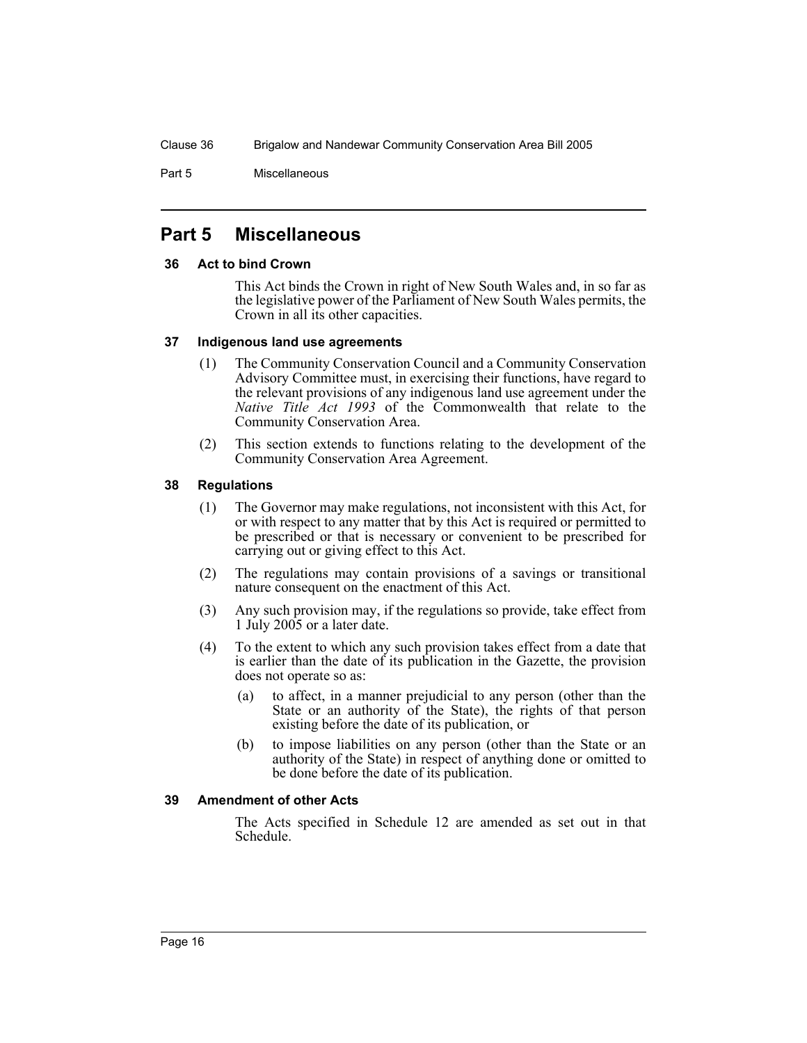# Part 5 Miscellaneous

### 36 Act to bind Crown

This Act binds the Crown in right of New South Wales and, in so far as the legislative power of the Parliament of New South Wales permits, the Crown in all its other capacities.

### 37 Indigenous land use agreements

(1) The Community Conservation Council and a Community Conservation Advisory Committee must, in exercising their functions, have regard to the relevant provisions of any indigenous land use agreement under the *Native Title Act 1993* of the Commonwealth that relate to the Community Conservation Area.

(2) This section extends to functions relating to the development of the Community Conservation Area Agreement.

### 38 Regulations

(1) The Governor may make regulations, not inconsistent with this Act, for or with respect to any matter that by this Act is required or permitted to be prescribed or that is necessary or convenient to be prescribed for carrying out or giving effect to this Act.

(2) The regulations may contain provisions of a savings or transitional nature consequent on the enactment of this Act.

(3) Any such provision may, if the regulations so provide, take effect from 1 July 2005 or a later date.

(4) To the extent to which any such provision takes effect from a date that is earlier than the date of its publication in the Gazette, the provision does not operate so as:

(a) to affect, in a manner prejudicial to any person (other than the State or an authority of the State), the rights of that person existing before the date of its publication, or

(b) to impose liabilities on any person (other than the State or an authority of the State) in respect of anything done or omitted to be done before the date of its publication.

### 39 Amendment of other Acts

The Acts specified in Schedule 12 are amended as set out in that Schedule.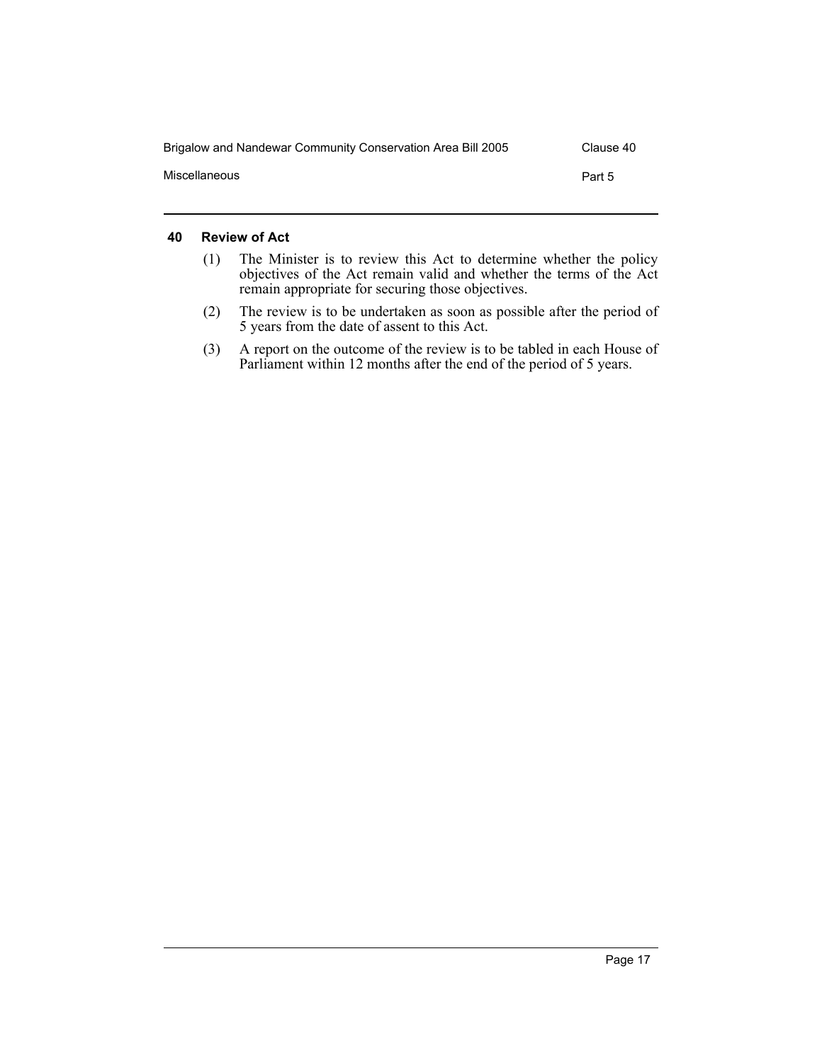### 40 Review of Act

(1) The Minister is to review this Act to determine whether the policy objectives of the Act remain valid and whether the terms of the Act remain appropriate for securing those objectives.

(2) The review is to be undertaken as soon as possible after the period of 5 years from the date of assent to this Act.

(3) A report on the outcome of the review is to be tabled in each House of Parliament within 12 months after the end of the period of 5 years.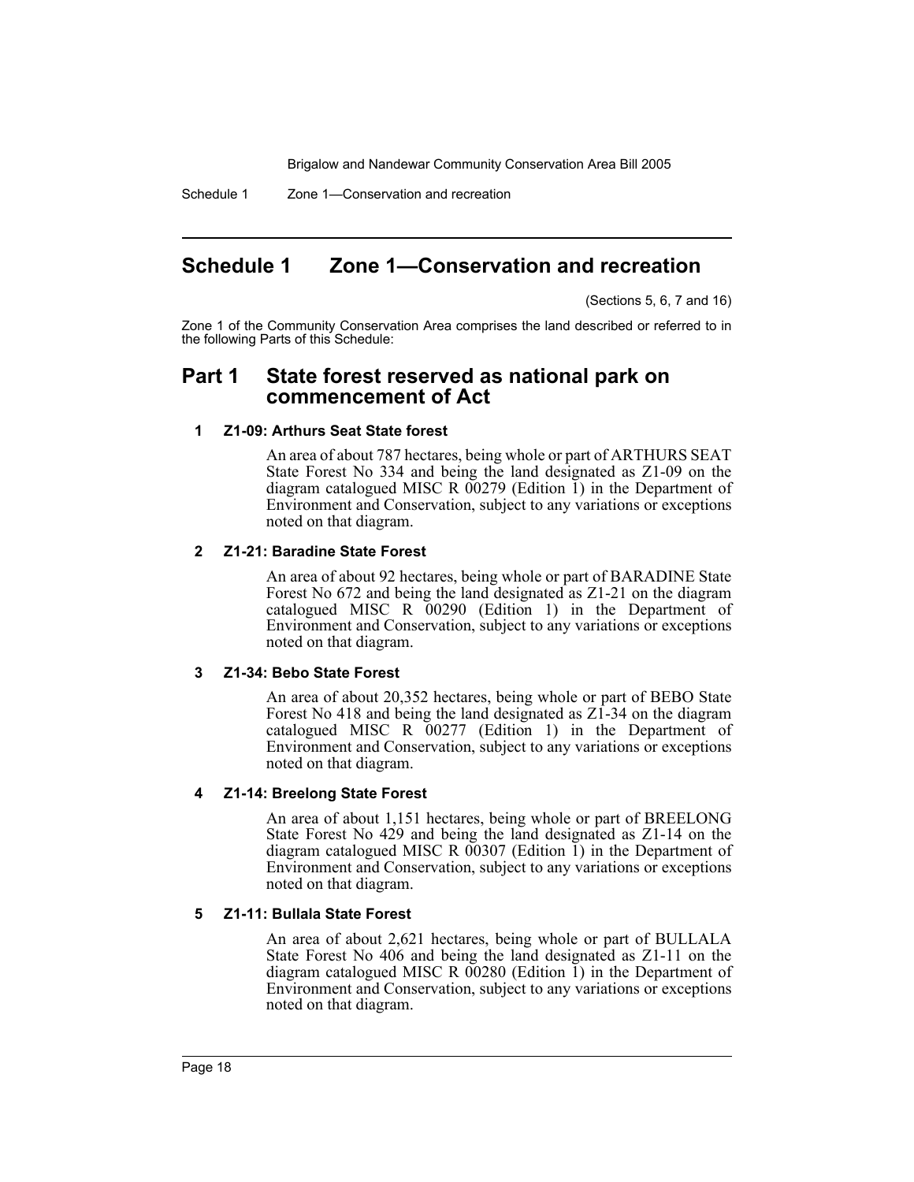# Schedule 1 Zone 1—Conservation and recreation

(Sections 5, 6, 7 and 16)

Zone 1 of the Community Conservation Area comprises the land described or referred to in the following Parts of this Schedule:

## Part 1 State forest reserved as national park on commencement of Act

### 1 Z1-09: Arthurs Seat State forest

An area of about 787 hectares, being whole or part of ARTHURS SEAT State Forest No 334 and being the land designated as Z1-09 on the diagram catalogued MISC R 00279 (Edition 1) in the Department of Environment and Conservation, subject to any variations or exceptions noted on that diagram.

### 2 Z1-21: Baradine State Forest

An area of about 92 hectares, being whole or part of BARADINE State Forest No 672 and being the land designated as Z1-21 on the diagram catalogued MISC R 00290 (Edition 1) in the Department of Environment and Conservation, subject to any variations or exceptions noted on that diagram.

### 3 Z1-34: Bebo State Forest

An area of about 20,352 hectares, being whole or part of BEBO State Forest No 418 and being the land designated as Z1-34 on the diagram catalogued MISC R 00277 (Edition 1) in the Department of Environment and Conservation, subject to any variations or exceptions noted on that diagram.

### 4 Z1-14: Breelong State Forest

An area of about 1,151 hectares, being whole or part of BREELONG State Forest No 429 and being the land designated as Z1-14 on the diagram catalogued MISC R 00307 (Edition 1) in the Department of Environment and Conservation, subject to any variations or exceptions noted on that diagram.

### 5 Z1-11: Bullala State Forest

An area of about 2,621 hectares, being whole or part of BULLALA State Forest No 406 and being the land designated as Z1-11 on the diagram catalogued MISC R 00280 (Edition 1) in the Department of Environment and Conservation, subject to any variations or exceptions noted on that diagram.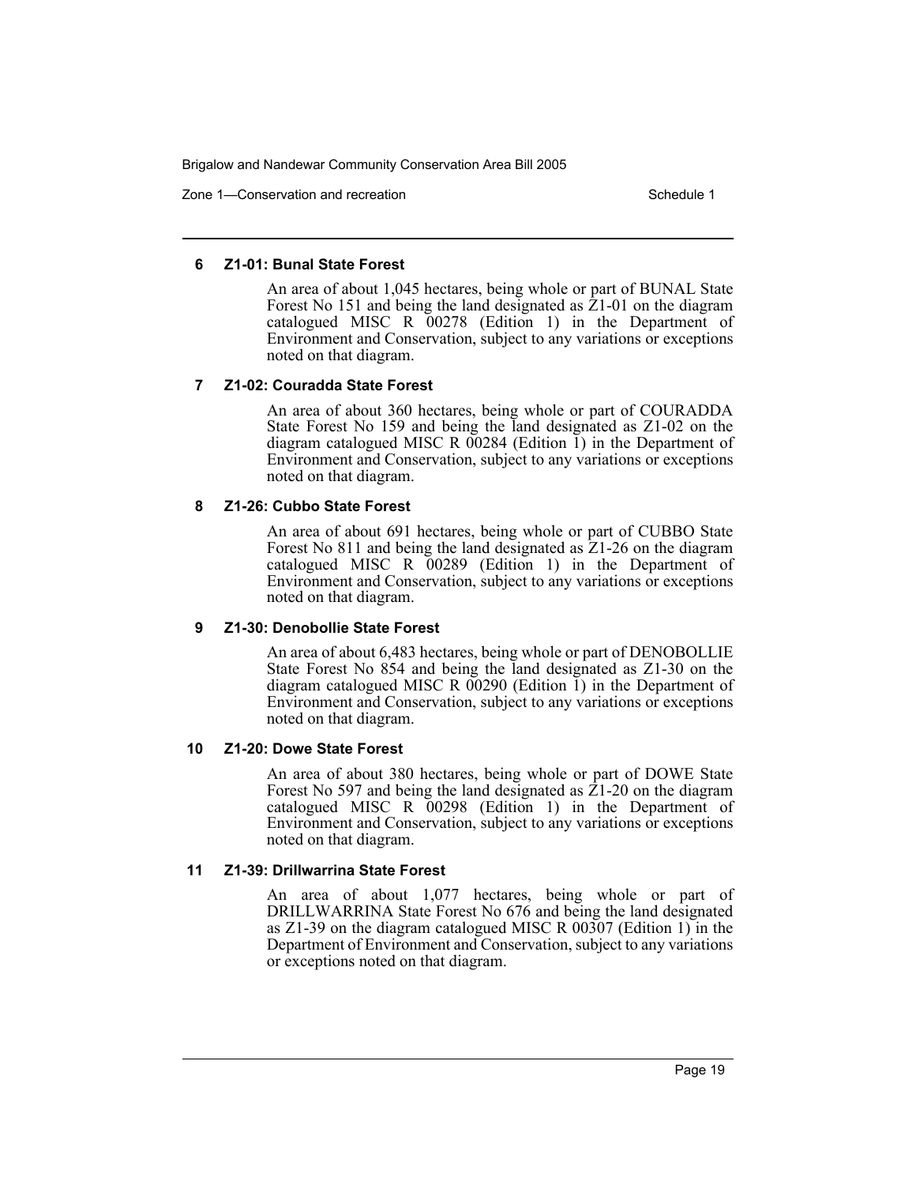### 6 Z1-01: Bunal State Forest

An area of about 1,045 hectares, being whole or part of BUNAL State Forest No 151 and being the land designated as Z1-01 on the diagram catalogued MISC R 00278 (Edition 1) in the Department of Environment and Conservation, subject to any variations or exceptions noted on that diagram.

### 7 Z1-02: Couradda State Forest

An area of about 360 hectares, being whole or part of COURADDA State Forest No 159 and being the land designated as Z1-02 on the diagram catalogued MISC R 00284 (Edition 1) in the Department of Environment and Conservation, subject to any variations or exceptions noted on that diagram.

### 8 Z1-26: Cubbo State Forest

An area of about 691 hectares, being whole or part of CUBBO State Forest No 811 and being the land designated as Z1-26 on the diagram catalogued MISC R 00289 (Edition 1) in the Department of Environment and Conservation, subject to any variations or exceptions noted on that diagram.

### 9 Z1-30: Denobollie State Forest

An area of about 6,483 hectares, being whole or part of DENOBOLLIE State Forest No 854 and being the land designated as Z1-30 on the diagram catalogued MISC R 00290 (Edition 1) in the Department of Environment and Conservation, subject to any variations or exceptions noted on that diagram.

### 10 Z1-20: Dowe State Forest

An area of about 380 hectares, being whole or part of DOWE State Forest No 597 and being the land designated as Z1-20 on the diagram catalogued MISC R 00298 (Edition 1) in the Department of Environment and Conservation, subject to any variations or exceptions noted on that diagram.

### 11 Z1-39: Drillwarrina State Forest

An area of about 1,077 hectares, being whole or part of DRILLWARRINA State Forest No 676 and being the land designated as Z1-39 on the diagram catalogued MISC R 00307 (Edition 1) in the Department of Environment and Conservation, subject to any variations or exceptions noted on that diagram.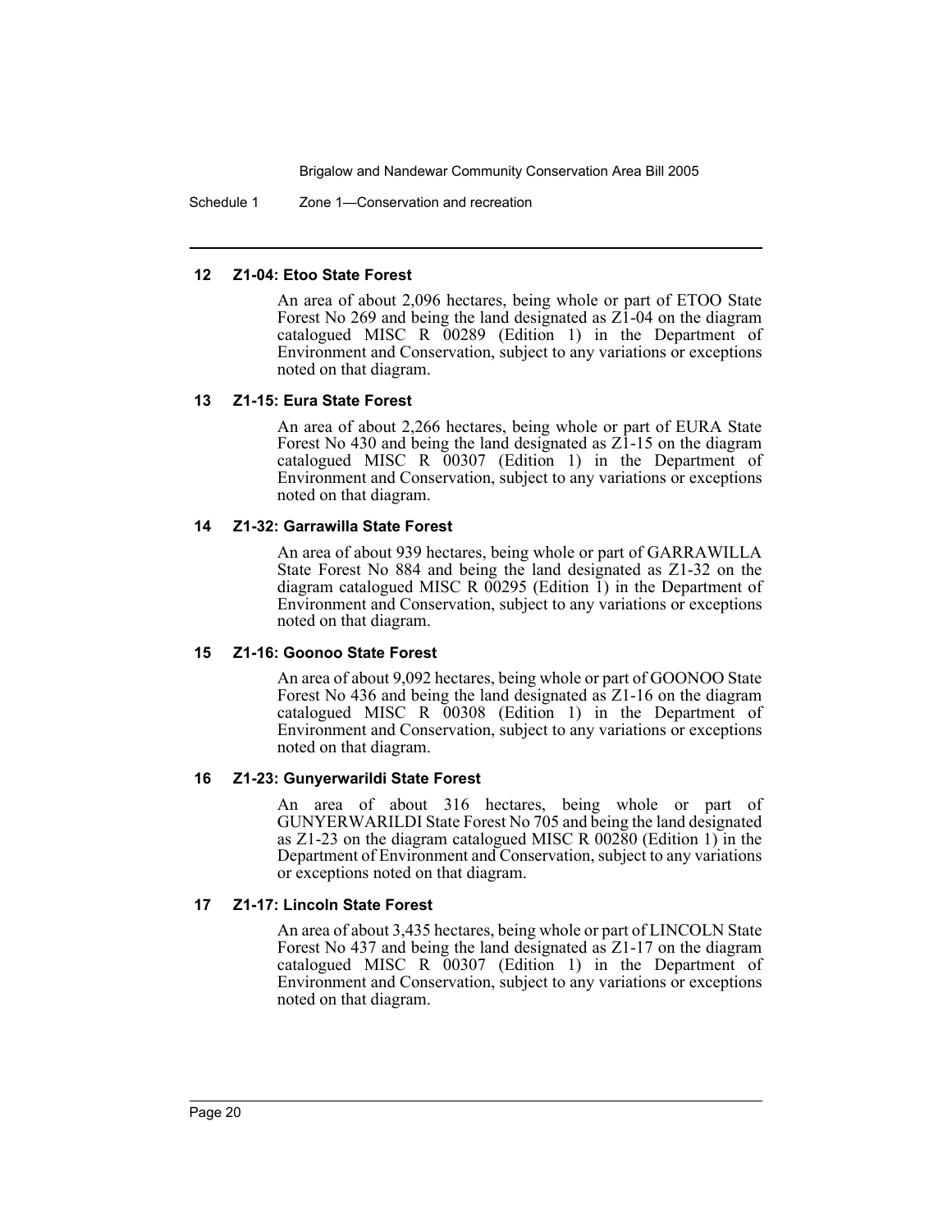### 12 Z1-04: Etoo State Forest

An area of about 2,096 hectares, being whole or part of ETOO State Forest No 269 and being the land designated as Z1-04 on the diagram catalogued MISC R 00289 (Edition 1) in the Department of Environment and Conservation, subject to any variations or exceptions noted on that diagram.

### 13 Z1-15: Eura State Forest

An area of about 2,266 hectares, being whole or part of EURA State Forest No 430 and being the land designated as Z1-15 on the diagram catalogued MISC R 00307 (Edition 1) in the Department of Environment and Conservation, subject to any variations or exceptions noted on that diagram.

### 14 Z1-32: Garrawilla State Forest

An area of about 939 hectares, being whole or part of GARRAWILLA State Forest No 884 and being the land designated as Z1-32 on the diagram catalogued MISC R 00295 (Edition 1) in the Department of Environment and Conservation, subject to any variations or exceptions noted on that diagram.

### 15 Z1-16: Goonoo State Forest

An area of about 9,092 hectares, being whole or part of GOONOO State Forest No 436 and being the land designated as Z1-16 on the diagram catalogued MISC R 00308 (Edition 1) in the Department of Environment and Conservation, subject to any variations or exceptions noted on that diagram.

### 16 Z1-23: Gunyerwarildi State Forest

An area of about 316 hectares, being whole or part of GUNYERWARILDI State Forest No 705 and being the land designated as Z1-23 on the diagram catalogued MISC R 00280 (Edition 1) in the Department of Environment and Conservation, subject to any variations or exceptions noted on that diagram.

### 17 Z1-17: Lincoln State Forest

An area of about 3,435 hectares, being whole or part of LINCOLN State Forest No 437 and being the land designated as Z1-17 on the diagram catalogued MISC R 00307 (Edition 1) in the Department of Environment and Conservation, subject to any variations or exceptions noted on that diagram.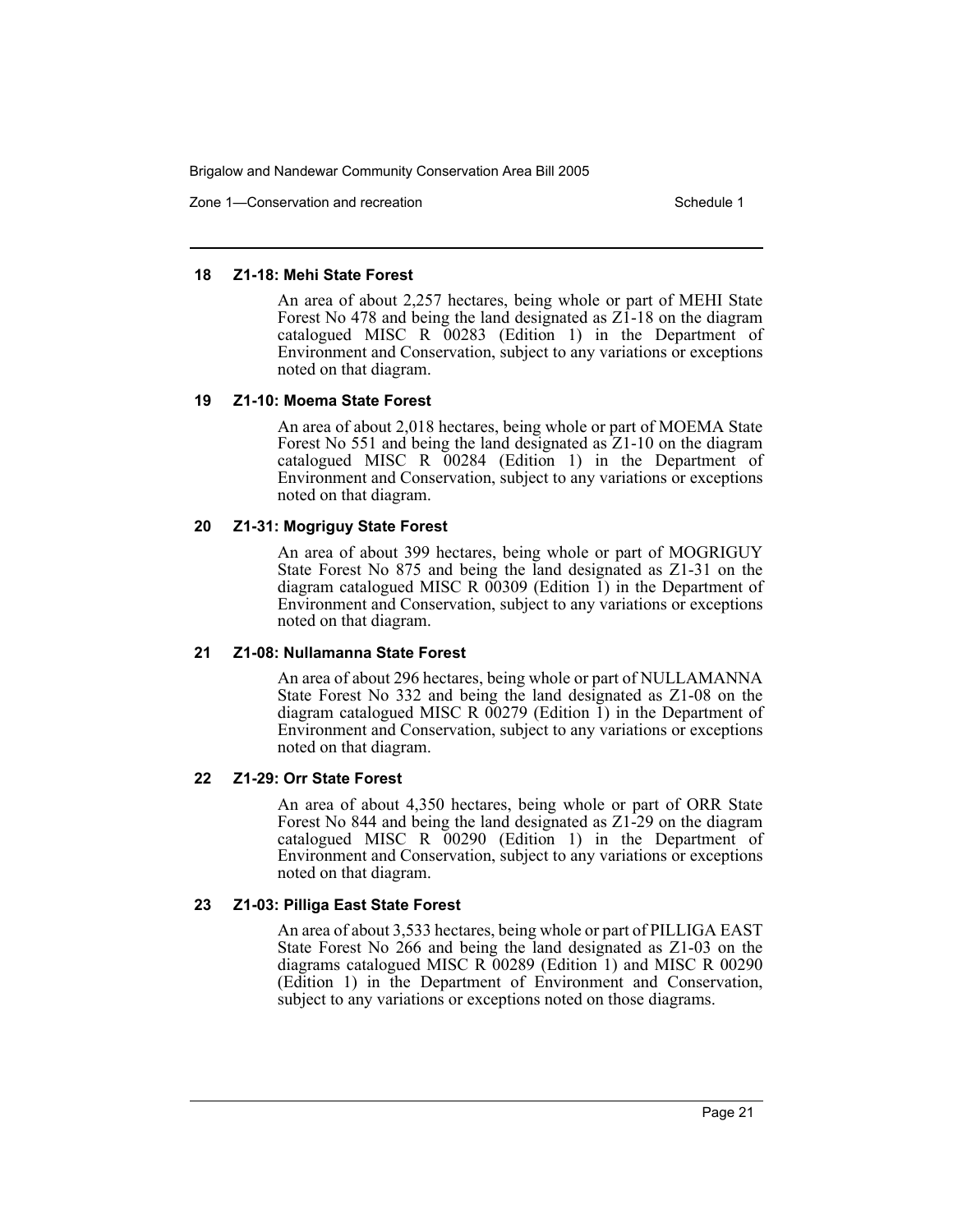### 18 Z1-18: Mehi State Forest

An area of about 2,257 hectares, being whole or part of MEHI State Forest No 478 and being the land designated as Z1-18 on the diagram catalogued MISC R 00283 (Edition 1) in the Department of Environment and Conservation, subject to any variations or exceptions noted on that diagram.

### 19 Z1-10: Moema State Forest

An area of about 2,018 hectares, being whole or part of MOEMA State Forest No 551 and being the land designated as Z1-10 on the diagram catalogued MISC R 00284 (Edition 1) in the Department of Environment and Conservation, subject to any variations or exceptions noted on that diagram.

### 20 Z1-31: Mogriguy State Forest

An area of about 399 hectares, being whole or part of MOGRIGUY State Forest No 875 and being the land designated as Z1-31 on the diagram catalogued MISC R 00309 (Edition 1) in the Department of Environment and Conservation, subject to any variations or exceptions noted on that diagram.

### 21 Z1-08: Nullamanna State Forest

An area of about 296 hectares, being whole or part of NULLAMANNA State Forest No 332 and being the land designated as Z1-08 on the diagram catalogued MISC R 00279 (Edition 1) in the Department of Environment and Conservation, subject to any variations or exceptions noted on that diagram.

### 22 Z1-29: Orr State Forest

An area of about 4,350 hectares, being whole or part of ORR State Forest No 844 and being the land designated as Z1-29 on the diagram catalogued MISC R 00290 (Edition 1) in the Department of Environment and Conservation, subject to any variations or exceptions noted on that diagram.

### 23 Z1-03: Pilliga East State Forest

An area of about 3,533 hectares, being whole or part of PILLIGA EAST State Forest No 266 and being the land designated as Z1-03 on the diagrams catalogued MISC R 00289 (Edition 1) and MISC R 00290 (Edition 1) in the Department of Environment and Conservation, subject to any variations or exceptions noted on those diagrams.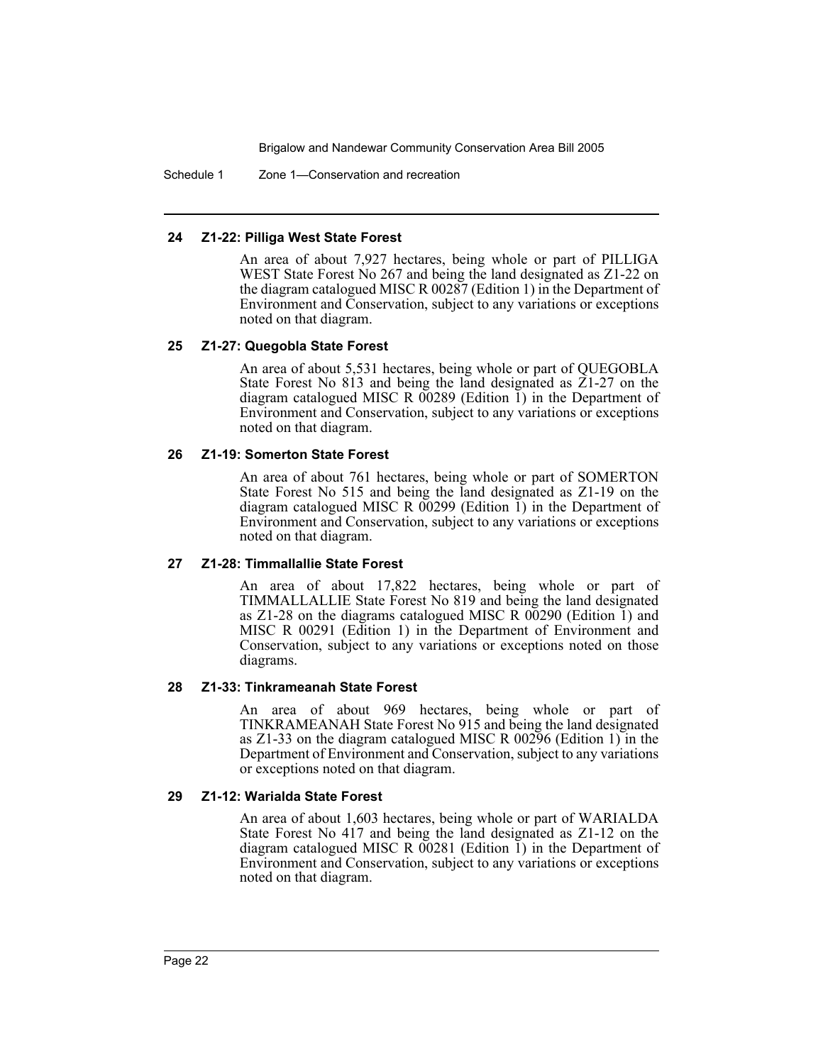### 24 Z1-22: Pilliga West State Forest

An area of about 7,927 hectares, being whole or part of PILLIGA WEST State Forest No 267 and being the land designated as Z1-22 on the diagram catalogued MISC R 00287 (Edition 1) in the Department of Environment and Conservation, subject to any variations or exceptions noted on that diagram.

### 25 Z1-27: Quegobla State Forest

An area of about 5,531 hectares, being whole or part of QUEGOBLA State Forest No 813 and being the land designated as Z1-27 on the diagram catalogued MISC R 00289 (Edition 1) in the Department of Environment and Conservation, subject to any variations or exceptions noted on that diagram.

### 26 Z1-19: Somerton State Forest

An area of about 761 hectares, being whole or part of SOMERTON State Forest No 515 and being the land designated as Z1-19 on the diagram catalogued MISC R 00299 (Edition 1) in the Department of Environment and Conservation, subject to any variations or exceptions noted on that diagram.

### 27 Z1-28: Timmallallie State Forest

An area of about 17,822 hectares, being whole or part of TIMMALLALLIE State Forest No 819 and being the land designated as Z1-28 on the diagrams catalogued MISC R 00290 (Edition 1) and MISC R 00291 (Edition 1) in the Department of Environment and Conservation, subject to any variations or exceptions noted on those diagrams.

### 28 Z1-33: Tinkrameanah State Forest

An area of about 969 hectares, being whole or part of TINKRAMEANAH State Forest No 915 and being the land designated as Z1-33 on the diagram catalogued MISC R 00296 (Edition 1) in the Department of Environment and Conservation, subject to any variations or exceptions noted on that diagram.

### 29 Z1-12: Warialda State Forest

An area of about 1,603 hectares, being whole or part of WARIALDA State Forest No 417 and being the land designated as Z1-12 on the diagram catalogued MISC R 00281 (Edition 1) in the Department of Environment and Conservation, subject to any variations or exceptions noted on that diagram.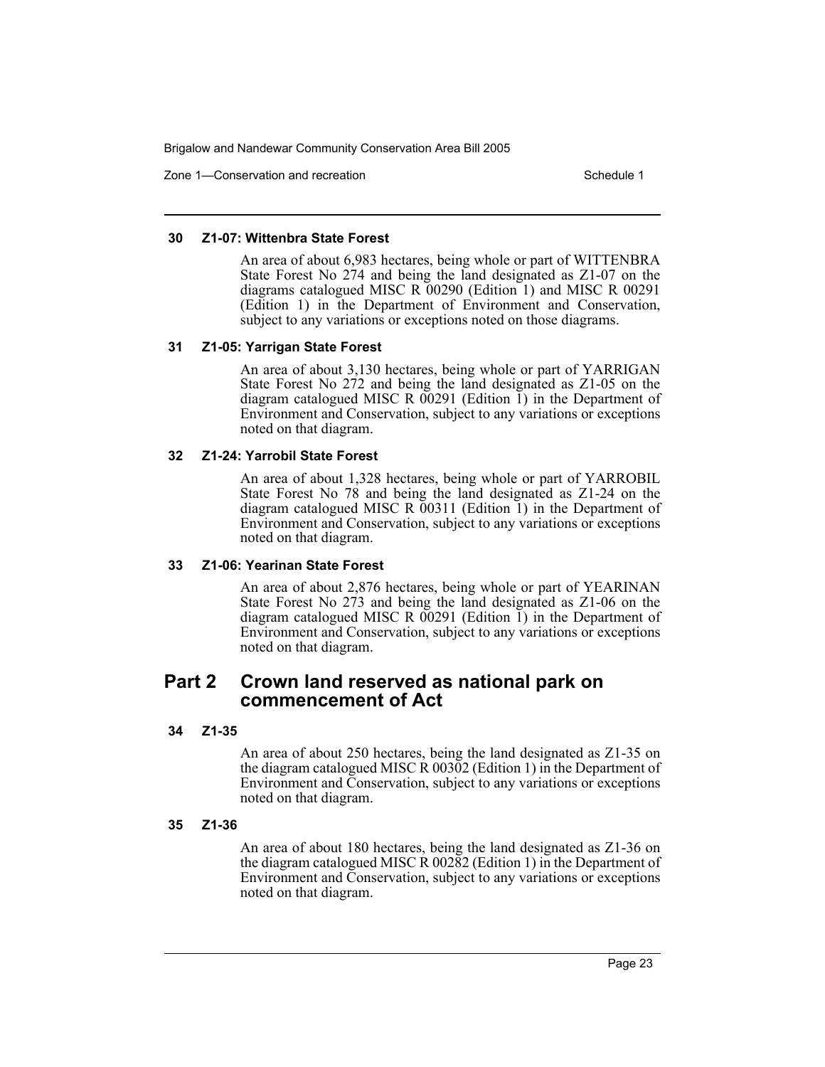#### 30 Z1-07: Wittenbra State Forest

An area of about 6,983 hectares, being whole or part of WITTENBRA State Forest No 274 and being the land designated as Z1-07 on the diagrams catalogued MISC R 00290 (Edition 1) and MISC R 00291 (Edition 1) in the Department of Environment and Conservation, subject to any variations or exceptions noted on those diagrams.

#### 31 Z1-05: Yarrigan State Forest

An area of about 3,130 hectares, being whole or part of YARRIGAN State Forest No 272 and being the land designated as Z1-05 on the diagram catalogued MISC R 00291 (Edition 1) in the Department of Environment and Conservation, subject to any variations or exceptions noted on that diagram.

#### 32 Z1-24: Yarrobil State Forest

An area of about 1,328 hectares, being whole or part of YARROBIL State Forest No 78 and being the land designated as Z1-24 on the diagram catalogued MISC R 00311 (Edition 1) in the Department of Environment and Conservation, subject to any variations or exceptions noted on that diagram.

#### 33 Z1-06: Yearinan State Forest

An area of about 2,876 hectares, being whole or part of YEARINAN State Forest No 273 and being the land designated as Z1-06 on the diagram catalogued MISC R 00291 (Edition 1) in the Department of Environment and Conservation, subject to any variations or exceptions noted on that diagram.

## Part 2 Crown land reserved as national park on commencement of Act

#### 34 Z1-35

An area of about 250 hectares, being the land designated as Z1-35 on the diagram catalogued MISC R 00302 (Edition 1) in the Department of Environment and Conservation, subject to any variations or exceptions noted on that diagram.

#### 35 Z1-36

An area of about 180 hectares, being the land designated as Z1-36 on the diagram catalogued MISC R 00282 (Edition 1) in the Department of Environment and Conservation, subject to any variations or exceptions noted on that diagram.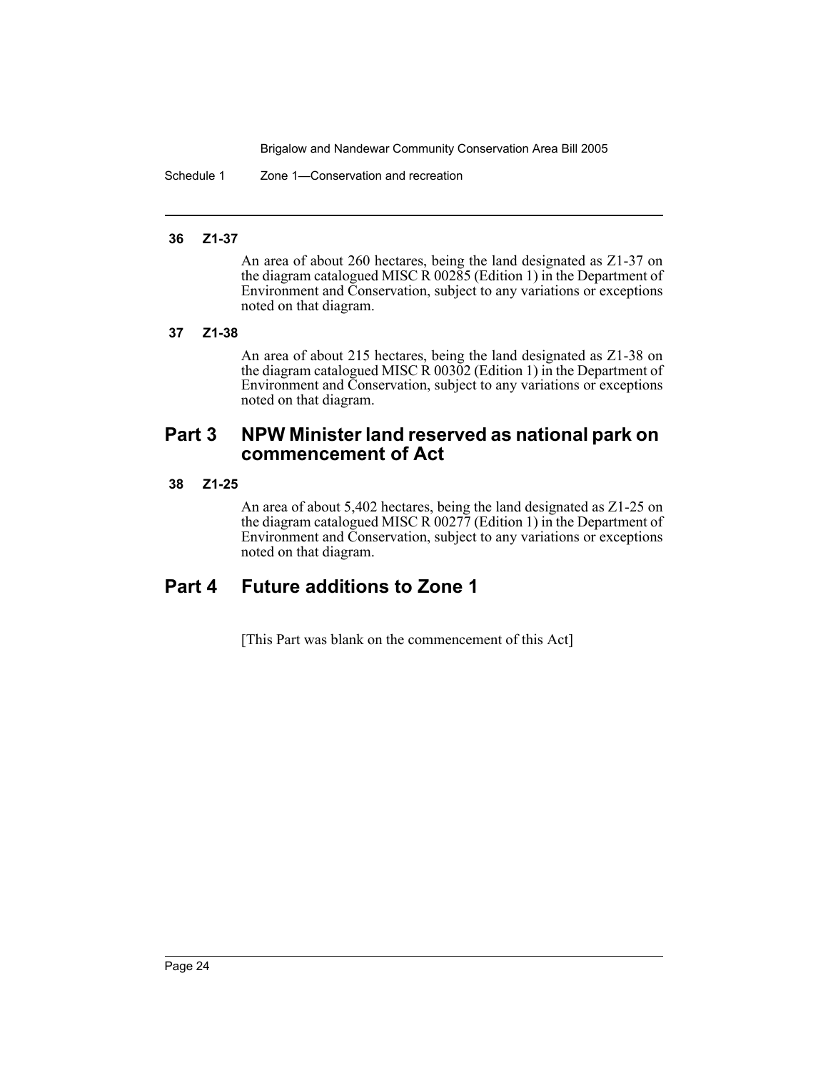**36 Z1-37**

An area of about 260 hectares, being the land designated as Z1-37 on the diagram catalogued MISC R 00285 (Edition 1) in the Department of Environment and Conservation, subject to any variations or exceptions noted on that diagram.

**37 Z1-38**

An area of about 215 hectares, being the land designated as Z1-38 on the diagram catalogued MISC R 00302 (Edition 1) in the Department of Environment and Conservation, subject to any variations or exceptions noted on that diagram.

## Part 3 NPW Minister land reserved as national park on commencement of Act

**38 Z1-25**

An area of about 5,402 hectares, being the land designated as Z1-25 on the diagram catalogued MISC R 00277 (Edition 1) in the Department of Environment and Conservation, subject to any variations or exceptions noted on that diagram.

## Part 4 Future additions to Zone 1

[This Part was blank on the commencement of this Act]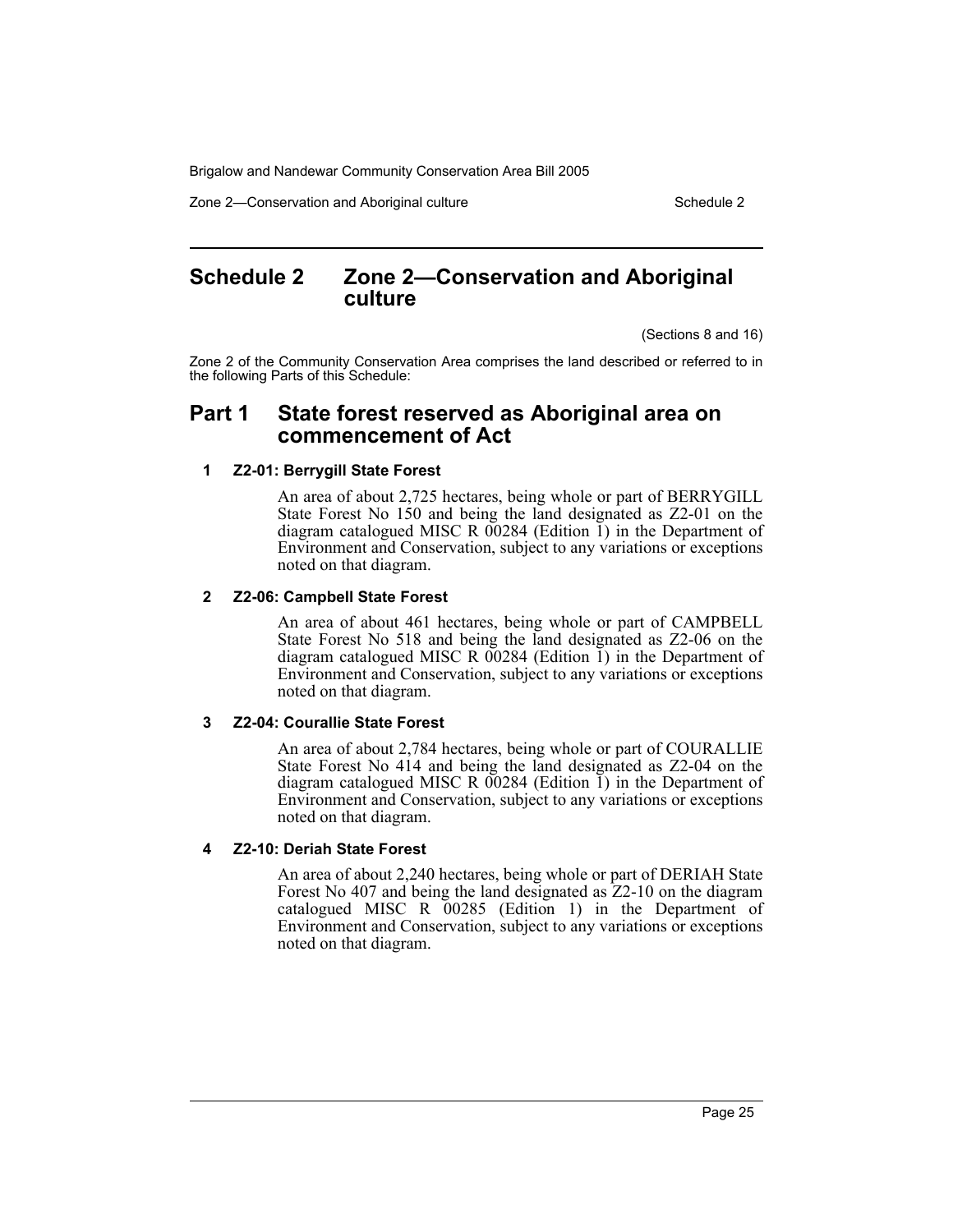# Schedule 2 Zone 2—Conservation and Aboriginal culture

(Sections 8 and 16)

Zone 2 of the Community Conservation Area comprises the land described or referred to in the following Parts of this Schedule:

## Part 1 State forest reserved as Aboriginal area on commencement of Act

### 1 Z2-01: Berrygill State Forest

An area of about 2,725 hectares, being whole or part of BERRYGILL State Forest No 150 and being the land designated as Z2-01 on the diagram catalogued MISC R 00284 (Edition 1) in the Department of Environment and Conservation, subject to any variations or exceptions noted on that diagram.

### 2 Z2-06: Campbell State Forest

An area of about 461 hectares, being whole or part of CAMPBELL State Forest No 518 and being the land designated as Z2-06 on the diagram catalogued MISC R 00284 (Edition 1) in the Department of Environment and Conservation, subject to any variations or exceptions noted on that diagram.

### 3 Z2-04: Courallie State Forest

An area of about 2,784 hectares, being whole or part of COURALLIE State Forest No 414 and being the land designated as Z2-04 on the diagram catalogued MISC R 00284 (Edition 1) in the Department of Environment and Conservation, subject to any variations or exceptions noted on that diagram.

### 4 Z2-10: Deriah State Forest

An area of about 2,240 hectares, being whole or part of DERIAH State Forest No 407 and being the land designated as Z2-10 on the diagram catalogued MISC R 00285 (Edition 1) in the Department of Environment and Conservation, subject to any variations or exceptions noted on that diagram.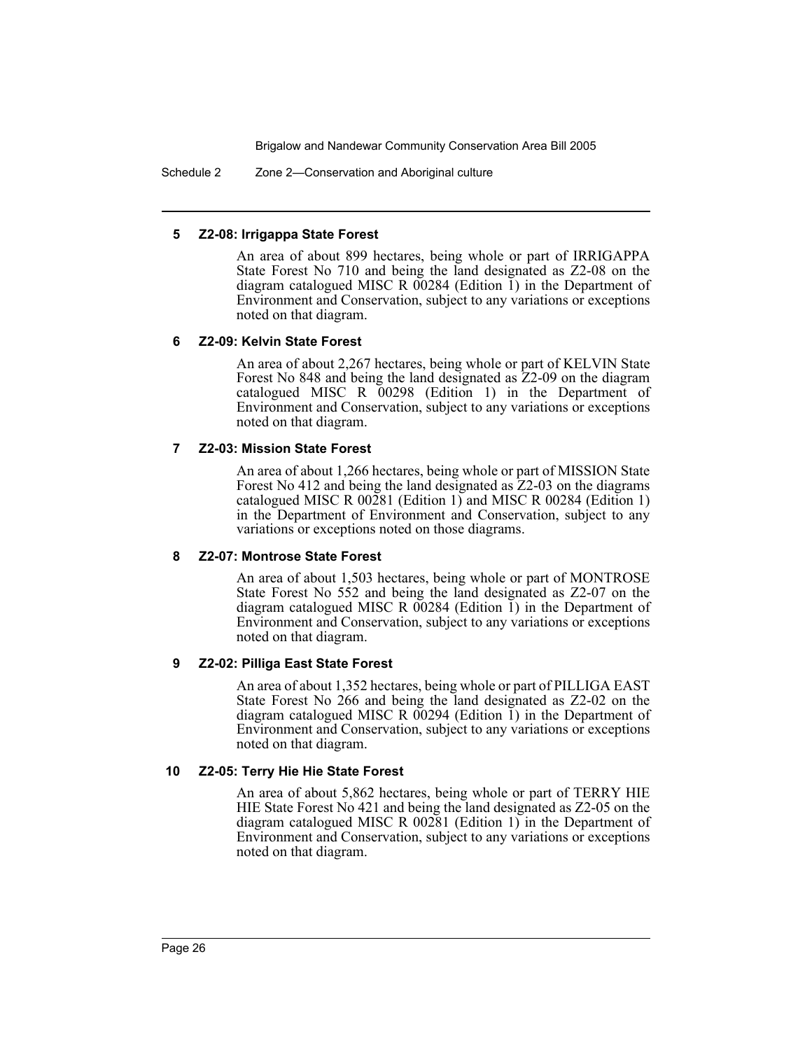### 5 Z2-08: Irrigappa State Forest

An area of about 899 hectares, being whole or part of IRRIGAPPA State Forest No 710 and being the land designated as Z2-08 on the diagram catalogued MISC R 00284 (Edition 1) in the Department of Environment and Conservation, subject to any variations or exceptions noted on that diagram.

### 6 Z2-09: Kelvin State Forest

An area of about 2,267 hectares, being whole or part of KELVIN State Forest No 848 and being the land designated as Z2-09 on the diagram catalogued MISC R 00298 (Edition 1) in the Department of Environment and Conservation, subject to any variations or exceptions noted on that diagram.

### 7 Z2-03: Mission State Forest

An area of about 1,266 hectares, being whole or part of MISSION State Forest No 412 and being the land designated as Z2-03 on the diagrams catalogued MISC R 00281 (Edition 1) and MISC R 00284 (Edition 1) in the Department of Environment and Conservation, subject to any variations or exceptions noted on those diagrams.

### 8 Z2-07: Montrose State Forest

An area of about 1,503 hectares, being whole or part of MONTROSE State Forest No 552 and being the land designated as Z2-07 on the diagram catalogued MISC R 00284 (Edition 1) in the Department of Environment and Conservation, subject to any variations or exceptions noted on that diagram.

### 9 Z2-02: Pilliga East State Forest

An area of about 1,352 hectares, being whole or part of PILLIGA EAST State Forest No 266 and being the land designated as Z2-02 on the diagram catalogued MISC R 00294 (Edition 1) in the Department of Environment and Conservation, subject to any variations or exceptions noted on that diagram.

### 10 Z2-05: Terry Hie Hie State Forest

An area of about 5,862 hectares, being whole or part of TERRY HIE HIE State Forest No 421 and being the land designated as Z2-05 on the diagram catalogued MISC R 00281 (Edition 1) in the Department of Environment and Conservation, subject to any variations or exceptions noted on that diagram.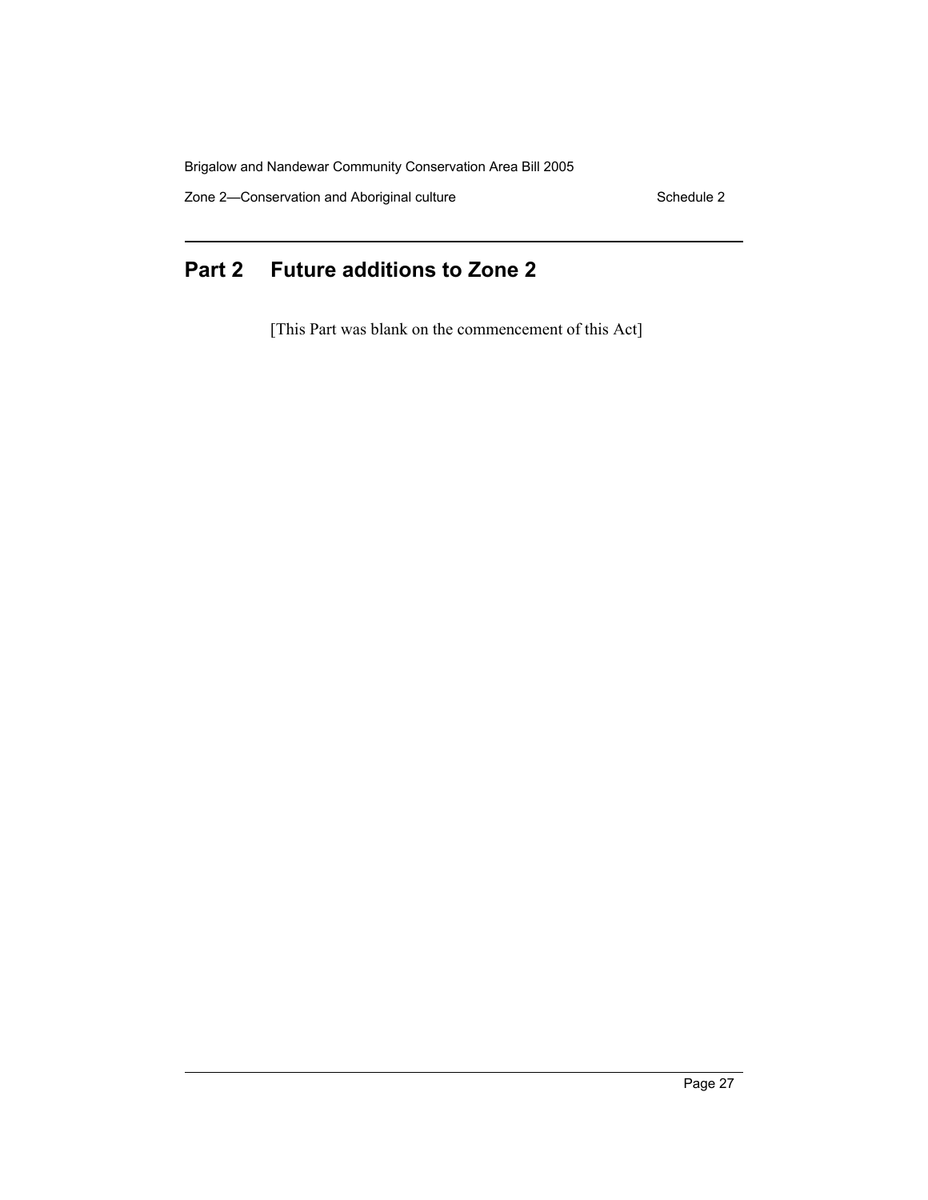## Part 2 Future additions to Zone 2

[This Part was blank on the commencement of this Act]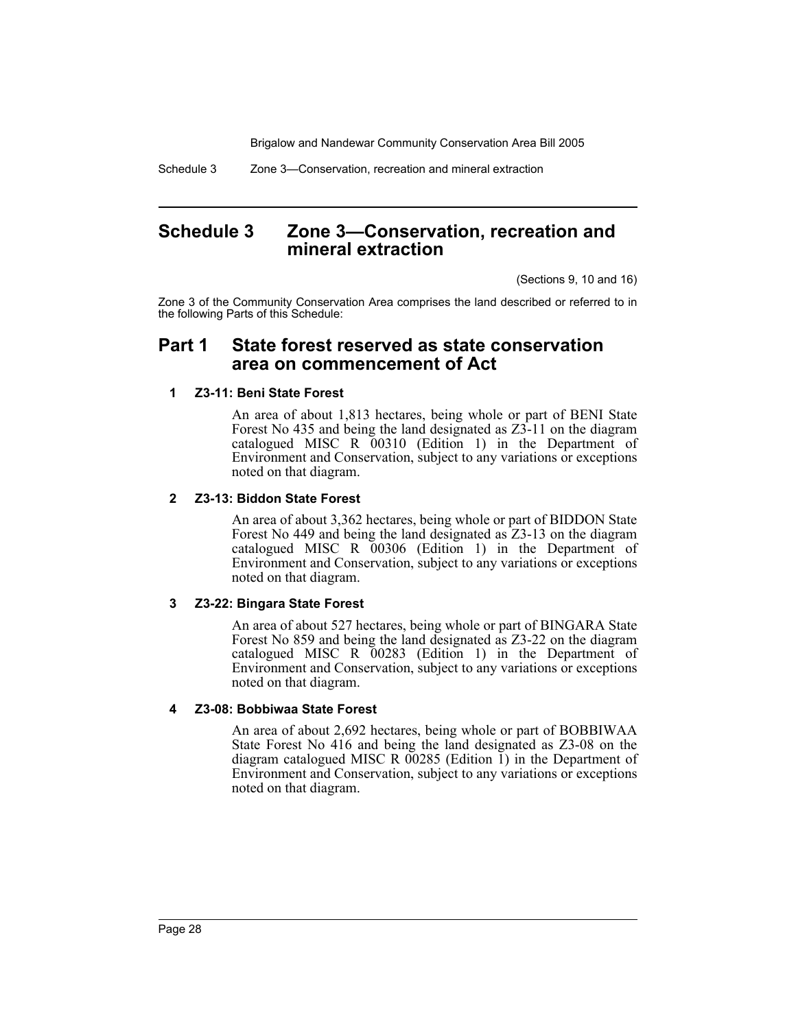# Schedule 3 Zone 3—Conservation, recreation and mineral extraction

(Sections 9, 10 and 16)

Zone 3 of the Community Conservation Area comprises the land described or referred to in the following Parts of this Schedule:

## Part 1 State forest reserved as state conservation area on commencement of Act

### 1 Z3-11: Beni State Forest

An area of about 1,813 hectares, being whole or part of BENI State Forest No 435 and being the land designated as Z3-11 on the diagram catalogued MISC R 00310 (Edition 1) in the Department of Environment and Conservation, subject to any variations or exceptions noted on that diagram.

### 2 Z3-13: Biddon State Forest

An area of about 3,362 hectares, being whole or part of BIDDON State Forest No 449 and being the land designated as Z3-13 on the diagram catalogued MISC R 00306 (Edition 1) in the Department of Environment and Conservation, subject to any variations or exceptions noted on that diagram.

### 3 Z3-22: Bingara State Forest

An area of about 527 hectares, being whole or part of BINGARA State Forest No 859 and being the land designated as Z3-22 on the diagram catalogued MISC R 00283 (Edition 1) in the Department of Environment and Conservation, subject to any variations or exceptions noted on that diagram.

### 4 Z3-08: Bobbiwaa State Forest

An area of about 2,692 hectares, being whole or part of BOBBIWAA State Forest No 416 and being the land designated as Z3-08 on the diagram catalogued MISC R 00285 (Edition 1) in the Department of Environment and Conservation, subject to any variations or exceptions noted on that diagram.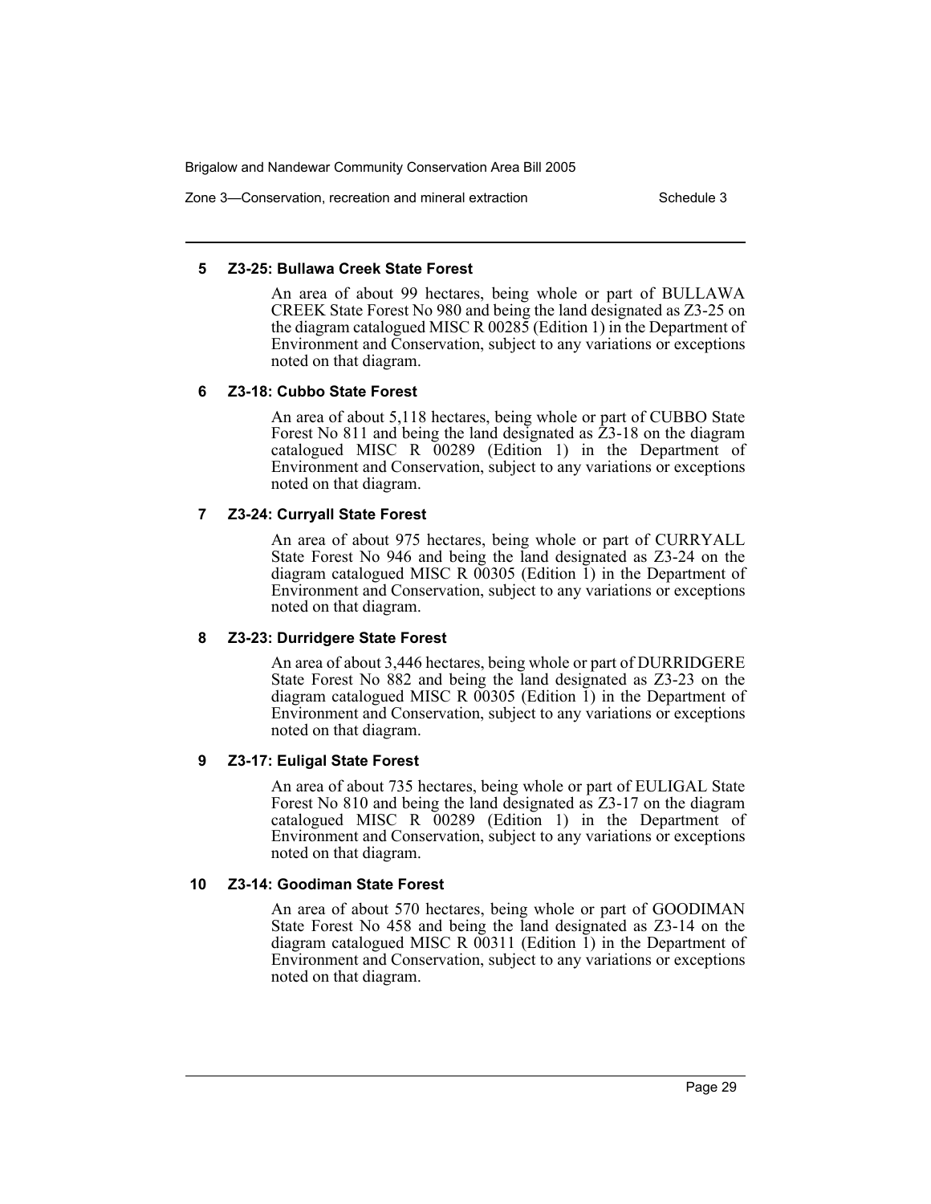### 5 Z3-25: Bullawa Creek State Forest

An area of about 99 hectares, being whole or part of BULLAWA CREEK State Forest No 980 and being the land designated as Z3-25 on the diagram catalogued MISC R 00285 (Edition 1) in the Department of Environment and Conservation, subject to any variations or exceptions noted on that diagram.

### 6 Z3-18: Cubbo State Forest

An area of about 5,118 hectares, being whole or part of CUBBO State Forest No 811 and being the land designated as Z3-18 on the diagram catalogued MISC R 00289 (Edition 1) in the Department of Environment and Conservation, subject to any variations or exceptions noted on that diagram.

### 7 Z3-24: Curryall State Forest

An area of about 975 hectares, being whole or part of CURRYALL State Forest No 946 and being the land designated as Z3-24 on the diagram catalogued MISC R 00305 (Edition 1) in the Department of Environment and Conservation, subject to any variations or exceptions noted on that diagram.

### 8 Z3-23: Durridgere State Forest

An area of about 3,446 hectares, being whole or part of DURRIDGERE State Forest No 882 and being the land designated as Z3-23 on the diagram catalogued MISC R 00305 (Edition 1) in the Department of Environment and Conservation, subject to any variations or exceptions noted on that diagram.

### 9 Z3-17: Euligal State Forest

An area of about 735 hectares, being whole or part of EULIGAL State Forest No 810 and being the land designated as Z3-17 on the diagram catalogued MISC R 00289 (Edition 1) in the Department of Environment and Conservation, subject to any variations or exceptions noted on that diagram.

### 10 Z3-14: Goodiman State Forest

An area of about 570 hectares, being whole or part of GOODIMAN State Forest No 458 and being the land designated as Z3-14 on the diagram catalogued MISC R 00311 (Edition 1) in the Department of Environment and Conservation, subject to any variations or exceptions noted on that diagram.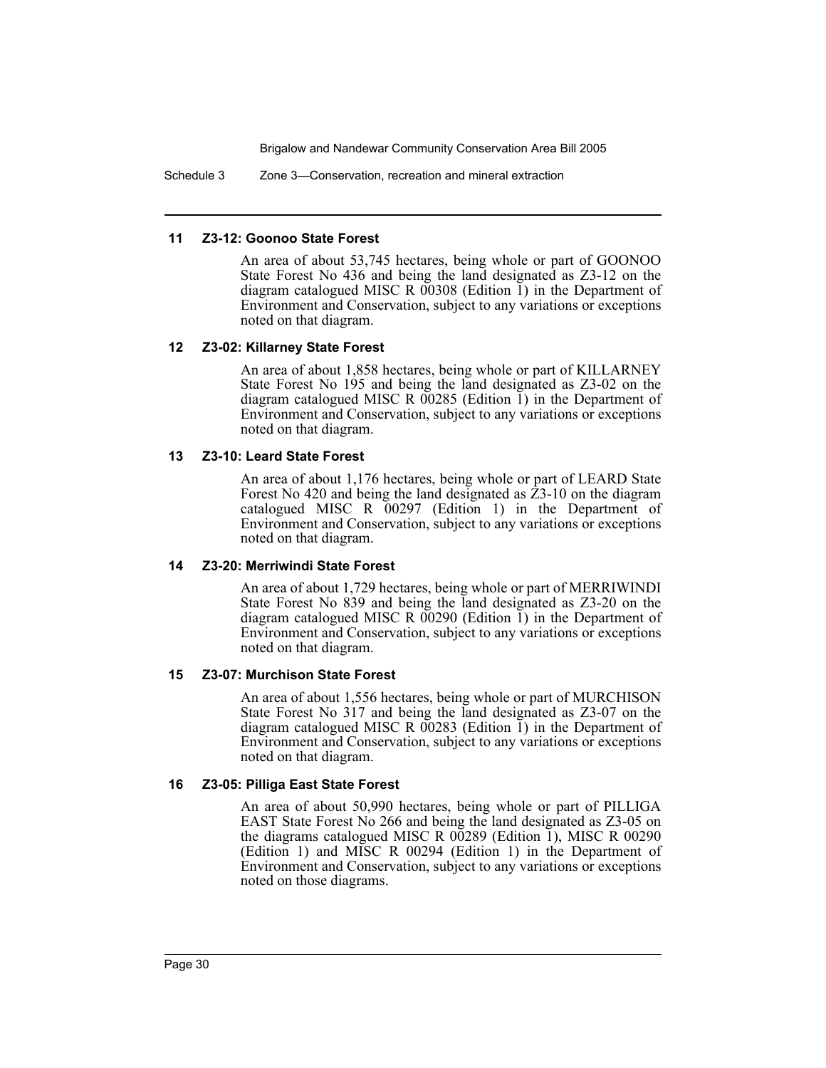#### 11 Z3-12: Goonoo State Forest

An area of about 53,745 hectares, being whole or part of GOONOO State Forest No 436 and being the land designated as Z3-12 on the diagram catalogued MISC R 00308 (Edition 1) in the Department of Environment and Conservation, subject to any variations or exceptions noted on that diagram.

#### 12 Z3-02: Killarney State Forest

An area of about 1,858 hectares, being whole or part of KILLARNEY State Forest No 195 and being the land designated as Z3-02 on the diagram catalogued MISC R 00285 (Edition 1) in the Department of Environment and Conservation, subject to any variations or exceptions noted on that diagram.

#### 13 Z3-10: Leard State Forest

An area of about 1,176 hectares, being whole or part of LEARD State Forest No 420 and being the land designated as Z3-10 on the diagram catalogued MISC R 00297 (Edition 1) in the Department of Environment and Conservation, subject to any variations or exceptions noted on that diagram.

#### 14 Z3-20: Merriwindi State Forest

An area of about 1,729 hectares, being whole or part of MERRIWINDI State Forest No 839 and being the land designated as Z3-20 on the diagram catalogued MISC R 00290 (Edition 1) in the Department of Environment and Conservation, subject to any variations or exceptions noted on that diagram.

#### 15 Z3-07: Murchison State Forest

An area of about 1,556 hectares, being whole or part of MURCHISON State Forest No 317 and being the land designated as Z3-07 on the diagram catalogued MISC R 00283 (Edition 1) in the Department of Environment and Conservation, subject to any variations or exceptions noted on that diagram.

#### 16 Z3-05: Pilliga East State Forest

An area of about 50,990 hectares, being whole or part of PILLIGA EAST State Forest No 266 and being the land designated as Z3-05 on the diagrams catalogued MISC R 00289 (Edition 1), MISC R 00290 (Edition 1) and MISC R 00294 (Edition 1) in the Department of Environment and Conservation, subject to any variations or exceptions noted on those diagrams.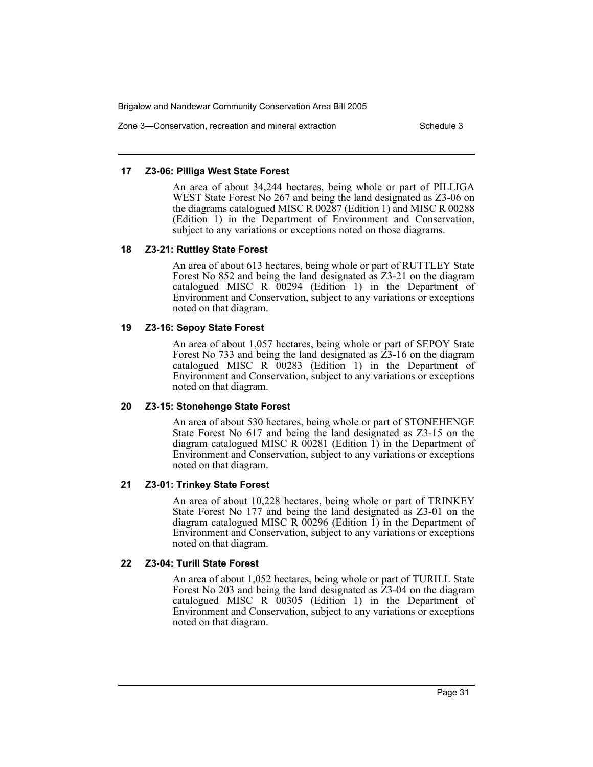### 17 Z3-06: Pilliga West State Forest

An area of about 34,244 hectares, being whole or part of PILLIGA WEST State Forest No 267 and being the land designated as Z3-06 on the diagrams catalogued MISC R 00287 (Edition 1) and MISC R 00288 (Edition 1) in the Department of Environment and Conservation, subject to any variations or exceptions noted on those diagrams.

### 18 Z3-21: Ruttley State Forest

An area of about 613 hectares, being whole or part of RUTTLEY State Forest No 852 and being the land designated as Z3-21 on the diagram catalogued MISC R 00294 (Edition 1) in the Department of Environment and Conservation, subject to any variations or exceptions noted on that diagram.

### 19 Z3-16: Sepoy State Forest

An area of about 1,057 hectares, being whole or part of SEPOY State Forest No 733 and being the land designated as Z3-16 on the diagram catalogued MISC R 00283 (Edition 1) in the Department of Environment and Conservation, subject to any variations or exceptions noted on that diagram.

### 20 Z3-15: Stonehenge State Forest

An area of about 530 hectares, being whole or part of STONEHENGE State Forest No 617 and being the land designated as Z3-15 on the diagram catalogued MISC R 00281 (Edition 1) in the Department of Environment and Conservation, subject to any variations or exceptions noted on that diagram.

### 21 Z3-01: Trinkey State Forest

An area of about 10,228 hectares, being whole or part of TRINKEY State Forest No 177 and being the land designated as Z3-01 on the diagram catalogued MISC R 00296 (Edition 1) in the Department of Environment and Conservation, subject to any variations or exceptions noted on that diagram.

### 22 Z3-04: Turill State Forest

An area of about 1,052 hectares, being whole or part of TURILL State Forest No 203 and being the land designated as Z3-04 on the diagram catalogued MISC R 00305 (Edition 1) in the Department of Environment and Conservation, subject to any variations or exceptions noted on that diagram.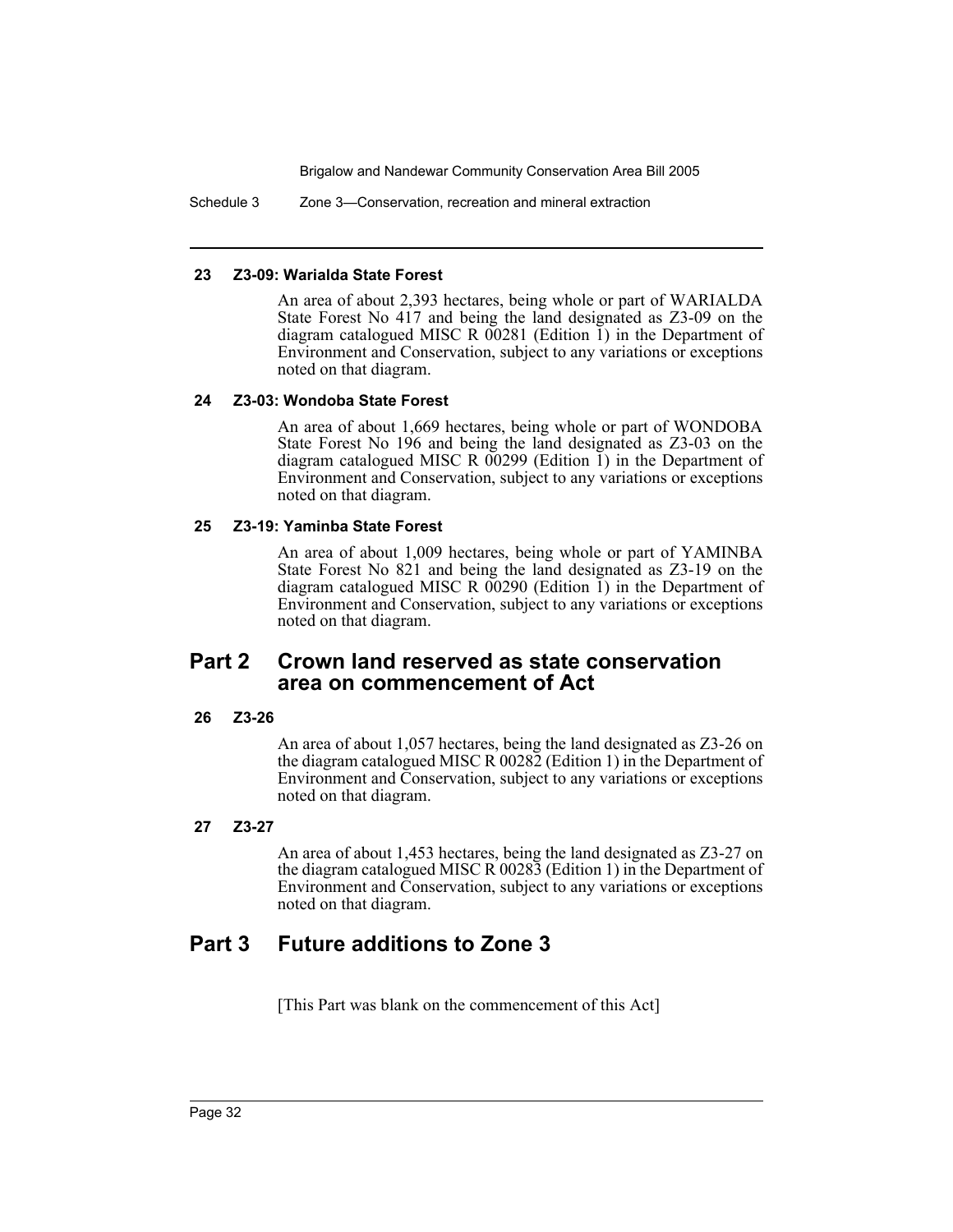#### 23 Z3-09: Warialda State Forest

An area of about 2,393 hectares, being whole or part of WARIALDA State Forest No 417 and being the land designated as Z3-09 on the diagram catalogued MISC R 00281 (Edition 1) in the Department of Environment and Conservation, subject to any variations or exceptions noted on that diagram.

#### 24 Z3-03: Wondoba State Forest

An area of about 1,669 hectares, being whole or part of WONDOBA State Forest No 196 and being the land designated as Z3-03 on the diagram catalogued MISC R 00299 (Edition 1) in the Department of Environment and Conservation, subject to any variations or exceptions noted on that diagram.

#### 25 Z3-19: Yaminba State Forest

An area of about 1,009 hectares, being whole or part of YAMINBA State Forest No 821 and being the land designated as Z3-19 on the diagram catalogued MISC R 00290 (Edition 1) in the Department of Environment and Conservation, subject to any variations or exceptions noted on that diagram.

## Part 2 Crown land reserved as state conservation area on commencement of Act

#### 26 Z3-26

An area of about 1,057 hectares, being the land designated as Z3-26 on the diagram catalogued MISC R 00282 (Edition 1) in the Department of Environment and Conservation, subject to any variations or exceptions noted on that diagram.

#### 27 Z3-27

An area of about 1,453 hectares, being the land designated as Z3-27 on the diagram catalogued MISC R 00283 (Edition 1) in the Department of Environment and Conservation, subject to any variations or exceptions noted on that diagram.

## Part 3 Future additions to Zone 3

[This Part was blank on the commencement of this Act]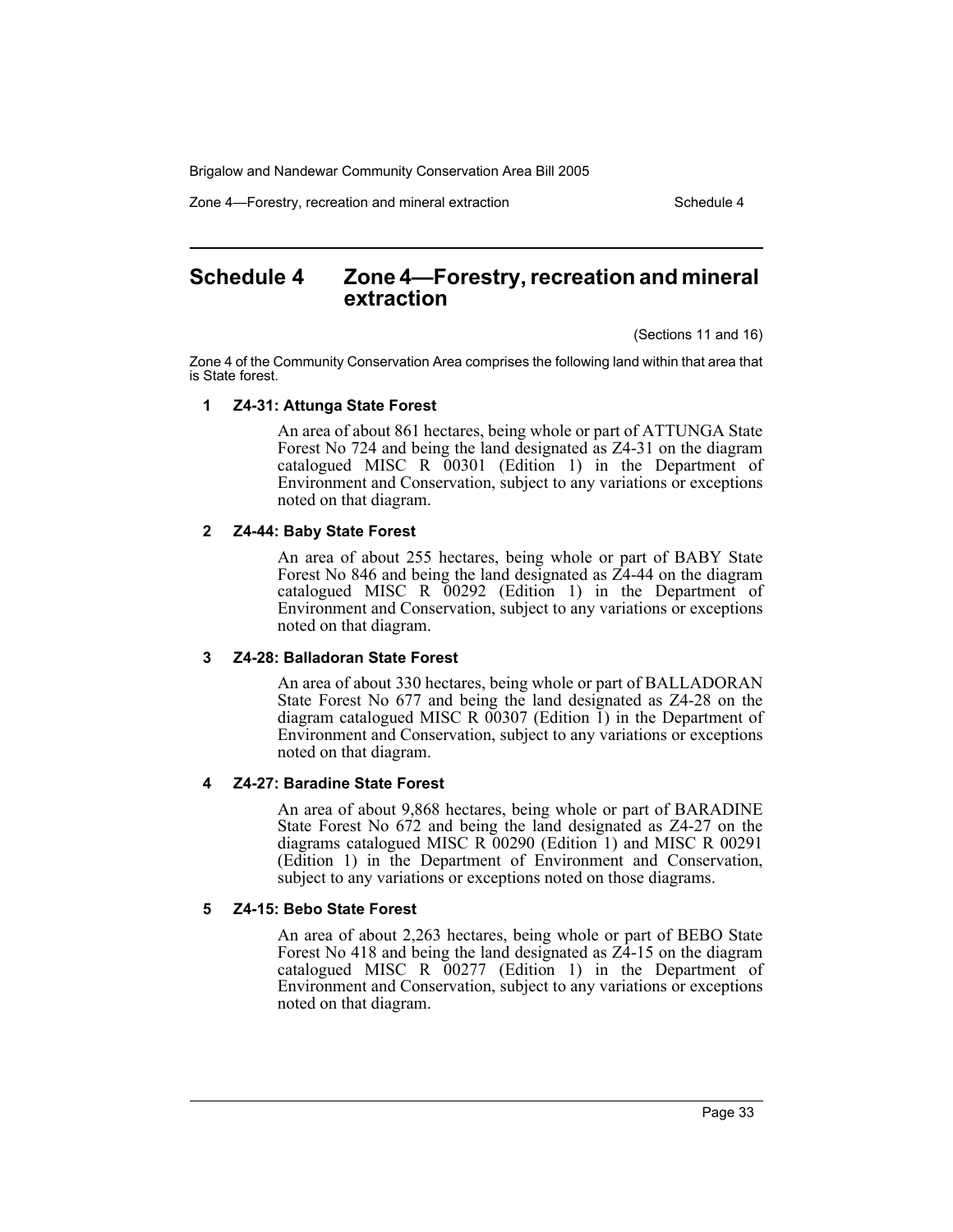# Schedule 4 Zone 4—Forestry, recreation and mineral extraction

(Sections 11 and 16)

Zone 4 of the Community Conservation Area comprises the following land within that area that is State forest.

### 1 Z4-31: Attunga State Forest

An area of about 861 hectares, being whole or part of ATTUNGA State Forest No 724 and being the land designated as Z4-31 on the diagram catalogued MISC R 00301 (Edition 1) in the Department of Environment and Conservation, subject to any variations or exceptions noted on that diagram.

### 2 Z4-44: Baby State Forest

An area of about 255 hectares, being whole or part of BABY State Forest No 846 and being the land designated as Z4-44 on the diagram catalogued MISC R 00292 (Edition 1) in the Department of Environment and Conservation, subject to any variations or exceptions noted on that diagram.

### 3 Z4-28: Balladoran State Forest

An area of about 330 hectares, being whole or part of BALLADORAN State Forest No 677 and being the land designated as Z4-28 on the diagram catalogued MISC R 00307 (Edition 1) in the Department of Environment and Conservation, subject to any variations or exceptions noted on that diagram.

### 4 Z4-27: Baradine State Forest

An area of about 9,868 hectares, being whole or part of BARADINE State Forest No 672 and being the land designated as Z4-27 on the diagrams catalogued MISC R 00290 (Edition 1) and MISC R 00291 (Edition 1) in the Department of Environment and Conservation, subject to any variations or exceptions noted on those diagrams.

### 5 Z4-15: Bebo State Forest

An area of about 2,263 hectares, being whole or part of BEBO State Forest No 418 and being the land designated as Z4-15 on the diagram catalogued MISC R 00277 (Edition 1) in the Department of Environment and Conservation, subject to any variations or exceptions noted on that diagram.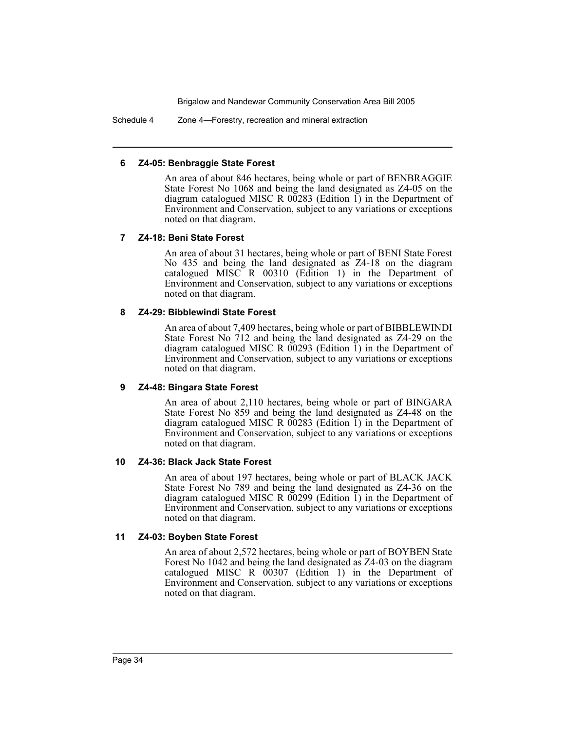### 6 Z4-05: Benbraggie State Forest

An area of about 846 hectares, being whole or part of BENBRAGGIE State Forest No 1068 and being the land designated as Z4-05 on the diagram catalogued MISC R 00283 (Edition 1) in the Department of Environment and Conservation, subject to any variations or exceptions noted on that diagram.

### 7 Z4-18: Beni State Forest

An area of about 31 hectares, being whole or part of BENI State Forest No 435 and being the land designated as Z4-18 on the diagram catalogued MISC R 00310 (Edition 1) in the Department of Environment and Conservation, subject to any variations or exceptions noted on that diagram.

### 8 Z4-29: Bibblewindi State Forest

An area of about 7,409 hectares, being whole or part of BIBBLEWINDI State Forest No 712 and being the land designated as Z4-29 on the diagram catalogued MISC R 00293 (Edition 1) in the Department of Environment and Conservation, subject to any variations or exceptions noted on that diagram.

### 9 Z4-48: Bingara State Forest

An area of about 2,110 hectares, being whole or part of BINGARA State Forest No 859 and being the land designated as Z4-48 on the diagram catalogued MISC R 00283 (Edition 1) in the Department of Environment and Conservation, subject to any variations or exceptions noted on that diagram.

### 10 Z4-36: Black Jack State Forest

An area of about 197 hectares, being whole or part of BLACK JACK State Forest No 789 and being the land designated as Z4-36 on the diagram catalogued MISC R 00299 (Edition 1) in the Department of Environment and Conservation, subject to any variations or exceptions noted on that diagram.

### 11 Z4-03: Boyben State Forest

An area of about 2,572 hectares, being whole or part of BOYBEN State Forest No 1042 and being the land designated as Z4-03 on the diagram catalogued MISC R 00307 (Edition 1) in the Department of Environment and Conservation, subject to any variations or exceptions noted on that diagram.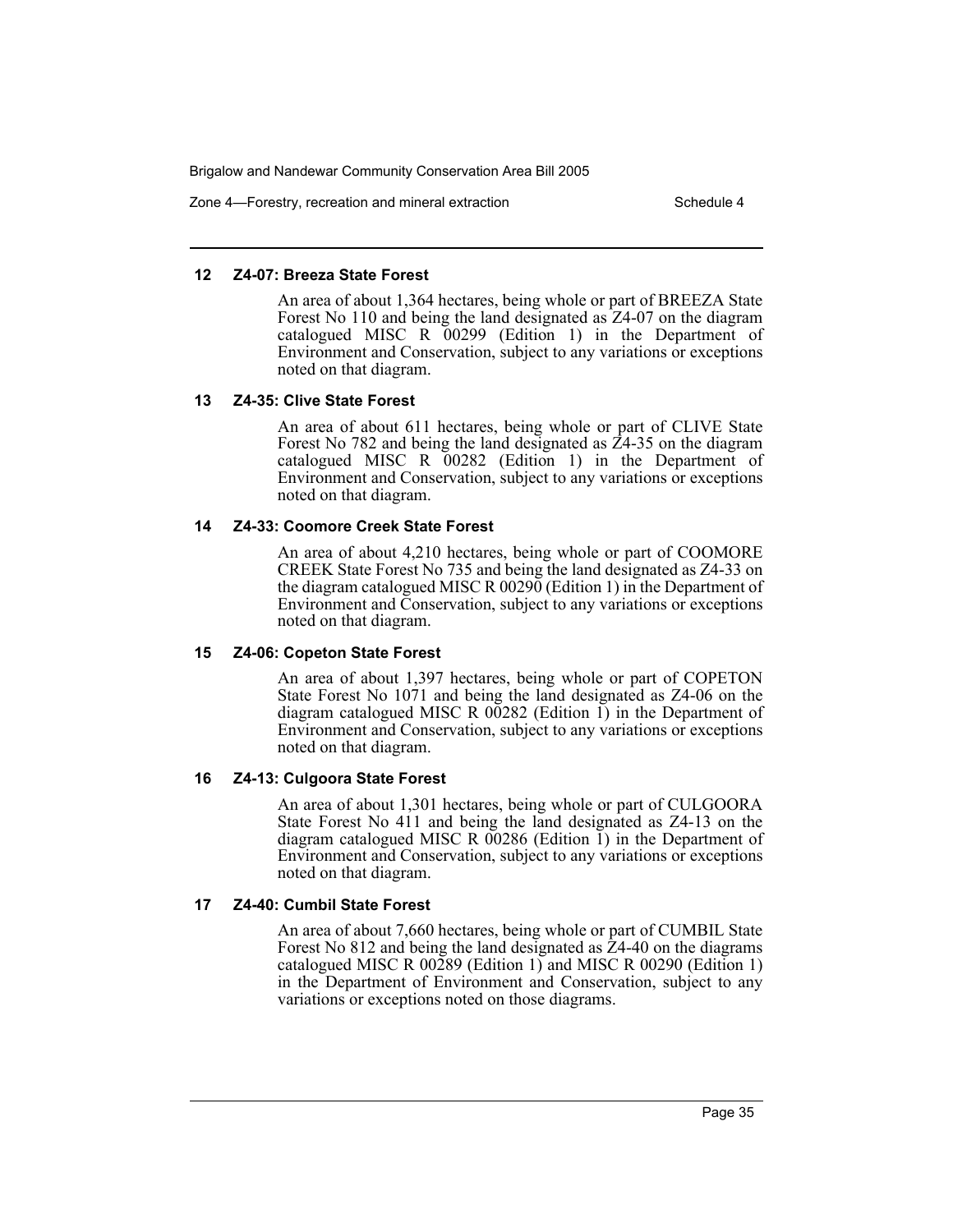### 12 Z4-07: Breeza State Forest

An area of about 1,364 hectares, being whole or part of BREEZA State Forest No 110 and being the land designated as Z4-07 on the diagram catalogued MISC R 00299 (Edition 1) in the Department of Environment and Conservation, subject to any variations or exceptions noted on that diagram.

### 13 Z4-35: Clive State Forest

An area of about 611 hectares, being whole or part of CLIVE State Forest No 782 and being the land designated as Z4-35 on the diagram catalogued MISC R 00282 (Edition 1) in the Department of Environment and Conservation, subject to any variations or exceptions noted on that diagram.

### 14 Z4-33: Coomore Creek State Forest

An area of about 4,210 hectares, being whole or part of COOMORE CREEK State Forest No 735 and being the land designated as Z4-33 on the diagram catalogued MISC R 00290 (Edition 1) in the Department of Environment and Conservation, subject to any variations or exceptions noted on that diagram.

### 15 Z4-06: Copeton State Forest

An area of about 1,397 hectares, being whole or part of COPETON State Forest No 1071 and being the land designated as Z4-06 on the diagram catalogued MISC R 00282 (Edition 1) in the Department of Environment and Conservation, subject to any variations or exceptions noted on that diagram.

### 16 Z4-13: Culgoora State Forest

An area of about 1,301 hectares, being whole or part of CULGOORA State Forest No 411 and being the land designated as Z4-13 on the diagram catalogued MISC R 00286 (Edition 1) in the Department of Environment and Conservation, subject to any variations or exceptions noted on that diagram.

### 17 Z4-40: Cumbil State Forest

An area of about 7,660 hectares, being whole or part of CUMBIL State Forest No 812 and being the land designated as Z4-40 on the diagrams catalogued MISC R 00289 (Edition 1) and MISC R 00290 (Edition 1) in the Department of Environment and Conservation, subject to any variations or exceptions noted on those diagrams.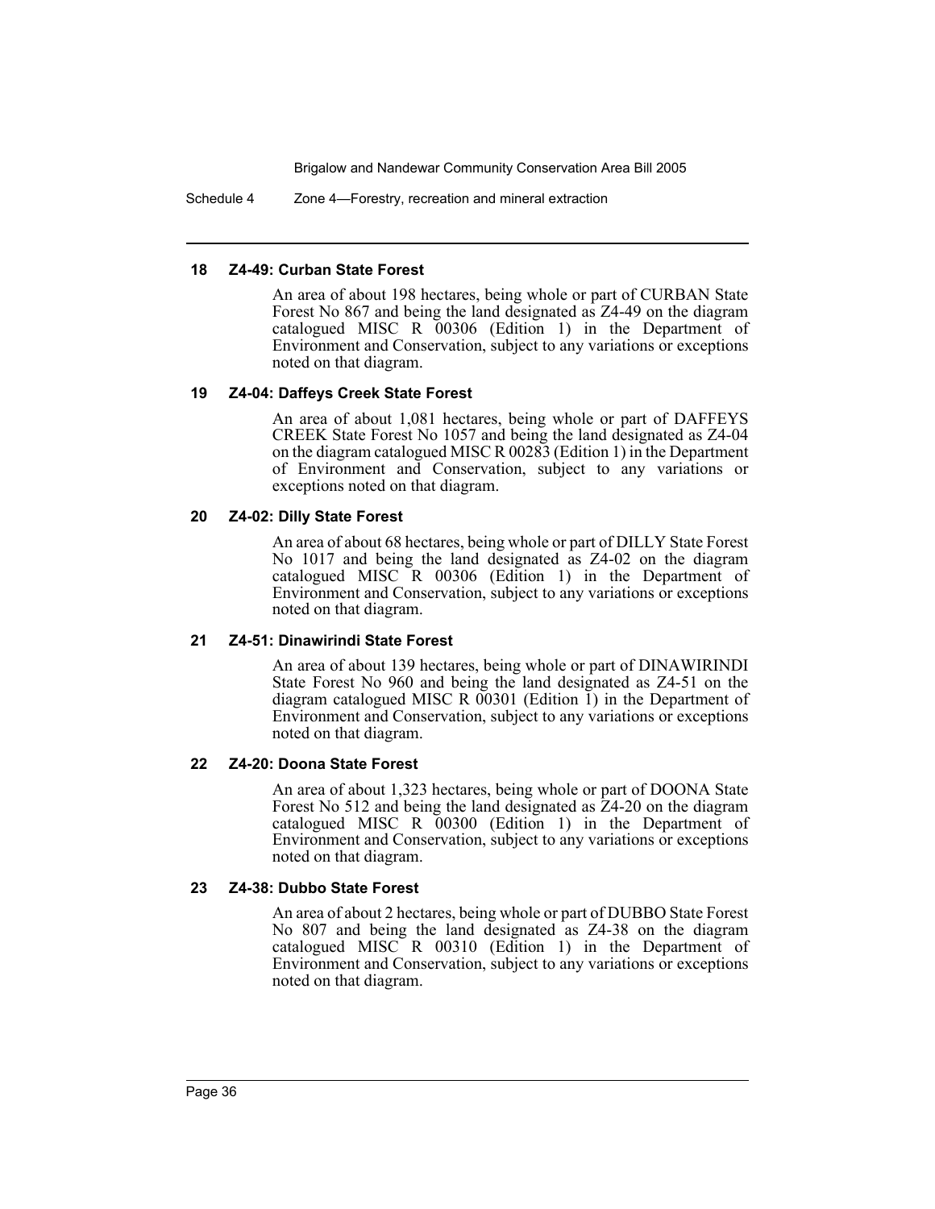#### 18 Z4-49: Curban State Forest

An area of about 198 hectares, being whole or part of CURBAN State Forest No 867 and being the land designated as Z4-49 on the diagram catalogued MISC R 00306 (Edition 1) in the Department of Environment and Conservation, subject to any variations or exceptions noted on that diagram.

#### 19 Z4-04: Daffeys Creek State Forest

An area of about 1,081 hectares, being whole or part of DAFFEYS CREEK State Forest No 1057 and being the land designated as Z4-04 on the diagram catalogued MISC R 00283 (Edition 1) in the Department of Environment and Conservation, subject to any variations or exceptions noted on that diagram.

#### 20 Z4-02: Dilly State Forest

An area of about 68 hectares, being whole or part of DILLY State Forest No 1017 and being the land designated as Z4-02 on the diagram catalogued MISC R 00306 (Edition 1) in the Department of Environment and Conservation, subject to any variations or exceptions noted on that diagram.

#### 21 Z4-51: Dinawirindi State Forest

An area of about 139 hectares, being whole or part of DINAWIRINDI State Forest No 960 and being the land designated as Z4-51 on the diagram catalogued MISC R 00301 (Edition 1) in the Department of Environment and Conservation, subject to any variations or exceptions noted on that diagram.

#### 22 Z4-20: Doona State Forest

An area of about 1,323 hectares, being whole or part of DOONA State Forest No 512 and being the land designated as Z4-20 on the diagram catalogued MISC R 00300 (Edition 1) in the Department of Environment and Conservation, subject to any variations or exceptions noted on that diagram.

#### 23 Z4-38: Dubbo State Forest

An area of about 2 hectares, being whole or part of DUBBO State Forest No 807 and being the land designated as Z4-38 on the diagram catalogued MISC R 00310 (Edition 1) in the Department of Environment and Conservation, subject to any variations or exceptions noted on that diagram.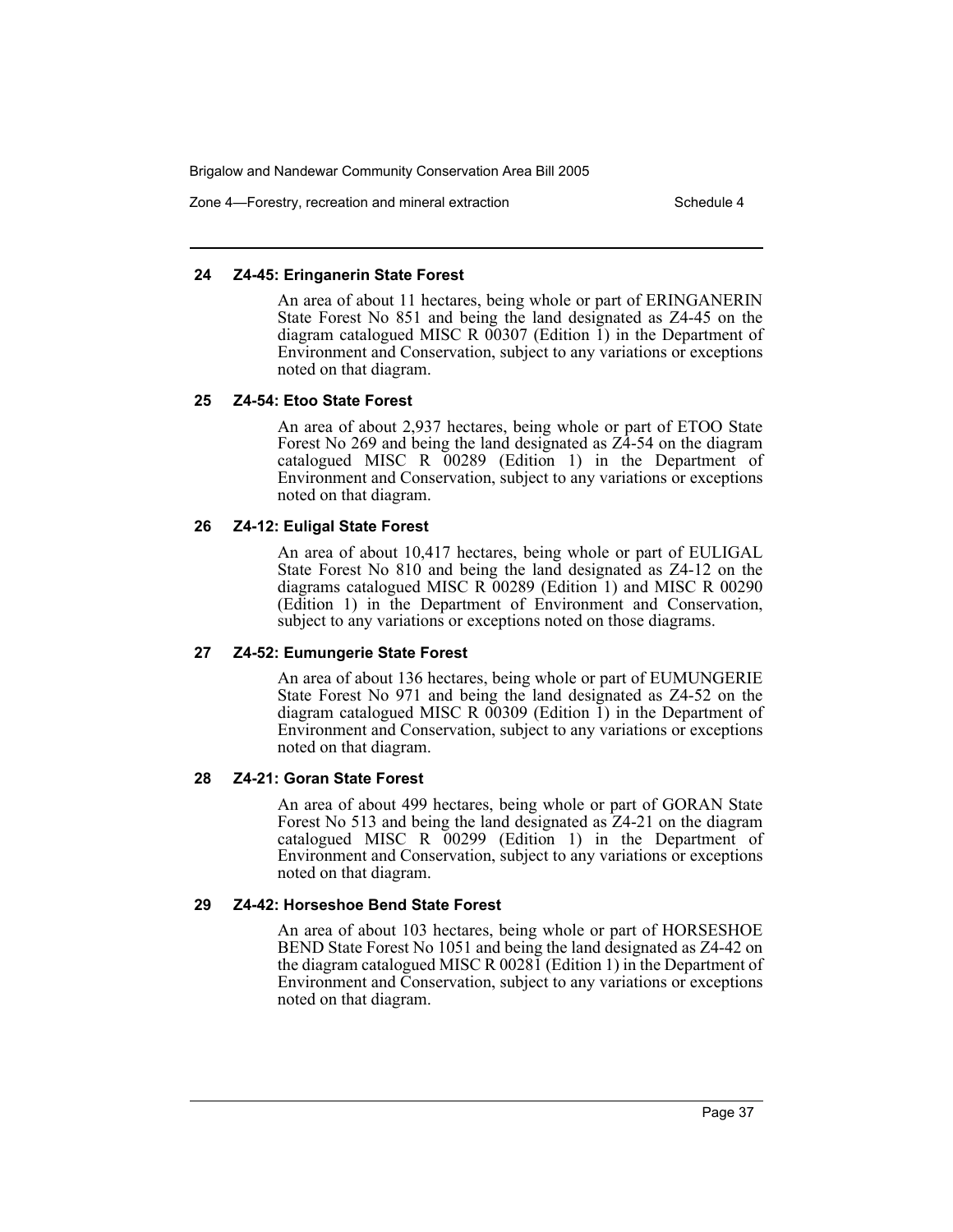#### 24 Z4-45: Eringanerin State Forest

An area of about 11 hectares, being whole or part of ERINGANERIN State Forest No 851 and being the land designated as Z4-45 on the diagram catalogued MISC R 00307 (Edition 1) in the Department of Environment and Conservation, subject to any variations or exceptions noted on that diagram.

#### 25 Z4-54: Etoo State Forest

An area of about 2,937 hectares, being whole or part of ETOO State Forest No 269 and being the land designated as Z4-54 on the diagram catalogued MISC R 00289 (Edition 1) in the Department of Environment and Conservation, subject to any variations or exceptions noted on that diagram.

#### 26 Z4-12: Euligal State Forest

An area of about 10,417 hectares, being whole or part of EULIGAL State Forest No 810 and being the land designated as Z4-12 on the diagrams catalogued MISC R 00289 (Edition 1) and MISC R 00290 (Edition 1) in the Department of Environment and Conservation, subject to any variations or exceptions noted on those diagrams.

#### 27 Z4-52: Eumungerie State Forest

An area of about 136 hectares, being whole or part of EUMUNGERIE State Forest No 971 and being the land designated as Z4-52 on the diagram catalogued MISC R 00309 (Edition 1) in the Department of Environment and Conservation, subject to any variations or exceptions noted on that diagram.

#### 28 Z4-21: Goran State Forest

An area of about 499 hectares, being whole or part of GORAN State Forest No 513 and being the land designated as Z4-21 on the diagram catalogued MISC R 00299 (Edition 1) in the Department of Environment and Conservation, subject to any variations or exceptions noted on that diagram.

#### 29 Z4-42: Horseshoe Bend State Forest

An area of about 103 hectares, being whole or part of HORSESHOE BEND State Forest No 1051 and being the land designated as Z4-42 on the diagram catalogued MISC R 00281 (Edition 1) in the Department of Environment and Conservation, subject to any variations or exceptions noted on that diagram.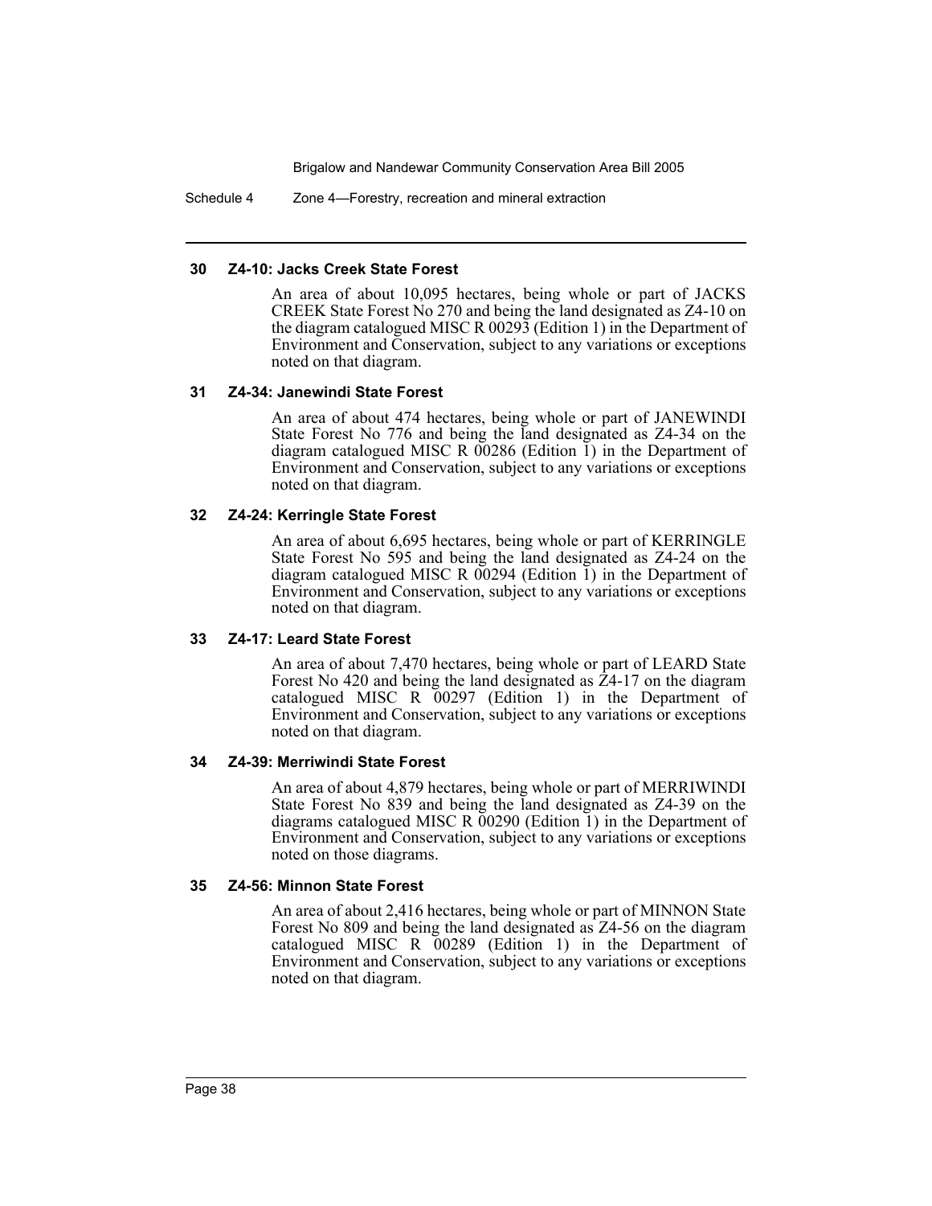### 30 Z4-10: Jacks Creek State Forest

An area of about 10,095 hectares, being whole or part of JACKS CREEK State Forest No 270 and being the land designated as Z4-10 on the diagram catalogued MISC R 00293 (Edition 1) in the Department of Environment and Conservation, subject to any variations or exceptions noted on that diagram.

### 31 Z4-34: Janewindi State Forest

An area of about 474 hectares, being whole or part of JANEWINDI State Forest No 776 and being the land designated as Z4-34 on the diagram catalogued MISC R 00286 (Edition 1) in the Department of Environment and Conservation, subject to any variations or exceptions noted on that diagram.

### 32 Z4-24: Kerringle State Forest

An area of about 6,695 hectares, being whole or part of KERRINGLE State Forest No 595 and being the land designated as Z4-24 on the diagram catalogued MISC R 00294 (Edition 1) in the Department of Environment and Conservation, subject to any variations or exceptions noted on that diagram.

### 33 Z4-17: Leard State Forest

An area of about 7,470 hectares, being whole or part of LEARD State Forest No 420 and being the land designated as Z4-17 on the diagram catalogued MISC R 00297 (Edition 1) in the Department of Environment and Conservation, subject to any variations or exceptions noted on that diagram.

### 34 Z4-39: Merriwindi State Forest

An area of about 4,879 hectares, being whole or part of MERRIWINDI State Forest No 839 and being the land designated as Z4-39 on the diagrams catalogued MISC R 00290 (Edition 1) in the Department of Environment and Conservation, subject to any variations or exceptions noted on those diagrams.

### 35 Z4-56: Minnon State Forest

An area of about 2,416 hectares, being whole or part of MINNON State Forest No 809 and being the land designated as Z4-56 on the diagram catalogued MISC R 00289 (Edition 1) in the Department of Environment and Conservation, subject to any variations or exceptions noted on that diagram.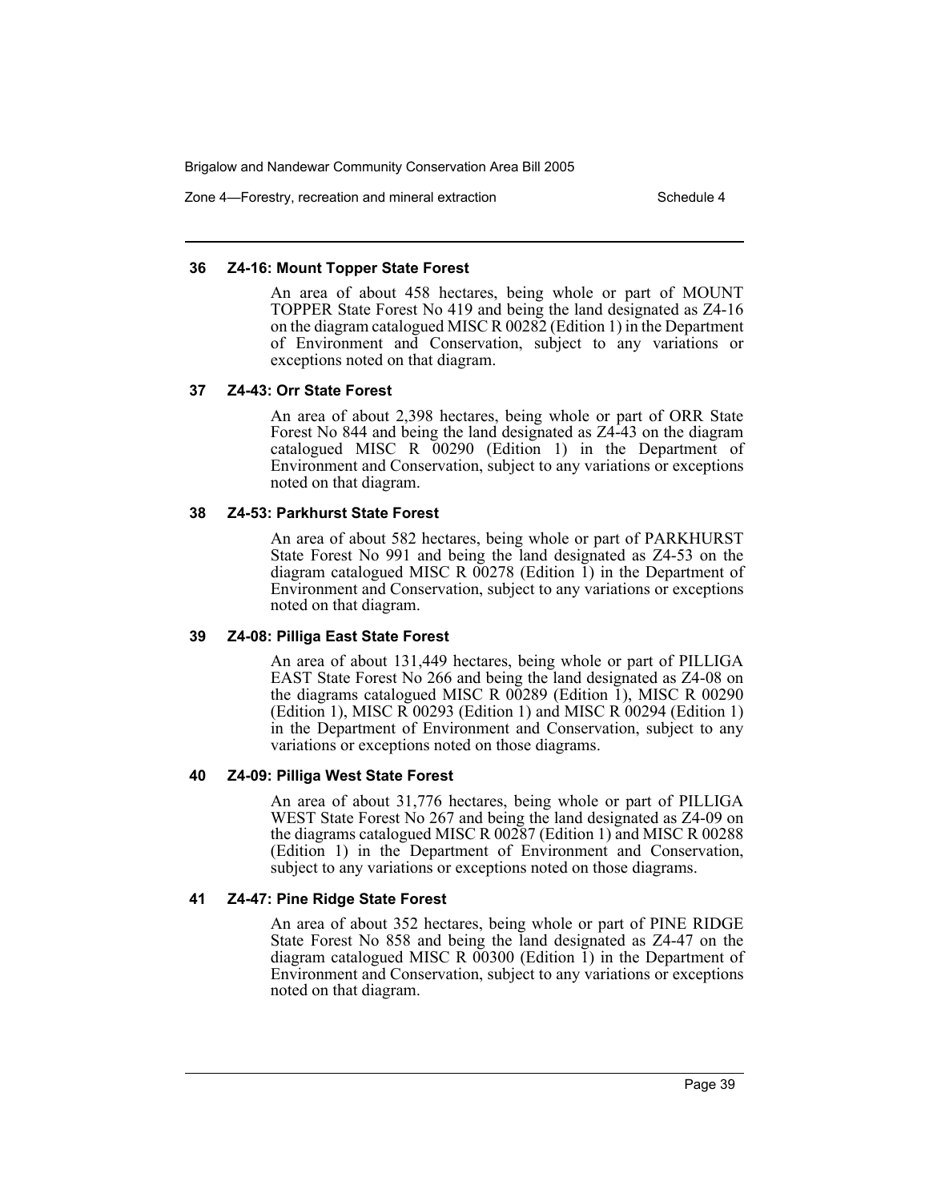### 36 Z4-16: Mount Topper State Forest

An area of about 458 hectares, being whole or part of MOUNT TOPPER State Forest No 419 and being the land designated as Z4-16 on the diagram catalogued MISC R 00282 (Edition 1) in the Department of Environment and Conservation, subject to any variations or exceptions noted on that diagram.

### 37 Z4-43: Orr State Forest

An area of about 2,398 hectares, being whole or part of ORR State Forest No 844 and being the land designated as Z4-43 on the diagram catalogued MISC R 00290 (Edition 1) in the Department of Environment and Conservation, subject to any variations or exceptions noted on that diagram.

### 38 Z4-53: Parkhurst State Forest

An area of about 582 hectares, being whole or part of PARKHURST State Forest No 991 and being the land designated as Z4-53 on the diagram catalogued MISC R 00278 (Edition 1) in the Department of Environment and Conservation, subject to any variations or exceptions noted on that diagram.

### 39 Z4-08: Pilliga East State Forest

An area of about 131,449 hectares, being whole or part of PILLIGA EAST State Forest No 266 and being the land designated as Z4-08 on the diagrams catalogued MISC R 00289 (Edition 1), MISC R 00290 (Edition 1), MISC R 00293 (Edition 1) and MISC R 00294 (Edition 1) in the Department of Environment and Conservation, subject to any variations or exceptions noted on those diagrams.

### 40 Z4-09: Pilliga West State Forest

An area of about 31,776 hectares, being whole or part of PILLIGA WEST State Forest No 267 and being the land designated as Z4-09 on the diagrams catalogued MISC R 00287 (Edition 1) and MISC R 00288 (Edition 1) in the Department of Environment and Conservation, subject to any variations or exceptions noted on those diagrams.

### 41 Z4-47: Pine Ridge State Forest

An area of about 352 hectares, being whole or part of PINE RIDGE State Forest No 858 and being the land designated as Z4-47 on the diagram catalogued MISC R 00300 (Edition 1) in the Department of Environment and Conservation, subject to any variations or exceptions noted on that diagram.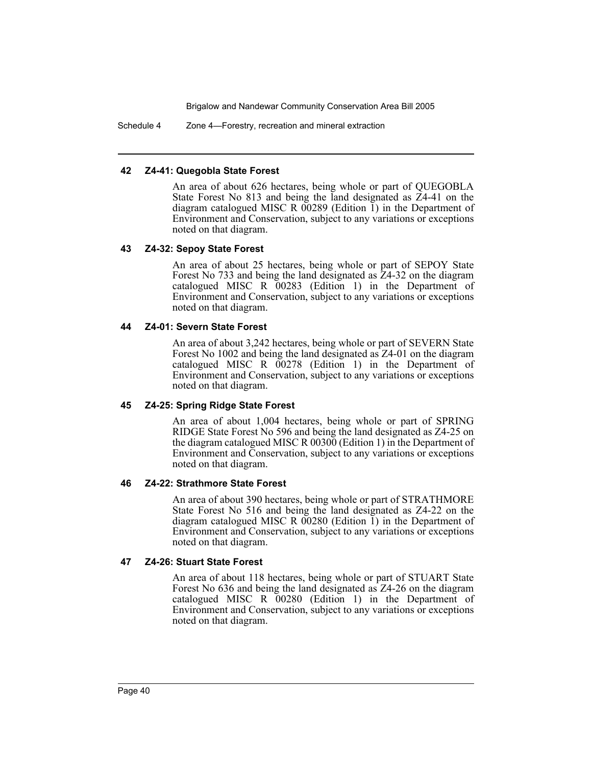### 42 Z4-41: Quegobla State Forest

An area of about 626 hectares, being whole or part of QUEGOBLA State Forest No 813 and being the land designated as Z4-41 on the diagram catalogued MISC R 00289 (Edition 1) in the Department of Environment and Conservation, subject to any variations or exceptions noted on that diagram.

### 43 Z4-32: Sepoy State Forest

An area of about 25 hectares, being whole or part of SEPOY State Forest No 733 and being the land designated as Z4-32 on the diagram catalogued MISC R 00283 (Edition 1) in the Department of Environment and Conservation, subject to any variations or exceptions noted on that diagram.

### 44 Z4-01: Severn State Forest

An area of about 3,242 hectares, being whole or part of SEVERN State Forest No 1002 and being the land designated as Z4-01 on the diagram catalogued MISC R 00278 (Edition 1) in the Department of Environment and Conservation, subject to any variations or exceptions noted on that diagram.

### 45 Z4-25: Spring Ridge State Forest

An area of about 1,004 hectares, being whole or part of SPRING RIDGE State Forest No 596 and being the land designated as Z4-25 on the diagram catalogued MISC R 00300 (Edition 1) in the Department of Environment and Conservation, subject to any variations or exceptions noted on that diagram.

### 46 Z4-22: Strathmore State Forest

An area of about 390 hectares, being whole or part of STRATHMORE State Forest No 516 and being the land designated as Z4-22 on the diagram catalogued MISC R 00280 (Edition 1) in the Department of Environment and Conservation, subject to any variations or exceptions noted on that diagram.

### 47 Z4-26: Stuart State Forest

An area of about 118 hectares, being whole or part of STUART State Forest No 636 and being the land designated as Z4-26 on the diagram catalogued MISC R 00280 (Edition 1) in the Department of Environment and Conservation, subject to any variations or exceptions noted on that diagram.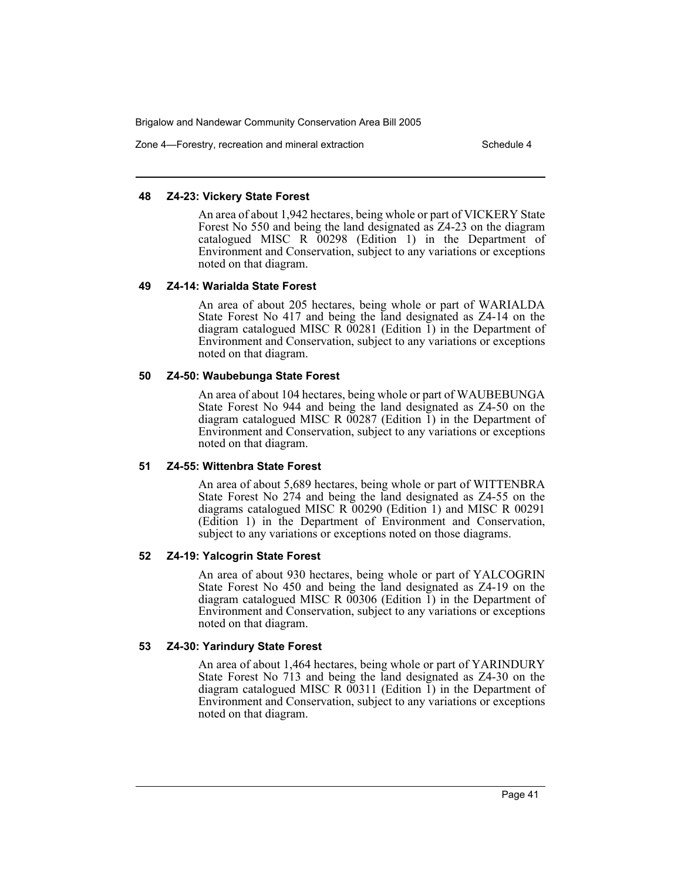### 48 Z4-23: Vickery State Forest

An area of about 1,942 hectares, being whole or part of VICKERY State Forest No 550 and being the land designated as Z4-23 on the diagram catalogued MISC R 00298 (Edition 1) in the Department of Environment and Conservation, subject to any variations or exceptions noted on that diagram.

### 49 Z4-14: Warialda State Forest

An area of about 205 hectares, being whole or part of WARIALDA State Forest No 417 and being the land designated as Z4-14 on the diagram catalogued MISC R 00281 (Edition 1) in the Department of Environment and Conservation, subject to any variations or exceptions noted on that diagram.

### 50 Z4-50: Waubebunga State Forest

An area of about 104 hectares, being whole or part of WAUBEBUNGA State Forest No 944 and being the land designated as Z4-50 on the diagram catalogued MISC R 00287 (Edition 1) in the Department of Environment and Conservation, subject to any variations or exceptions noted on that diagram.

### 51 Z4-55: Wittenbra State Forest

An area of about 5,689 hectares, being whole or part of WITTENBRA State Forest No 274 and being the land designated as Z4-55 on the diagrams catalogued MISC R 00290 (Edition 1) and MISC R 00291 (Edition 1) in the Department of Environment and Conservation, subject to any variations or exceptions noted on those diagrams.

### 52 Z4-19: Yalcogrin State Forest

An area of about 930 hectares, being whole or part of YALCOGRIN State Forest No 450 and being the land designated as Z4-19 on the diagram catalogued MISC R 00306 (Edition 1) in the Department of Environment and Conservation, subject to any variations or exceptions noted on that diagram.

### 53 Z4-30: Yarindury State Forest

An area of about 1,464 hectares, being whole or part of YARINDURY State Forest No 713 and being the land designated as Z4-30 on the diagram catalogued MISC R 00311 (Edition 1) in the Department of Environment and Conservation, subject to any variations or exceptions noted on that diagram.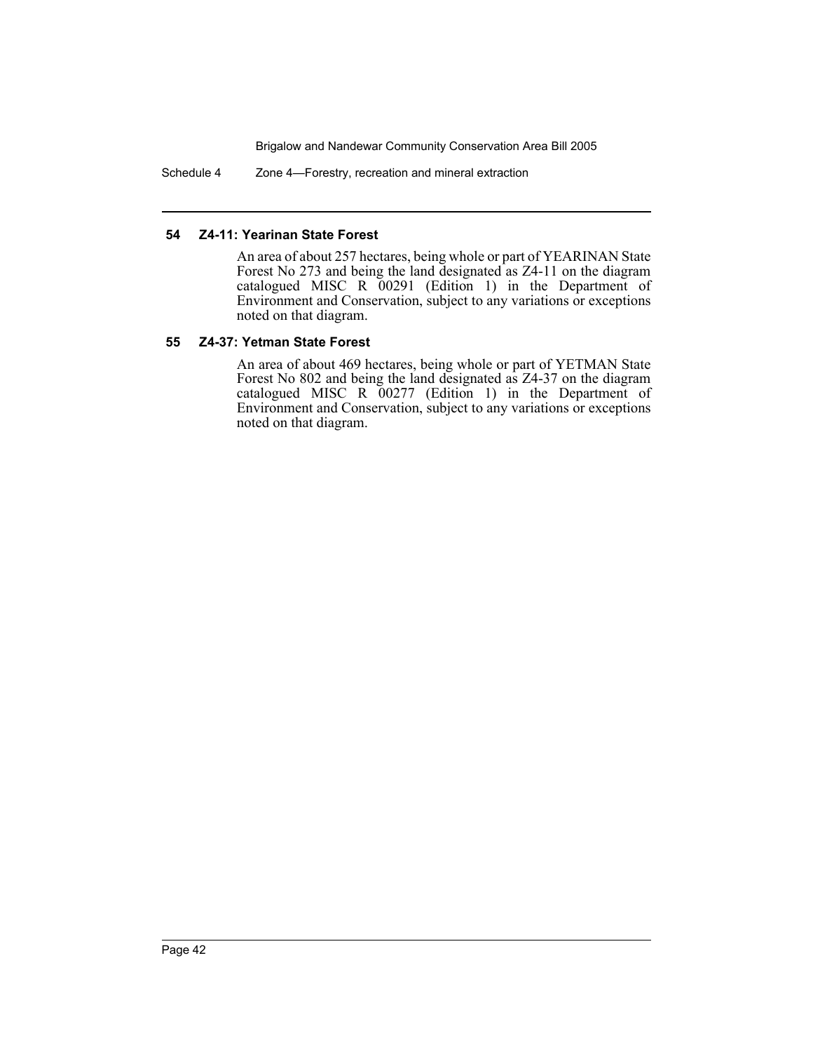### 54 Z4-11: Yearinan State Forest

An area of about 257 hectares, being whole or part of YEARINAN State Forest No 273 and being the land designated as Z4-11 on the diagram catalogued MISC R 00291 (Edition 1) in the Department of Environment and Conservation, subject to any variations or exceptions noted on that diagram.

### 55 Z4-37: Yetman State Forest

An area of about 469 hectares, being whole or part of YETMAN State Forest No 802 and being the land designated as Z4-37 on the diagram catalogued MISC R 00277 (Edition 1) in the Department of Environment and Conservation, subject to any variations or exceptions noted on that diagram.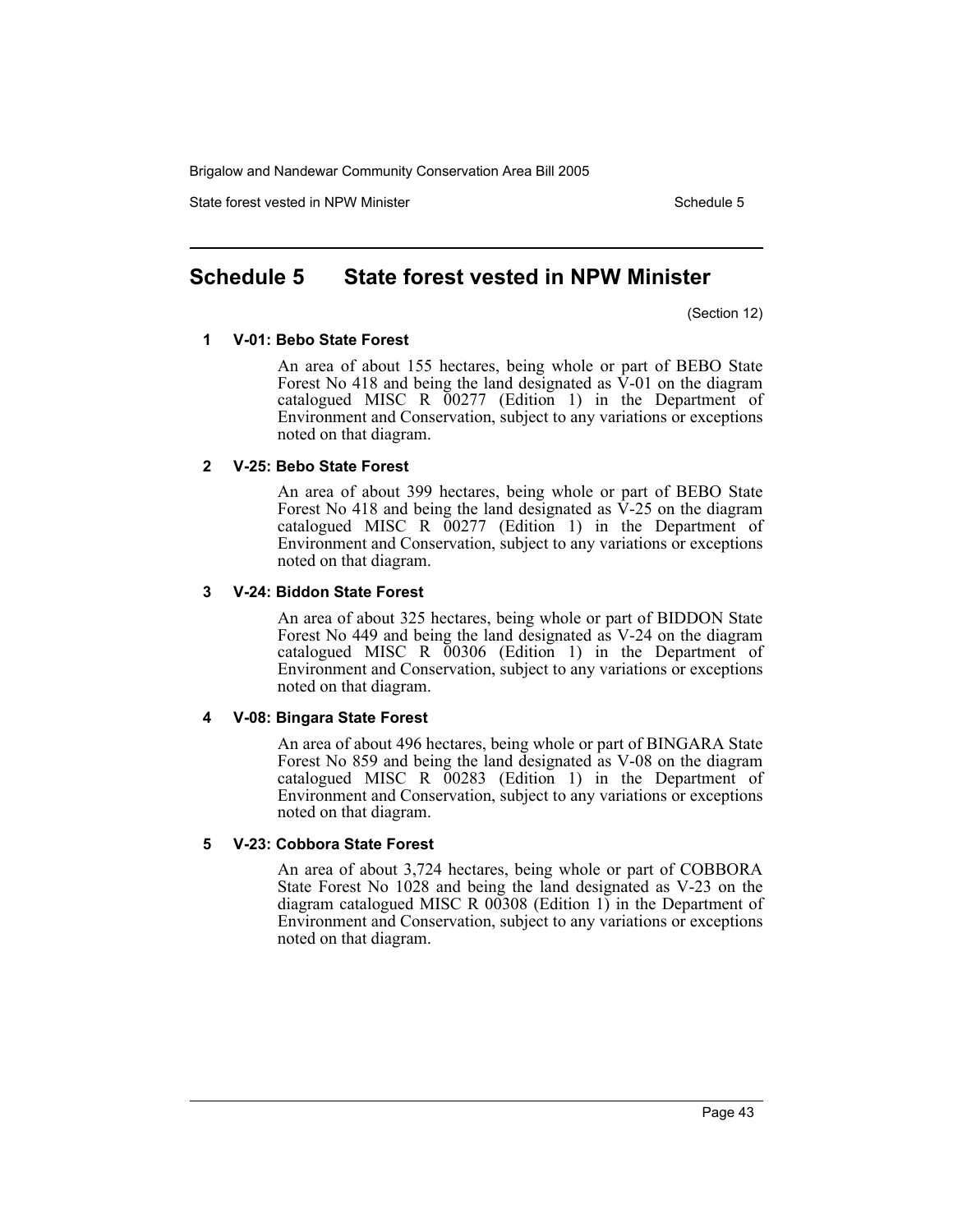# Schedule 5 State forest vested in NPW Minister

(Section 12)

### 1 V-01: Bebo State Forest

An area of about 155 hectares, being whole or part of BEBO State Forest No 418 and being the land designated as V-01 on the diagram catalogued MISC R 00277 (Edition 1) in the Department of Environment and Conservation, subject to any variations or exceptions noted on that diagram.

### 2 V-25: Bebo State Forest

An area of about 399 hectares, being whole or part of BEBO State Forest No 418 and being the land designated as V-25 on the diagram catalogued MISC R 00277 (Edition 1) in the Department of Environment and Conservation, subject to any variations or exceptions noted on that diagram.

### 3 V-24: Biddon State Forest

An area of about 325 hectares, being whole or part of BIDDON State Forest No 449 and being the land designated as V-24 on the diagram catalogued MISC R 00306 (Edition 1) in the Department of Environment and Conservation, subject to any variations or exceptions noted on that diagram.

### 4 V-08: Bingara State Forest

An area of about 496 hectares, being whole or part of BINGARA State Forest No 859 and being the land designated as V-08 on the diagram catalogued MISC R 00283 (Edition 1) in the Department of Environment and Conservation, subject to any variations or exceptions noted on that diagram.

### 5 V-23: Cobbora State Forest

An area of about 3,724 hectares, being whole or part of COBBORA State Forest No 1028 and being the land designated as V-23 on the diagram catalogued MISC R 00308 (Edition 1) in the Department of Environment and Conservation, subject to any variations or exceptions noted on that diagram.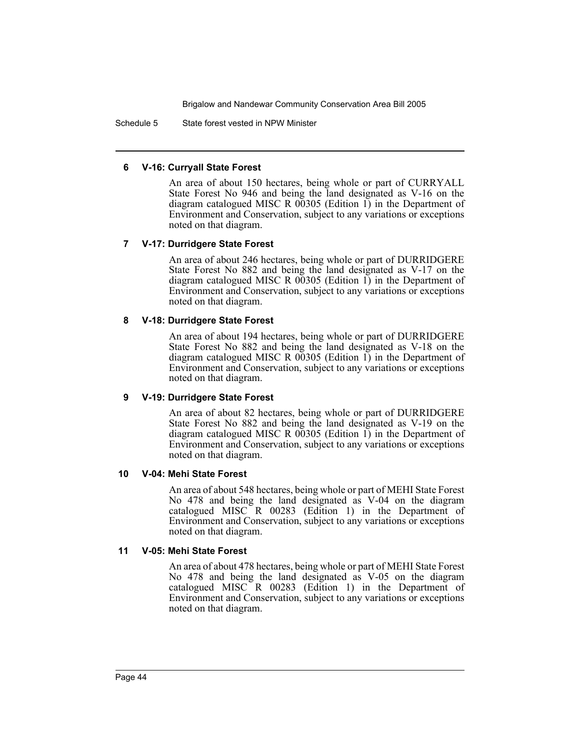### 6 V-16: Curryall State Forest

An area of about 150 hectares, being whole or part of CURRYALL State Forest No 946 and being the land designated as V-16 on the diagram catalogued MISC R 00305 (Edition 1) in the Department of Environment and Conservation, subject to any variations or exceptions noted on that diagram.

### 7 V-17: Durridgere State Forest

An area of about 246 hectares, being whole or part of DURRIDGERE State Forest No 882 and being the land designated as V-17 on the diagram catalogued MISC R 00305 (Edition 1) in the Department of Environment and Conservation, subject to any variations or exceptions noted on that diagram.

### 8 V-18: Durridgere State Forest

An area of about 194 hectares, being whole or part of DURRIDGERE State Forest No 882 and being the land designated as V-18 on the diagram catalogued MISC R 00305 (Edition 1) in the Department of Environment and Conservation, subject to any variations or exceptions noted on that diagram.

### 9 V-19: Durridgere State Forest

An area of about 82 hectares, being whole or part of DURRIDGERE State Forest No 882 and being the land designated as V-19 on the diagram catalogued MISC R 00305 (Edition 1) in the Department of Environment and Conservation, subject to any variations or exceptions noted on that diagram.

### 10 V-04: Mehi State Forest

An area of about 548 hectares, being whole or part of MEHI State Forest No 478 and being the land designated as V-04 on the diagram catalogued MISC R 00283 (Edition 1) in the Department of Environment and Conservation, subject to any variations or exceptions noted on that diagram.

### 11 V-05: Mehi State Forest

An area of about 478 hectares, being whole or part of MEHI State Forest No 478 and being the land designated as V-05 on the diagram catalogued MISC R 00283 (Edition 1) in the Department of Environment and Conservation, subject to any variations or exceptions noted on that diagram.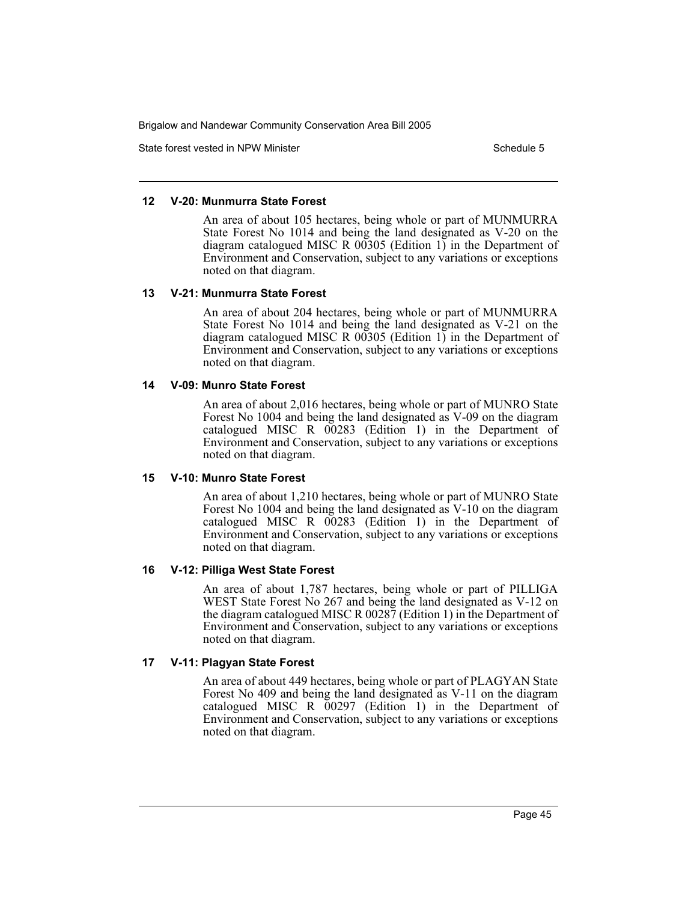### 12 V-20: Munmurra State Forest

An area of about 105 hectares, being whole or part of MUNMURRA State Forest No 1014 and being the land designated as V-20 on the diagram catalogued MISC R 00305 (Edition 1) in the Department of Environment and Conservation, subject to any variations or exceptions noted on that diagram.

### 13 V-21: Munmurra State Forest

An area of about 204 hectares, being whole or part of MUNMURRA State Forest No 1014 and being the land designated as V-21 on the diagram catalogued MISC R 00305 (Edition 1) in the Department of Environment and Conservation, subject to any variations or exceptions noted on that diagram.

### 14 V-09: Munro State Forest

An area of about 2,016 hectares, being whole or part of MUNRO State Forest No 1004 and being the land designated as V-09 on the diagram catalogued MISC R 00283 (Edition 1) in the Department of Environment and Conservation, subject to any variations or exceptions noted on that diagram.

### 15 V-10: Munro State Forest

An area of about 1,210 hectares, being whole or part of MUNRO State Forest No 1004 and being the land designated as V-10 on the diagram catalogued MISC R 00283 (Edition 1) in the Department of Environment and Conservation, subject to any variations or exceptions noted on that diagram.

### 16 V-12: Pilliga West State Forest

An area of about 1,787 hectares, being whole or part of PILLIGA WEST State Forest No 267 and being the land designated as V-12 on the diagram catalogued MISC R 00287 (Edition 1) in the Department of Environment and Conservation, subject to any variations or exceptions noted on that diagram.

### 17 V-11: Plagyan State Forest

An area of about 449 hectares, being whole or part of PLAGYAN State Forest No 409 and being the land designated as V-11 on the diagram catalogued MISC R 00297 (Edition 1) in the Department of Environment and Conservation, subject to any variations or exceptions noted on that diagram.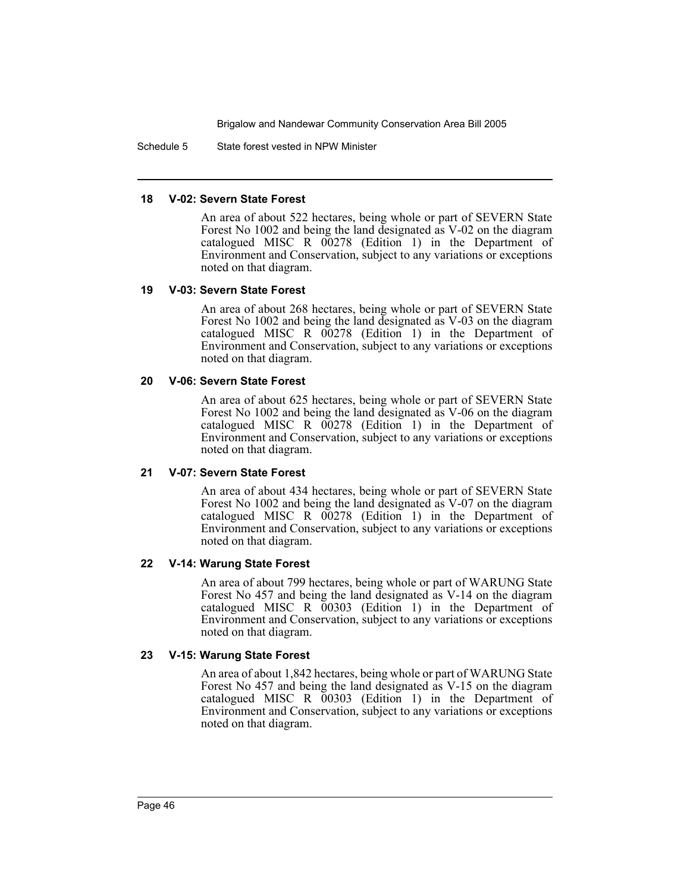#### 18 V-02: Severn State Forest

An area of about 522 hectares, being whole or part of SEVERN State Forest No 1002 and being the land designated as V-02 on the diagram catalogued MISC R 00278 (Edition 1) in the Department of Environment and Conservation, subject to any variations or exceptions noted on that diagram.

#### 19 V-03: Severn State Forest

An area of about 268 hectares, being whole or part of SEVERN State Forest No 1002 and being the land designated as V-03 on the diagram catalogued MISC R 00278 (Edition 1) in the Department of Environment and Conservation, subject to any variations or exceptions noted on that diagram.

#### 20 V-06: Severn State Forest

An area of about 625 hectares, being whole or part of SEVERN State Forest No 1002 and being the land designated as V-06 on the diagram catalogued MISC R 00278 (Edition 1) in the Department of Environment and Conservation, subject to any variations or exceptions noted on that diagram.

#### 21 V-07: Severn State Forest

An area of about 434 hectares, being whole or part of SEVERN State Forest No 1002 and being the land designated as V-07 on the diagram catalogued MISC R 00278 (Edition 1) in the Department of Environment and Conservation, subject to any variations or exceptions noted on that diagram.

#### 22 V-14: Warung State Forest

An area of about 799 hectares, being whole or part of WARUNG State Forest No 457 and being the land designated as V-14 on the diagram catalogued MISC R 00303 (Edition 1) in the Department of Environment and Conservation, subject to any variations or exceptions noted on that diagram.

#### 23 V-15: Warung State Forest

An area of about 1,842 hectares, being whole or part of WARUNG State Forest No 457 and being the land designated as V-15 on the diagram catalogued MISC R 00303 (Edition 1) in the Department of Environment and Conservation, subject to any variations or exceptions noted on that diagram.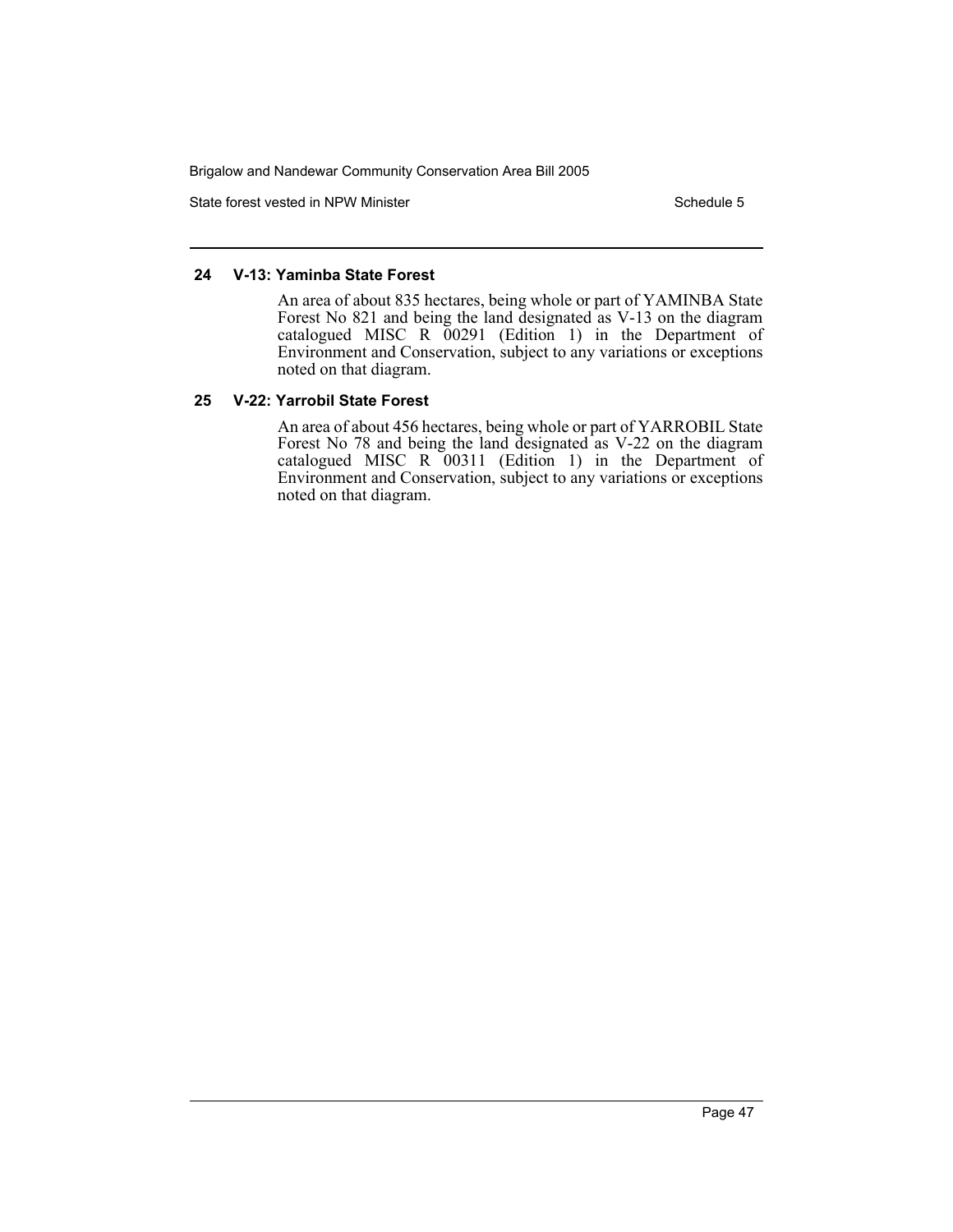### 24 V-13: Yaminba State Forest

An area of about 835 hectares, being whole or part of YAMINBA State Forest No 821 and being the land designated as V-13 on the diagram catalogued MISC R 00291 (Edition 1) in the Department of Environment and Conservation, subject to any variations or exceptions noted on that diagram.

### 25 V-22: Yarrobil State Forest

An area of about 456 hectares, being whole or part of YARROBIL State Forest No 78 and being the land designated as V-22 on the diagram catalogued MISC R 00311 (Edition 1) in the Department of Environment and Conservation, subject to any variations or exceptions noted on that diagram.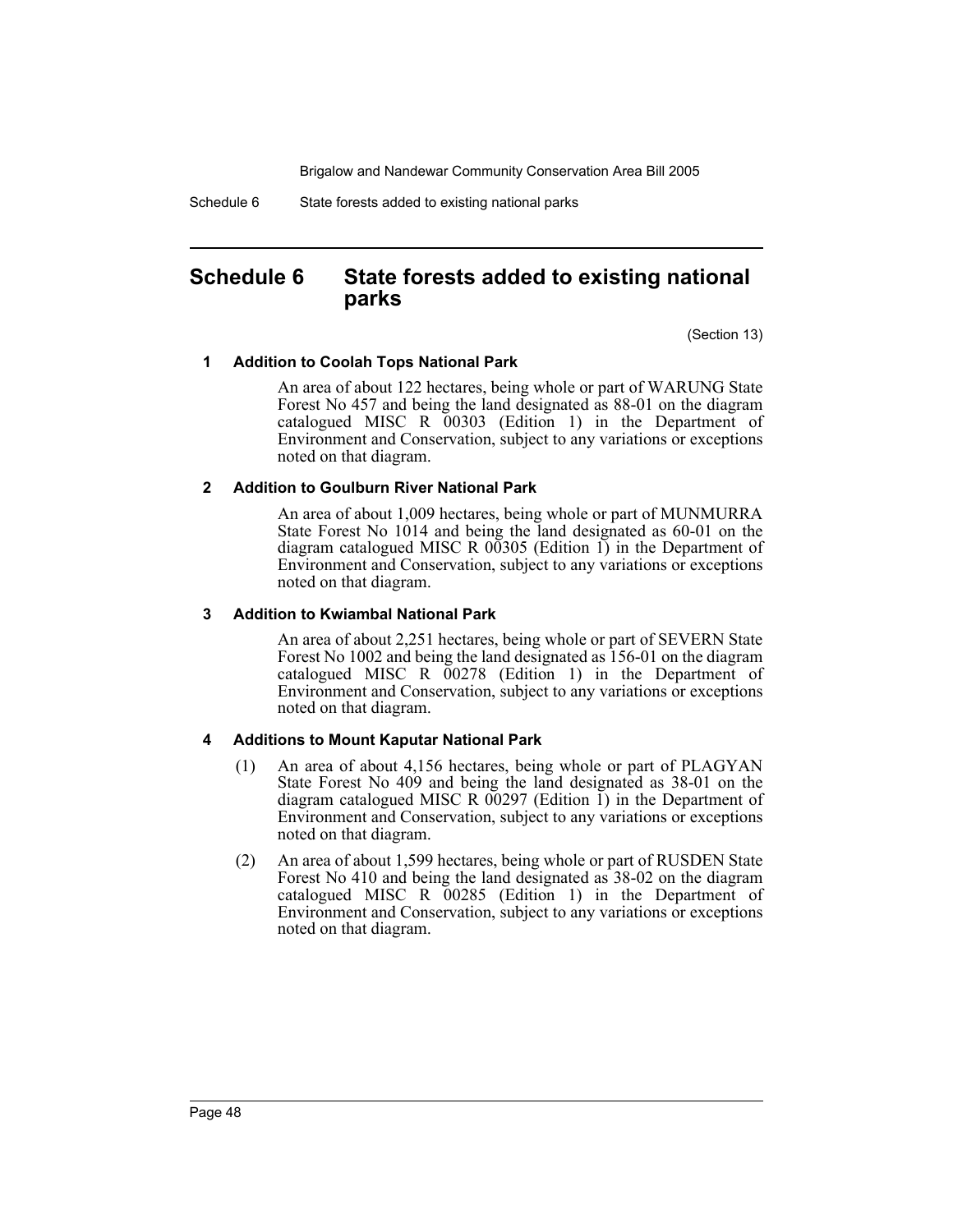# Schedule 6 State forests added to existing national parks

(Section 13)

### 1 Addition to Coolah Tops National Park

An area of about 122 hectares, being whole or part of WARUNG State Forest No 457 and being the land designated as 88-01 on the diagram catalogued MISC R 00303 (Edition 1) in the Department of Environment and Conservation, subject to any variations or exceptions noted on that diagram.

### 2 Addition to Goulburn River National Park

An area of about 1,009 hectares, being whole or part of MUNMURRA State Forest No 1014 and being the land designated as 60-01 on the diagram catalogued MISC R 00305 (Edition 1) in the Department of Environment and Conservation, subject to any variations or exceptions noted on that diagram.

### 3 Addition to Kwiambal National Park

An area of about 2,251 hectares, being whole or part of SEVERN State Forest No 1002 and being the land designated as 156-01 on the diagram catalogued MISC R 00278 (Edition 1) in the Department of Environment and Conservation, subject to any variations or exceptions noted on that diagram.

### 4 Additions to Mount Kaputar National Park

(1) An area of about 4,156 hectares, being whole or part of PLAGYAN State Forest No 409 and being the land designated as 38-01 on the diagram catalogued MISC R 00297 (Edition 1) in the Department of Environment and Conservation, subject to any variations or exceptions noted on that diagram.

(2) An area of about 1,599 hectares, being whole or part of RUSDEN State Forest No 410 and being the land designated as 38-02 on the diagram catalogued MISC R 00285 (Edition 1) in the Department of Environment and Conservation, subject to any variations or exceptions noted on that diagram.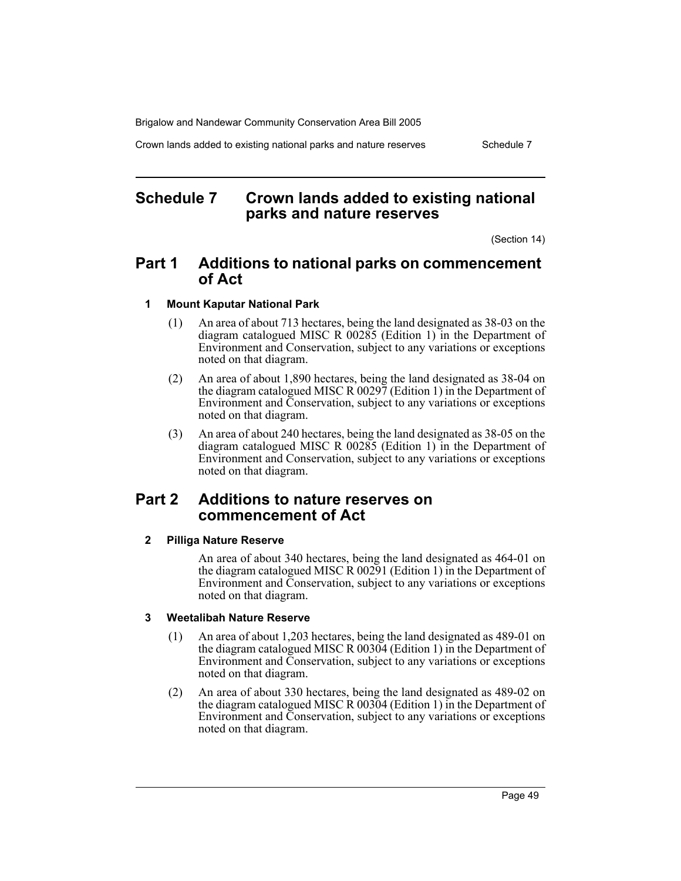# Schedule 7 Crown lands added to existing national parks and nature reserves

(Section 14)

## Part 1 Additions to national parks on commencement of Act

### 1 Mount Kaputar National Park

(1) An area of about 713 hectares, being the land designated as 38-03 on the diagram catalogued MISC R 00285 (Edition 1) in the Department of Environment and Conservation, subject to any variations or exceptions noted on that diagram.

(2) An area of about 1,890 hectares, being the land designated as 38-04 on the diagram catalogued MISC R 00297 (Edition 1) in the Department of Environment and Conservation, subject to any variations or exceptions noted on that diagram.

(3) An area of about 240 hectares, being the land designated as 38-05 on the diagram catalogued MISC R 00285 (Edition 1) in the Department of Environment and Conservation, subject to any variations or exceptions noted on that diagram.

## Part 2 Additions to nature reserves on commencement of Act

### 2 Pilliga Nature Reserve

An area of about 340 hectares, being the land designated as 464-01 on the diagram catalogued MISC R 00291 (Edition 1) in the Department of Environment and Conservation, subject to any variations or exceptions noted on that diagram.

### 3 Weetalibah Nature Reserve

(1) An area of about 1,203 hectares, being the land designated as 489-01 on the diagram catalogued MISC R 00304 (Edition 1) in the Department of Environment and Conservation, subject to any variations or exceptions noted on that diagram.

(2) An area of about 330 hectares, being the land designated as 489-02 on the diagram catalogued MISC R 00304 (Edition 1) in the Department of Environment and Conservation, subject to any variations or exceptions noted on that diagram.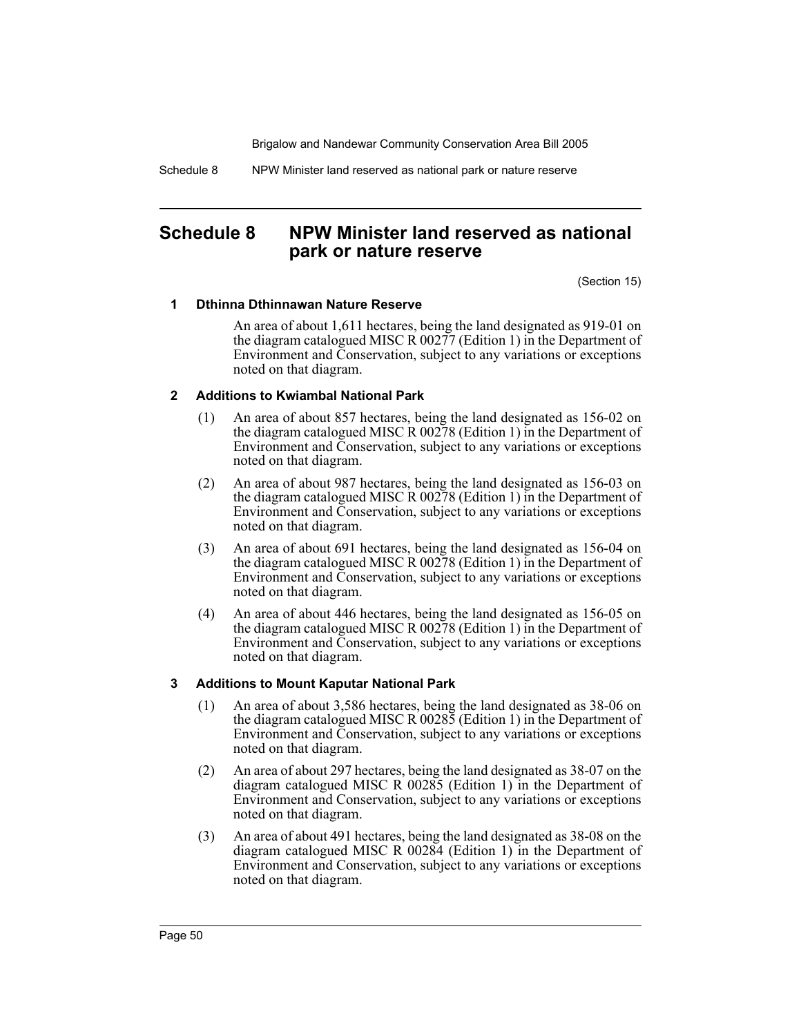# Schedule 8 NPW Minister land reserved as national park or nature reserve

(Section 15)

## 1 Dthinna Dthinnawan Nature Reserve

An area of about 1,611 hectares, being the land designated as 919-01 on the diagram catalogued MISC R 00277 (Edition 1) in the Department of Environment and Conservation, subject to any variations or exceptions noted on that diagram.

## 2 Additions to Kwiambal National Park

(1) An area of about 857 hectares, being the land designated as 156-02 on the diagram catalogued MISC R 00278 (Edition 1) in the Department of Environment and Conservation, subject to any variations or exceptions noted on that diagram.

(2) An area of about 987 hectares, being the land designated as 156-03 on the diagram catalogued MISC R 00278 (Edition 1) in the Department of Environment and Conservation, subject to any variations or exceptions noted on that diagram.

(3) An area of about 691 hectares, being the land designated as 156-04 on the diagram catalogued MISC R 00278 (Edition 1) in the Department of Environment and Conservation, subject to any variations or exceptions noted on that diagram.

(4) An area of about 446 hectares, being the land designated as 156-05 on the diagram catalogued MISC R 00278 (Edition 1) in the Department of Environment and Conservation, subject to any variations or exceptions noted on that diagram.

## 3 Additions to Mount Kaputar National Park

(1) An area of about 3,586 hectares, being the land designated as 38-06 on the diagram catalogued MISC R 00285 (Edition 1) in the Department of Environment and Conservation, subject to any variations or exceptions noted on that diagram.

(2) An area of about 297 hectares, being the land designated as 38-07 on the diagram catalogued MISC R 00285 (Edition 1) in the Department of Environment and Conservation, subject to any variations or exceptions noted on that diagram.

(3) An area of about 491 hectares, being the land designated as 38-08 on the diagram catalogued MISC R 00284 (Edition 1) in the Department of Environment and Conservation, subject to any variations or exceptions noted on that diagram.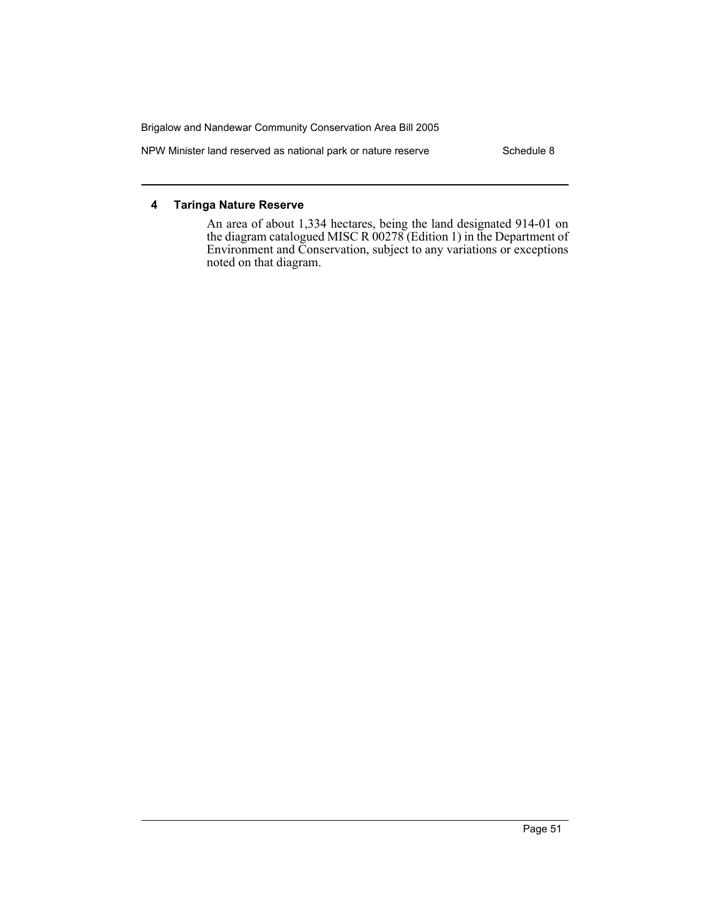## 4 Taringa Nature Reserve

An area of about 1,334 hectares, being the land designated 914-01 on the diagram catalogued MISC R 00278 (Edition 1) in the Department of Environment and Conservation, subject to any variations or exceptions noted on that diagram.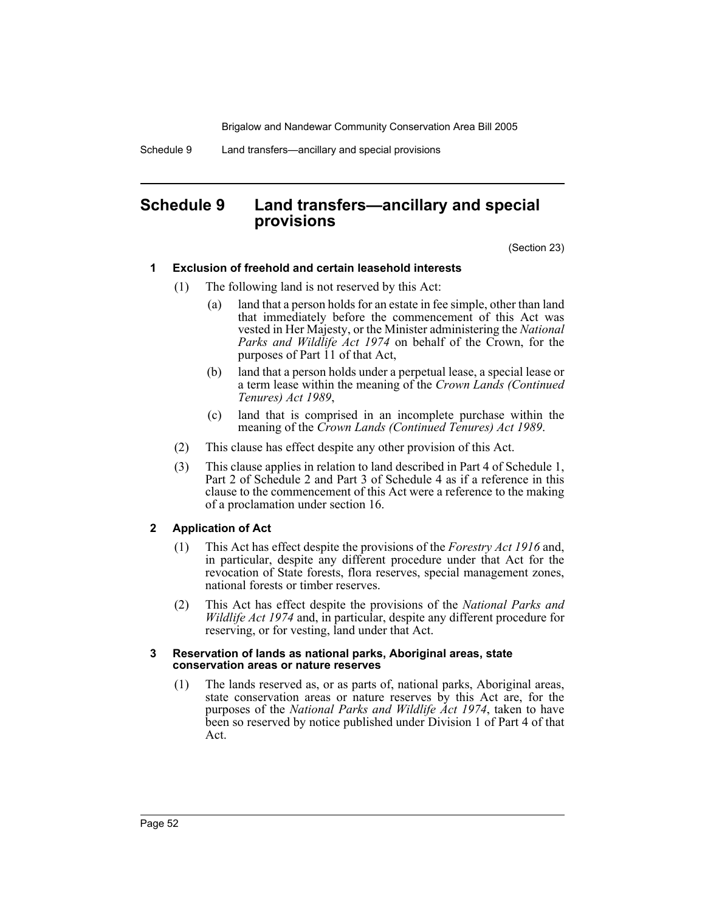# Schedule 9 Land transfers—ancillary and special provisions

(Section 23)

### 1 Exclusion of freehold and certain leasehold interests

(1) The following land is not reserved by this Act:

- (a) land that a person holds for an estate in fee simple, other than land that immediately before the commencement of this Act was vested in Her Majesty, or the Minister administering the *National Parks and Wildlife Act 1974* on behalf of the Crown, for the purposes of Part 11 of that Act,
- (b) land that a person holds under a perpetual lease, a special lease or a term lease within the meaning of the *Crown Lands (Continued Tenures) Act 1989*,
- (c) land that is comprised in an incomplete purchase within the meaning of the *Crown Lands (Continued Tenures) Act 1989*.

(2) This clause has effect despite any other provision of this Act.

(3) This clause applies in relation to land described in Part 4 of Schedule 1, Part 2 of Schedule 2 and Part 3 of Schedule 4 as if a reference in this clause to the commencement of this Act were a reference to the making of a proclamation under section 16.

### 2 Application of Act

(1) This Act has effect despite the provisions of the *Forestry Act 1916* and, in particular, despite any different procedure under that Act for the revocation of State forests, flora reserves, special management zones, national forests or timber reserves.

(2) This Act has effect despite the provisions of the *National Parks and Wildlife Act 1974* and, in particular, despite any different procedure for reserving, or for vesting, land under that Act.

### 3 Reservation of lands as national parks, Aboriginal areas, state conservation areas or nature reserves

(1) The lands reserved as, or as parts of, national parks, Aboriginal areas, state conservation areas or nature reserves by this Act are, for the purposes of the *National Parks and Wildlife Act 1974*, taken to have been so reserved by notice published under Division 1 of Part 4 of that Act.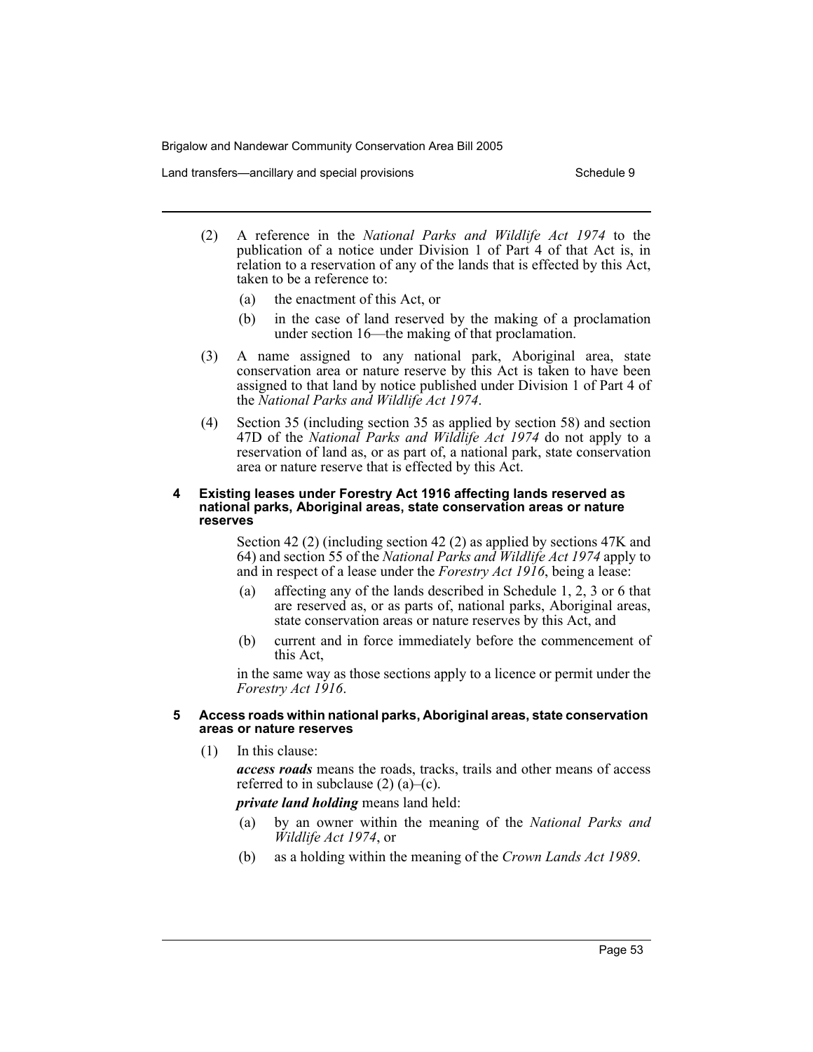(2) A reference in the *National Parks and Wildlife Act 1974* to the publication of a notice under Division 1 of Part 4 of that Act is, in relation to a reservation of any of the lands that is effected by this Act, taken to be a reference to:

(a) the enactment of this Act, or

(b) in the case of land reserved by the making of a proclamation under section 16—the making of that proclamation.

(3) A name assigned to any national park, Aboriginal area, state conservation area or nature reserve by this Act is taken to have been assigned to that land by notice published under Division 1 of Part 4 of the *National Parks and Wildlife Act 1974*.

(4) Section 35 (including section 35 as applied by section 58) and section 47D of the *National Parks and Wildlife Act 1974* do not apply to a reservation of land as, or as part of, a national park, state conservation area or nature reserve that is effected by this Act.

#### 4 Existing leases under Forestry Act 1916 affecting lands reserved as national parks, Aboriginal areas, state conservation areas or nature reserves

Section 42 (2) (including section 42 (2) as applied by sections 47K and 64) and section 55 of the *National Parks and Wildlife Act 1974* apply to and in respect of a lease under the *Forestry Act 1916*, being a lease:

(a) affecting any of the lands described in Schedule 1, 2, 3 or 6 that are reserved as, or as parts of, national parks, Aboriginal areas, state conservation areas or nature reserves by this Act, and

(b) current and in force immediately before the commencement of this Act,

in the same way as those sections apply to a licence or permit under the *Forestry Act 1916*.

#### 5 Access roads within national parks, Aboriginal areas, state conservation areas or nature reserves

(1) In this clause:

***access roads*** means the roads, tracks, trails and other means of access referred to in subclause (2) (a)–(c).

***private land holding*** means land held:

(a) by an owner within the meaning of the *National Parks and Wildlife Act 1974*, or

(b) as a holding within the meaning of the *Crown Lands Act 1989*.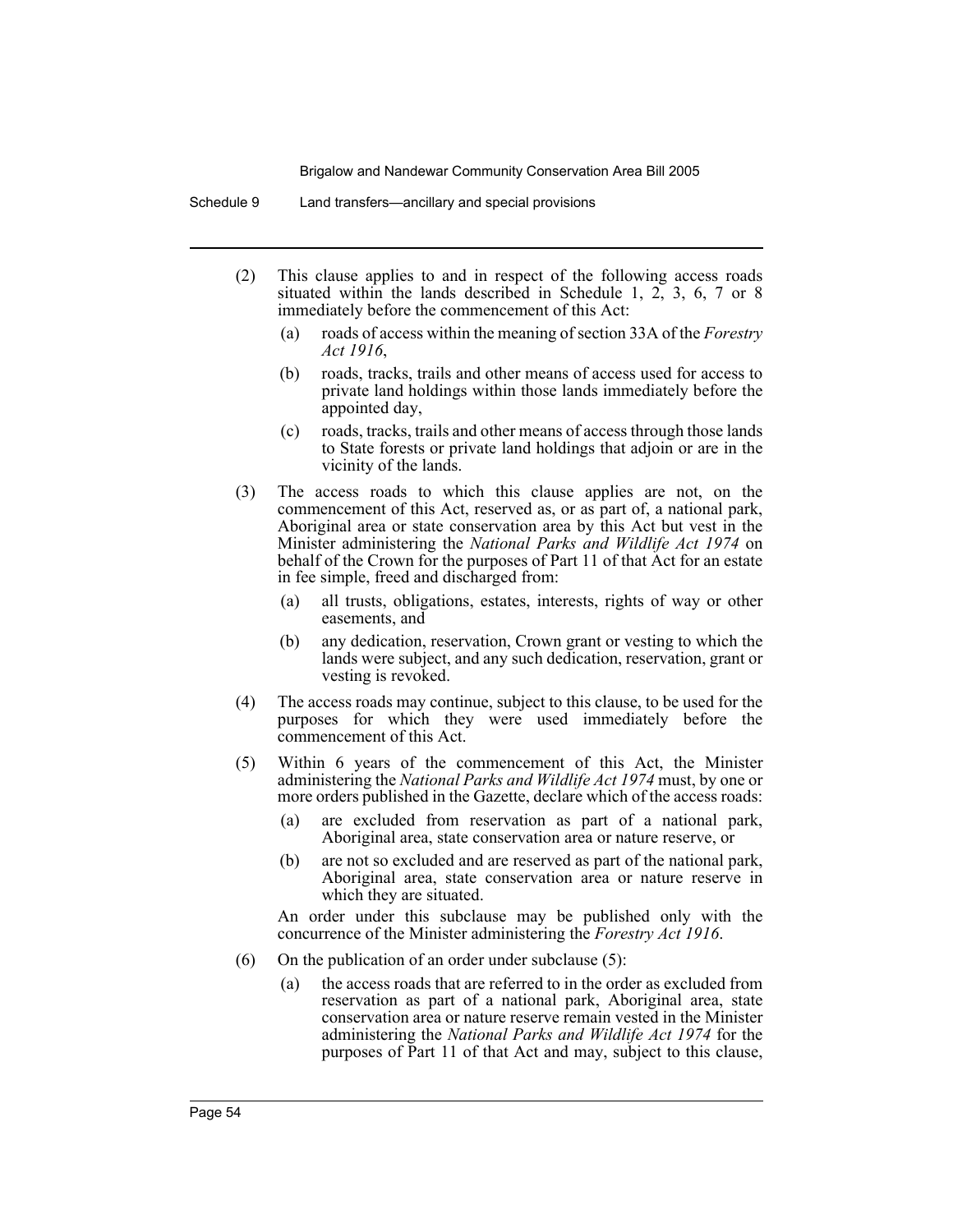(2) This clause applies to and in respect of the following access roads situated within the lands described in Schedule 1, 2, 3, 6, 7 or 8 immediately before the commencement of this Act:

  (a) roads of access within the meaning of section 33A of the *Forestry Act 1916*,

  (b) roads, tracks, trails and other means of access used for access to private land holdings within those lands immediately before the appointed day,

  (c) roads, tracks, trails and other means of access through those lands to State forests or private land holdings that adjoin or are in the vicinity of the lands.

(3) The access roads to which this clause applies are not, on the commencement of this Act, reserved as, or as part of, a national park, Aboriginal area or state conservation area by this Act but vest in the Minister administering the *National Parks and Wildlife Act 1974* on behalf of the Crown for the purposes of Part 11 of that Act for an estate in fee simple, freed and discharged from:

  (a) all trusts, obligations, estates, interests, rights of way or other easements, and

  (b) any dedication, reservation, Crown grant or vesting to which the lands were subject, and any such dedication, reservation, grant or vesting is revoked.

(4) The access roads may continue, subject to this clause, to be used for the purposes for which they were used immediately before the commencement of this Act.

(5) Within 6 years of the commencement of this Act, the Minister administering the *National Parks and Wildlife Act 1974* must, by one or more orders published in the Gazette, declare which of the access roads:

  (a) are excluded from reservation as part of a national park, Aboriginal area, state conservation area or nature reserve, or

  (b) are not so excluded and are reserved as part of the national park, Aboriginal area, state conservation area or nature reserve in which they are situated.

  An order under this subclause may be published only with the concurrence of the Minister administering the *Forestry Act 1916*.

(6) On the publication of an order under subclause (5):

  (a) the access roads that are referred to in the order as excluded from reservation as part of a national park, Aboriginal area, state conservation area or nature reserve remain vested in the Minister administering the *National Parks and Wildlife Act 1974* for the purposes of Part 11 of that Act and may, subject to this clause,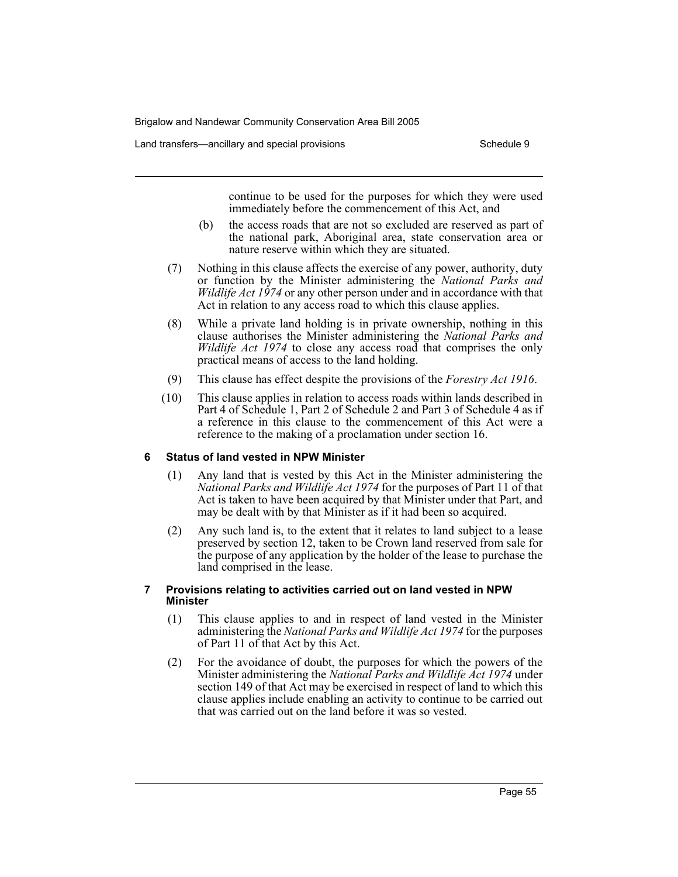continue to be used for the purposes for which they were used immediately before the commencement of this Act, and

(b) the access roads that are not so excluded are reserved as part of the national park, Aboriginal area, state conservation area or nature reserve within which they are situated.

(7) Nothing in this clause affects the exercise of any power, authority, duty or function by the Minister administering the *National Parks and Wildlife Act 1974* or any other person under and in accordance with that Act in relation to any access road to which this clause applies.

(8) While a private land holding is in private ownership, nothing in this clause authorises the Minister administering the *National Parks and Wildlife Act 1974* to close any access road that comprises the only practical means of access to the land holding.

(9) This clause has effect despite the provisions of the *Forestry Act 1916*.

(10) This clause applies in relation to access roads within lands described in Part 4 of Schedule 1, Part 2 of Schedule 2 and Part 3 of Schedule 4 as if a reference in this clause to the commencement of this Act were a reference to the making of a proclamation under section 16.

### 6 Status of land vested in NPW Minister

(1) Any land that is vested by this Act in the Minister administering the *National Parks and Wildlife Act 1974* for the purposes of Part 11 of that Act is taken to have been acquired by that Minister under that Part, and may be dealt with by that Minister as if it had been so acquired.

(2) Any such land is, to the extent that it relates to land subject to a lease preserved by section 12, taken to be Crown land reserved from sale for the purpose of any application by the holder of the lease to purchase the land comprised in the lease.

### 7 Provisions relating to activities carried out on land vested in NPW Minister

(1) This clause applies to and in respect of land vested in the Minister administering the *National Parks and Wildlife Act 1974* for the purposes of Part 11 of that Act by this Act.

(2) For the avoidance of doubt, the purposes for which the powers of the Minister administering the *National Parks and Wildlife Act 1974* under section 149 of that Act may be exercised in respect of land to which this clause applies include enabling an activity to continue to be carried out that was carried out on the land before it was so vested.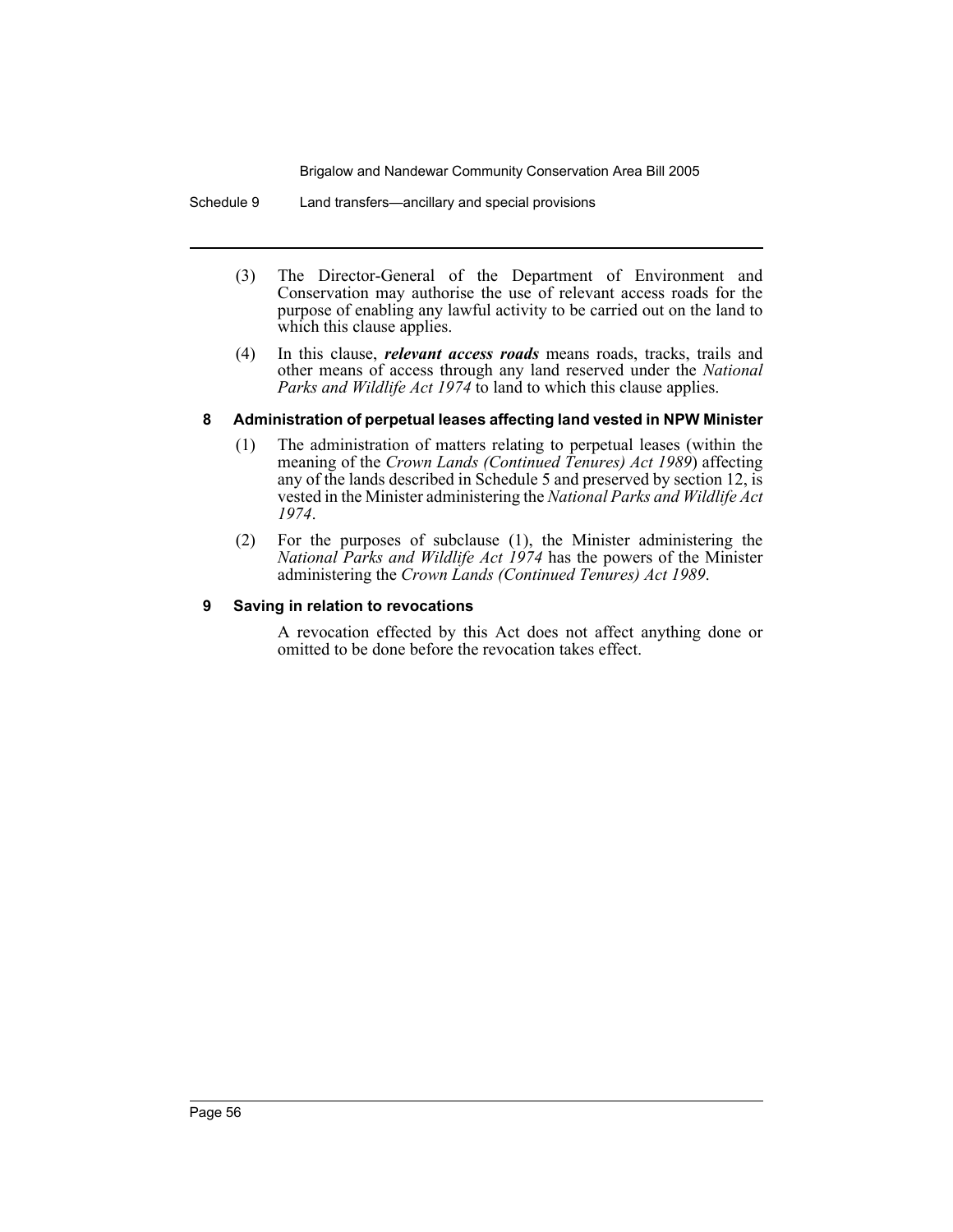(3) The Director-General of the Department of Environment and Conservation may authorise the use of relevant access roads for the purpose of enabling any lawful activity to be carried out on the land to which this clause applies.

(4) In this clause, ***relevant access roads*** means roads, tracks, trails and other means of access through any land reserved under the *National Parks and Wildlife Act 1974* to land to which this clause applies.

### 8 Administration of perpetual leases affecting land vested in NPW Minister

(1) The administration of matters relating to perpetual leases (within the meaning of the *Crown Lands (Continued Tenures) Act 1989*) affecting any of the lands described in Schedule 5 and preserved by section 12, is vested in the Minister administering the *National Parks and Wildlife Act 1974*.

(2) For the purposes of subclause (1), the Minister administering the *National Parks and Wildlife Act 1974* has the powers of the Minister administering the *Crown Lands (Continued Tenures) Act 1989*.

### 9 Saving in relation to revocations

A revocation effected by this Act does not affect anything done or omitted to be done before the revocation takes effect.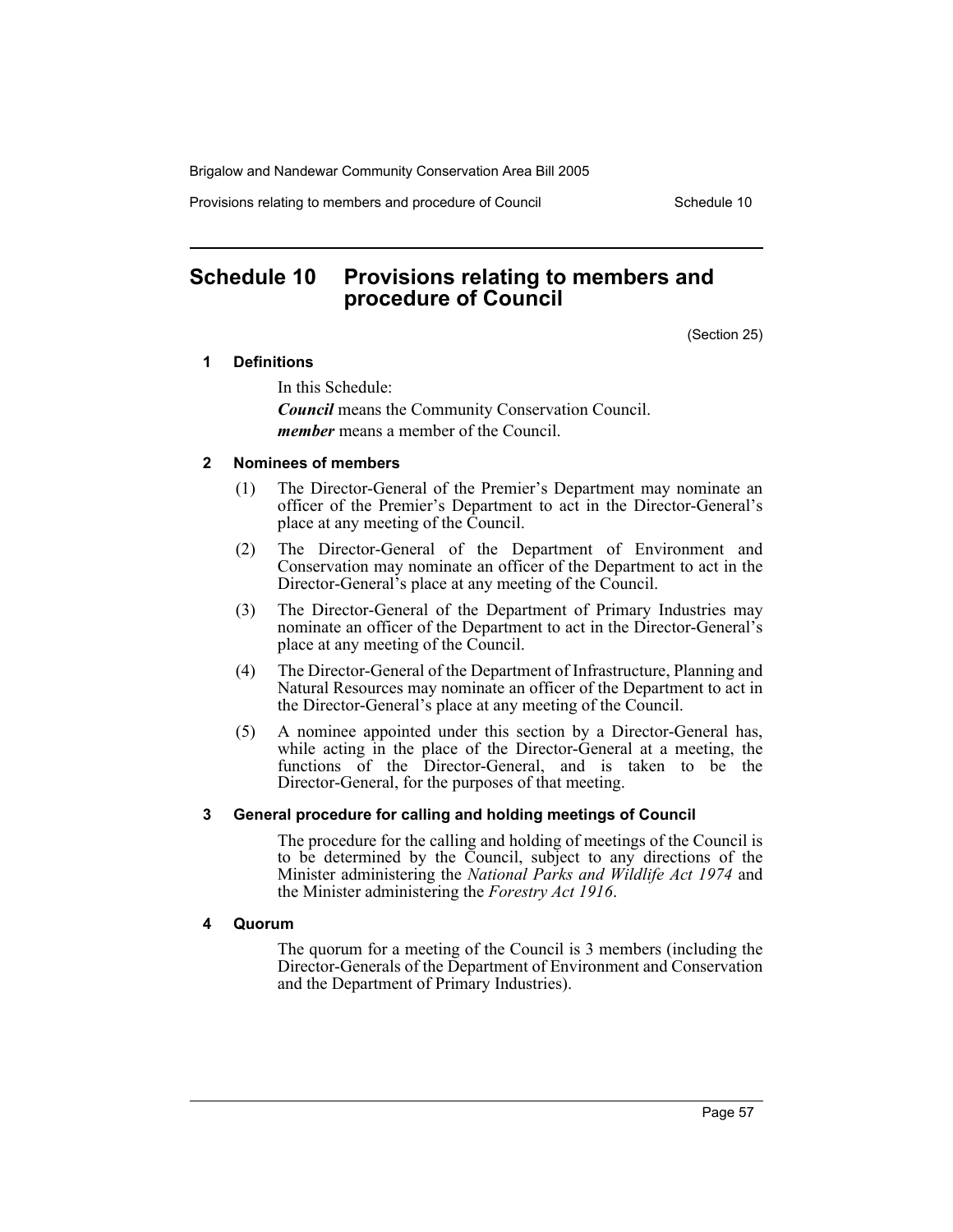# Schedule 10 Provisions relating to members and procedure of Council

(Section 25)

## 1 Definitions

In this Schedule:

***Council*** means the Community Conservation Council.

***member*** means a member of the Council.

## 2 Nominees of members

(1) The Director-General of the Premier's Department may nominate an officer of the Premier's Department to act in the Director-General's place at any meeting of the Council.

(2) The Director-General of the Department of Environment and Conservation may nominate an officer of the Department to act in the Director-General's place at any meeting of the Council.

(3) The Director-General of the Department of Primary Industries may nominate an officer of the Department to act in the Director-General's place at any meeting of the Council.

(4) The Director-General of the Department of Infrastructure, Planning and Natural Resources may nominate an officer of the Department to act in the Director-General's place at any meeting of the Council.

(5) A nominee appointed under this section by a Director-General has, while acting in the place of the Director-General at a meeting, the functions of the Director-General, and is taken to be the Director-General, for the purposes of that meeting.

## 3 General procedure for calling and holding meetings of Council

The procedure for the calling and holding of meetings of the Council is to be determined by the Council, subject to any directions of the Minister administering the *National Parks and Wildlife Act 1974* and the Minister administering the *Forestry Act 1916*.

## 4 Quorum

The quorum for a meeting of the Council is 3 members (including the Director-Generals of the Department of Environment and Conservation and the Department of Primary Industries).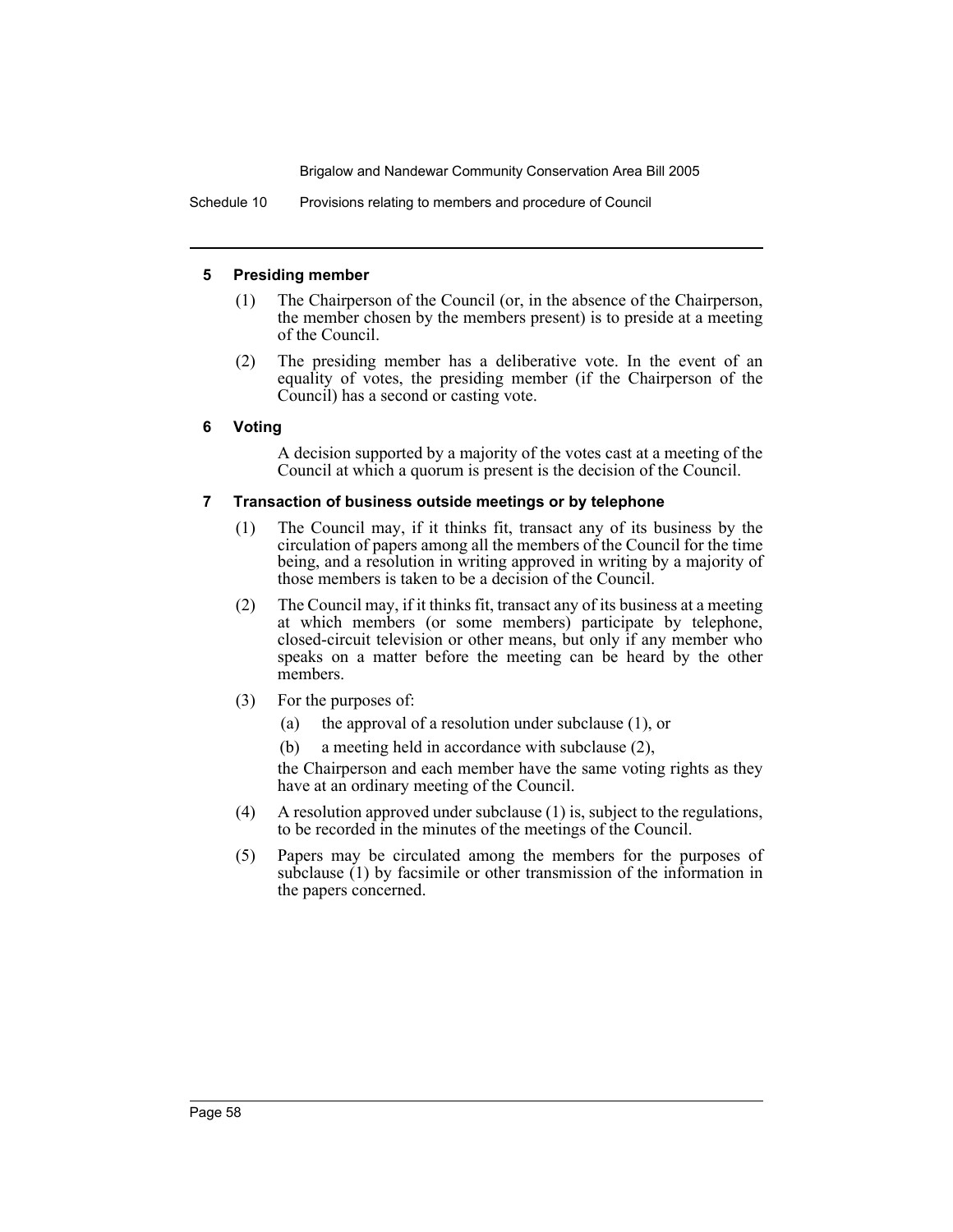### 5 Presiding member

(1) The Chairperson of the Council (or, in the absence of the Chairperson, the member chosen by the members present) is to preside at a meeting of the Council.

(2) The presiding member has a deliberative vote. In the event of an equality of votes, the presiding member (if the Chairperson of the Council) has a second or casting vote.

### 6 Voting

A decision supported by a majority of the votes cast at a meeting of the Council at which a quorum is present is the decision of the Council.

### 7 Transaction of business outside meetings or by telephone

(1) The Council may, if it thinks fit, transact any of its business by the circulation of papers among all the members of the Council for the time being, and a resolution in writing approved in writing by a majority of those members is taken to be a decision of the Council.

(2) The Council may, if it thinks fit, transact any of its business at a meeting at which members (or some members) participate by telephone, closed-circuit television or other means, but only if any member who speaks on a matter before the meeting can be heard by the other members.

(3) For the purposes of:

(a) the approval of a resolution under subclause (1), or

(b) a meeting held in accordance with subclause (2),

the Chairperson and each member have the same voting rights as they have at an ordinary meeting of the Council.

(4) A resolution approved under subclause (1) is, subject to the regulations, to be recorded in the minutes of the meetings of the Council.

(5) Papers may be circulated among the members for the purposes of subclause (1) by facsimile or other transmission of the information in the papers concerned.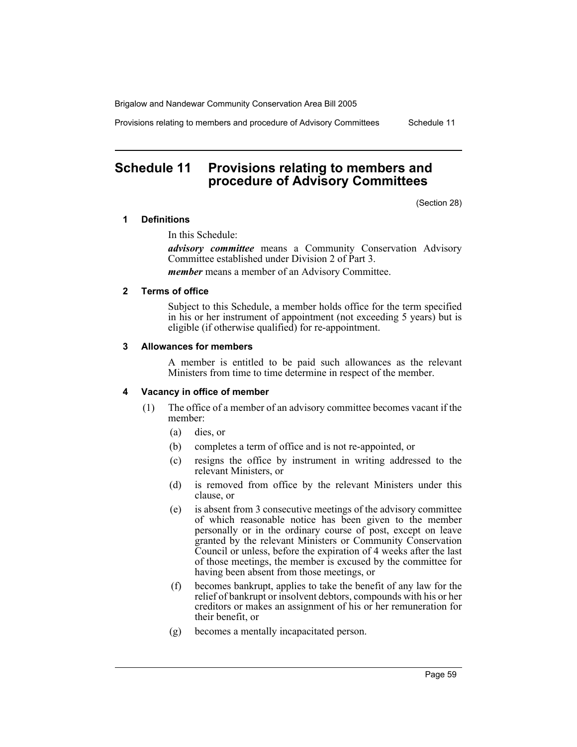# Schedule 11 Provisions relating to members and procedure of Advisory Committees

(Section 28)

## 1 Definitions

In this Schedule:

***advisory committee*** means a Community Conservation Advisory Committee established under Division 2 of Part 3.

***member*** means a member of an Advisory Committee.

## 2 Terms of office

Subject to this Schedule, a member holds office for the term specified in his or her instrument of appointment (not exceeding 5 years) but is eligible (if otherwise qualified) for re-appointment.

## 3 Allowances for members

A member is entitled to be paid such allowances as the relevant Ministers from time to time determine in respect of the member.

## 4 Vacancy in office of member

(1) The office of a member of an advisory committee becomes vacant if the member:

- (a) dies, or
- (b) completes a term of office and is not re-appointed, or
- (c) resigns the office by instrument in writing addressed to the relevant Ministers, or
- (d) is removed from office by the relevant Ministers under this clause, or
- (e) is absent from 3 consecutive meetings of the advisory committee of which reasonable notice has been given to the member personally or in the ordinary course of post, except on leave granted by the relevant Ministers or Community Conservation Council or unless, before the expiration of 4 weeks after the last of those meetings, the member is excused by the committee for having been absent from those meetings, or
- (f) becomes bankrupt, applies to take the benefit of any law for the relief of bankrupt or insolvent debtors, compounds with his or her creditors or makes an assignment of his or her remuneration for their benefit, or
- (g) becomes a mentally incapacitated person.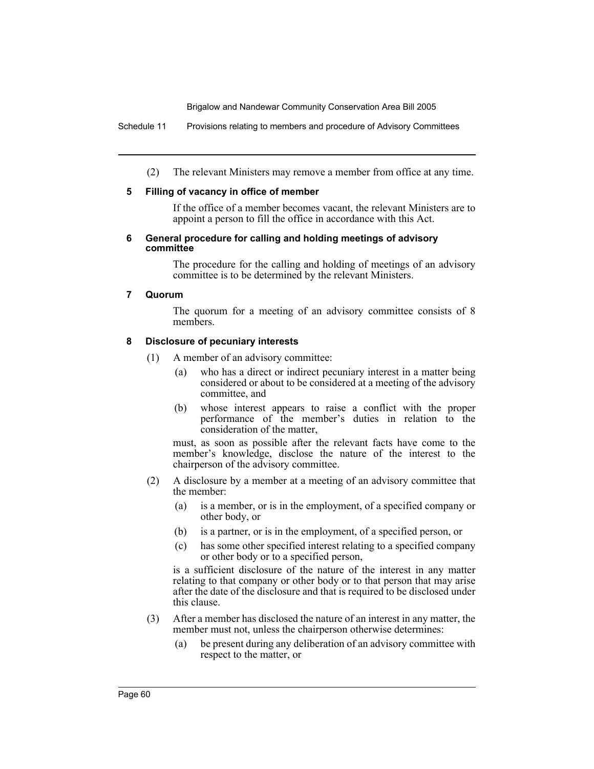(2) The relevant Ministers may remove a member from office at any time.

**5 Filling of vacancy in office of member**

If the office of a member becomes vacant, the relevant Ministers are to appoint a person to fill the office in accordance with this Act.

**6 General procedure for calling and holding meetings of advisory committee**

The procedure for the calling and holding of meetings of an advisory committee is to be determined by the relevant Ministers.

**7 Quorum**

The quorum for a meeting of an advisory committee consists of 8 members.

**8 Disclosure of pecuniary interests**

(1) A member of an advisory committee:

(a) who has a direct or indirect pecuniary interest in a matter being considered or about to be considered at a meeting of the advisory committee, and

(b) whose interest appears to raise a conflict with the proper performance of the member's duties in relation to the consideration of the matter,

must, as soon as possible after the relevant facts have come to the member's knowledge, disclose the nature of the interest to the chairperson of the advisory committee.

(2) A disclosure by a member at a meeting of an advisory committee that the member:

(a) is a member, or is in the employment, of a specified company or other body, or

(b) is a partner, or is in the employment, of a specified person, or

(c) has some other specified interest relating to a specified company or other body or to a specified person,

is a sufficient disclosure of the nature of the interest in any matter relating to that company or other body or to that person that may arise after the date of the disclosure and that is required to be disclosed under this clause.

(3) After a member has disclosed the nature of an interest in any matter, the member must not, unless the chairperson otherwise determines:

(a) be present during any deliberation of an advisory committee with respect to the matter, or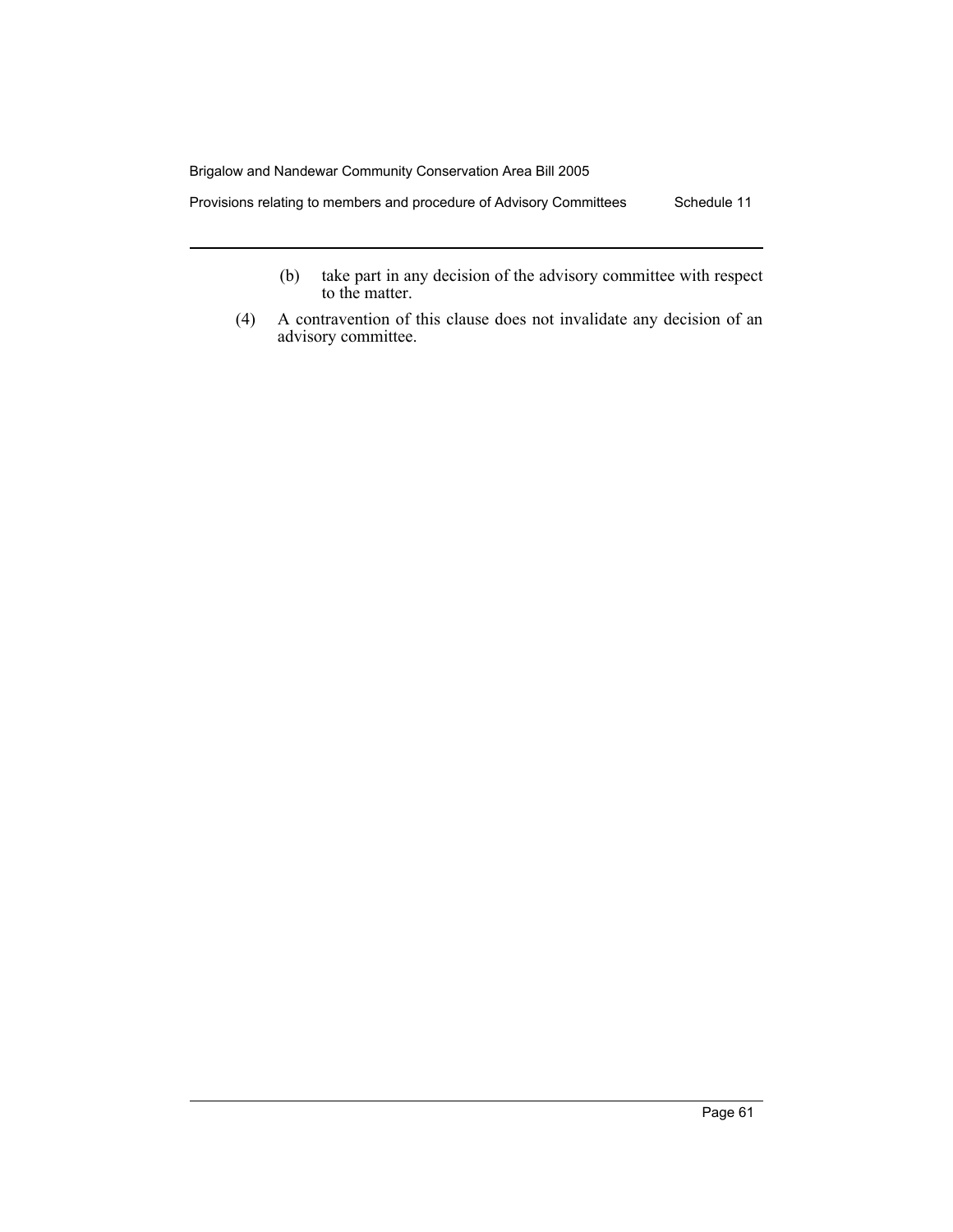(b) take part in any decision of the advisory committee with respect to the matter.

(4) A contravention of this clause does not invalidate any decision of an advisory committee.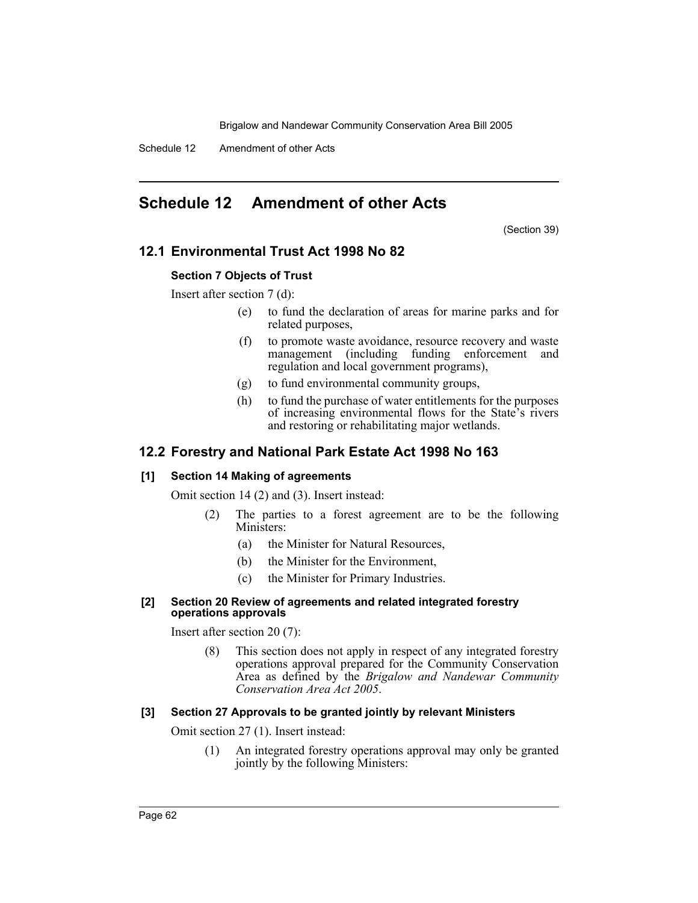# Schedule 12 Amendment of other Acts

(Section 39)

## 12.1 Environmental Trust Act 1998 No 82

### Section 7 Objects of Trust

Insert after section 7 (d):

> (e) to fund the declaration of areas for marine parks and for related purposes,
>
> (f) to promote waste avoidance, resource recovery and waste management (including funding enforcement and regulation and local government programs),
>
> (g) to fund environmental community groups,
>
> (h) to fund the purchase of water entitlements for the purposes of increasing environmental flows for the State's rivers and restoring or rehabilitating major wetlands.

## 12.2 Forestry and National Park Estate Act 1998 No 163

### [1] Section 14 Making of agreements

Omit section 14 (2) and (3). Insert instead:

> (2) The parties to a forest agreement are to be the following Ministers:
>
> (a) the Minister for Natural Resources,
>
> (b) the Minister for the Environment,
>
> (c) the Minister for Primary Industries.

### [2] Section 20 Review of agreements and related integrated forestry operations approvals

Insert after section 20 (7):

> (8) This section does not apply in respect of any integrated forestry operations approval prepared for the Community Conservation Area as defined by the *Brigalow and Nandewar Community Conservation Area Act 2005*.

### [3] Section 27 Approvals to be granted jointly by relevant Ministers

Omit section 27 (1). Insert instead:

> (1) An integrated forestry operations approval may only be granted jointly by the following Ministers: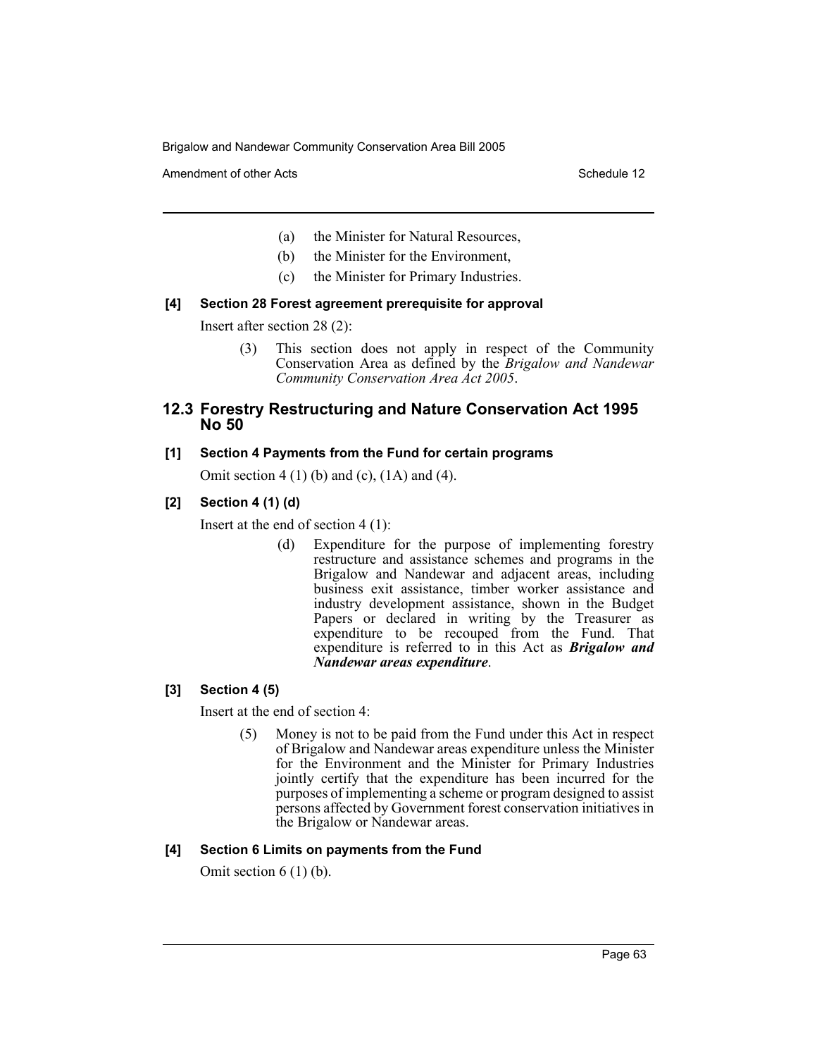(a) the Minister for Natural Resources,

(b) the Minister for the Environment,

(c) the Minister for Primary Industries.

**[4] Section 28 Forest agreement prerequisite for approval**

Insert after section 28 (2):

(3) This section does not apply in respect of the Community Conservation Area as defined by the *Brigalow and Nandewar Community Conservation Area Act 2005*.

## 12.3 Forestry Restructuring and Nature Conservation Act 1995 No 50

**[1] Section 4 Payments from the Fund for certain programs**

Omit section 4 (1) (b) and (c), (1A) and (4).

**[2] Section 4 (1) (d)**

Insert at the end of section 4 (1):

(d) Expenditure for the purpose of implementing forestry restructure and assistance schemes and programs in the Brigalow and Nandewar and adjacent areas, including business exit assistance, timber worker assistance and industry development assistance, shown in the Budget Papers or declared in writing by the Treasurer as expenditure to be recouped from the Fund. That expenditure is referred to in this Act as ***Brigalow and Nandewar areas expenditure***.

**[3] Section 4 (5)**

Insert at the end of section 4:

(5) Money is not to be paid from the Fund under this Act in respect of Brigalow and Nandewar areas expenditure unless the Minister for the Environment and the Minister for Primary Industries jointly certify that the expenditure has been incurred for the purposes of implementing a scheme or program designed to assist persons affected by Government forest conservation initiatives in the Brigalow or Nandewar areas.

**[4] Section 6 Limits on payments from the Fund**

Omit section 6 (1) (b).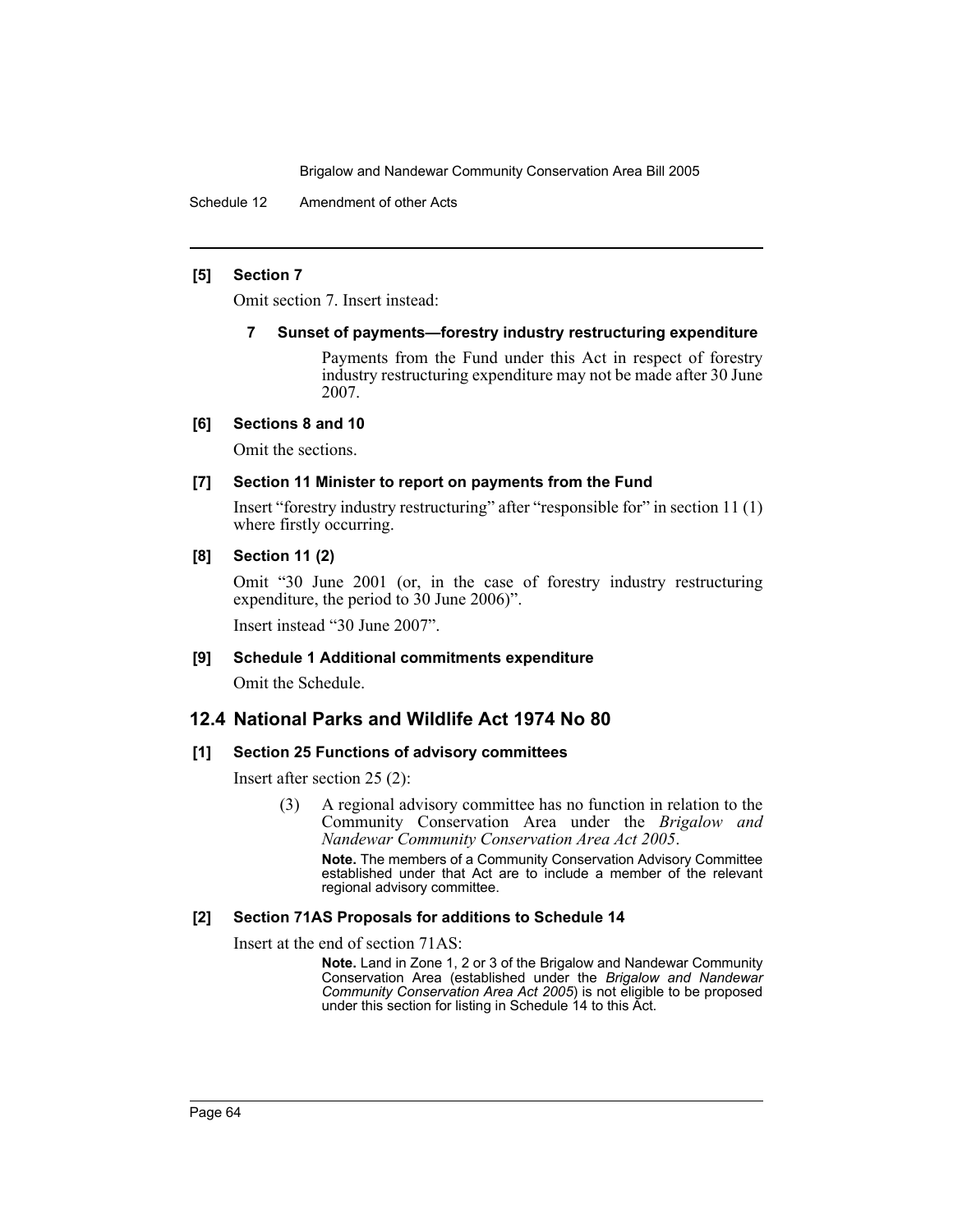**[5] Section 7**

Omit section 7. Insert instead:

**7 Sunset of payments—forestry industry restructuring expenditure**

Payments from the Fund under this Act in respect of forestry industry restructuring expenditure may not be made after 30 June 2007.

**[6] Sections 8 and 10**

Omit the sections.

**[7] Section 11 Minister to report on payments from the Fund**

Insert "forestry industry restructuring" after "responsible for" in section 11 (1) where firstly occurring.

**[8] Section 11 (2)**

Omit "30 June 2001 (or, in the case of forestry industry restructuring expenditure, the period to 30 June 2006)".

Insert instead "30 June 2007".

**[9] Schedule 1 Additional commitments expenditure**

Omit the Schedule.

## 12.4 National Parks and Wildlife Act 1974 No 80

**[1] Section 25 Functions of advisory committees**

Insert after section 25 (2):

(3) A regional advisory committee has no function in relation to the Community Conservation Area under the *Brigalow and Nandewar Community Conservation Area Act 2005*.

**Note.** The members of a Community Conservation Advisory Committee established under that Act are to include a member of the relevant regional advisory committee.

**[2] Section 71AS Proposals for additions to Schedule 14**

Insert at the end of section 71AS:

**Note.** Land in Zone 1, 2 or 3 of the Brigalow and Nandewar Community Conservation Area (established under the *Brigalow and Nandewar Community Conservation Area Act 2005*) is not eligible to be proposed under this section for listing in Schedule 14 to this Act.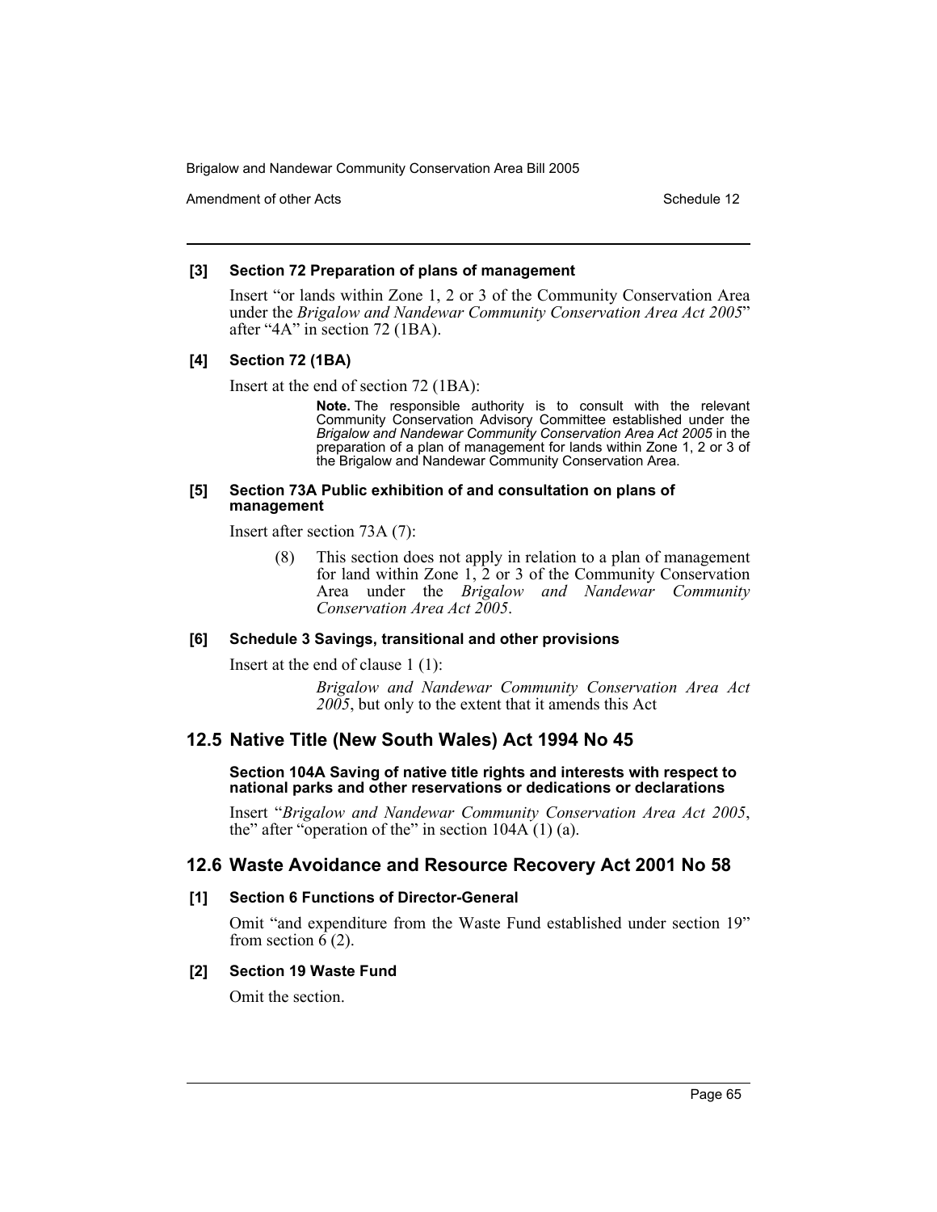**[3] Section 72 Preparation of plans of management**

Insert "or lands within Zone 1, 2 or 3 of the Community Conservation Area under the *Brigalow and Nandewar Community Conservation Area Act 2005*" after "4A" in section 72 (1BA).

**[4] Section 72 (1BA)**

Insert at the end of section 72 (1BA):

> **Note.** The responsible authority is to consult with the relevant Community Conservation Advisory Committee established under the *Brigalow and Nandewar Community Conservation Area Act 2005* in the preparation of a plan of management for lands within Zone 1, 2 or 3 of the Brigalow and Nandewar Community Conservation Area.

**[5] Section 73A Public exhibition of and consultation on plans of management**

Insert after section 73A (7):

> (8) This section does not apply in relation to a plan of management for land within Zone 1, 2 or 3 of the Community Conservation Area under the *Brigalow and Nandewar Community Conservation Area Act 2005*.

**[6] Schedule 3 Savings, transitional and other provisions**

Insert at the end of clause 1 (1):

> *Brigalow and Nandewar Community Conservation Area Act 2005*, but only to the extent that it amends this Act

## 12.5 Native Title (New South Wales) Act 1994 No 45

**Section 104A Saving of native title rights and interests with respect to national parks and other reservations or dedications or declarations**

Insert "*Brigalow and Nandewar Community Conservation Area Act 2005*, the" after "operation of the" in section 104A (1) (a).

## 12.6 Waste Avoidance and Resource Recovery Act 2001 No 58

**[1] Section 6 Functions of Director-General**

Omit "and expenditure from the Waste Fund established under section 19" from section 6 (2).

**[2] Section 19 Waste Fund**

Omit the section.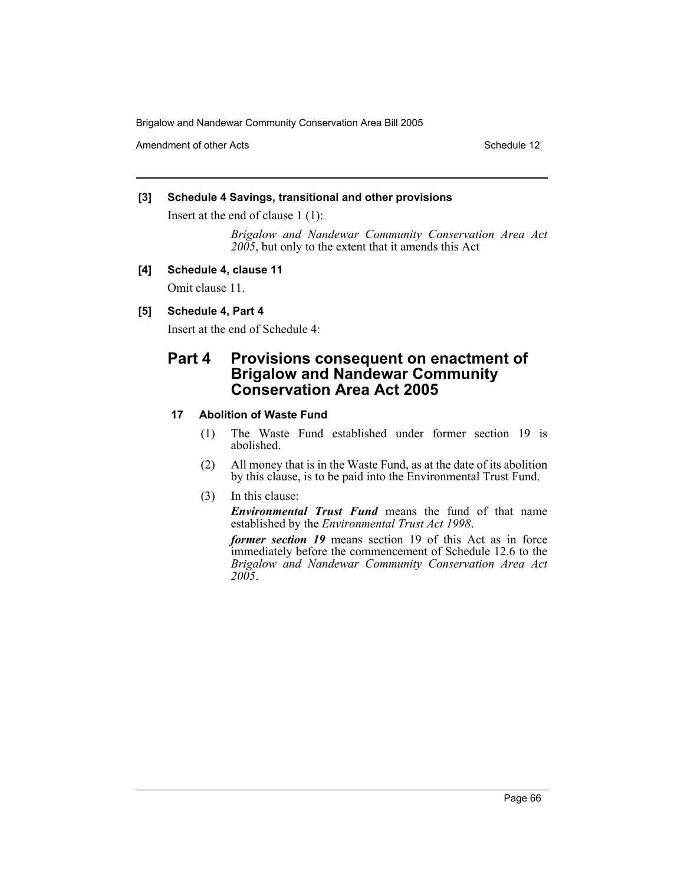**[3] Schedule 4 Savings, transitional and other provisions**

Insert at the end of clause 1 (1):

> *Brigalow and Nandewar Community Conservation Area Act 2005*, but only to the extent that it amends this Act

**[4] Schedule 4, clause 11**

Omit clause 11.

**[5] Schedule 4, Part 4**

Insert at the end of Schedule 4:

## Part 4 Provisions consequent on enactment of Brigalow and Nandewar Community Conservation Area Act 2005

### 17 Abolition of Waste Fund

(1) The Waste Fund established under former section 19 is abolished.

(2) All money that is in the Waste Fund, as at the date of its abolition by this clause, is to be paid into the Environmental Trust Fund.

(3) In this clause:

***Environmental Trust Fund*** means the fund of that name established by the *Environmental Trust Act 1998*.

***former section 19*** means section 19 of this Act as in force immediately before the commencement of Schedule 12.6 to the *Brigalow and Nandewar Community Conservation Area Act 2005*.